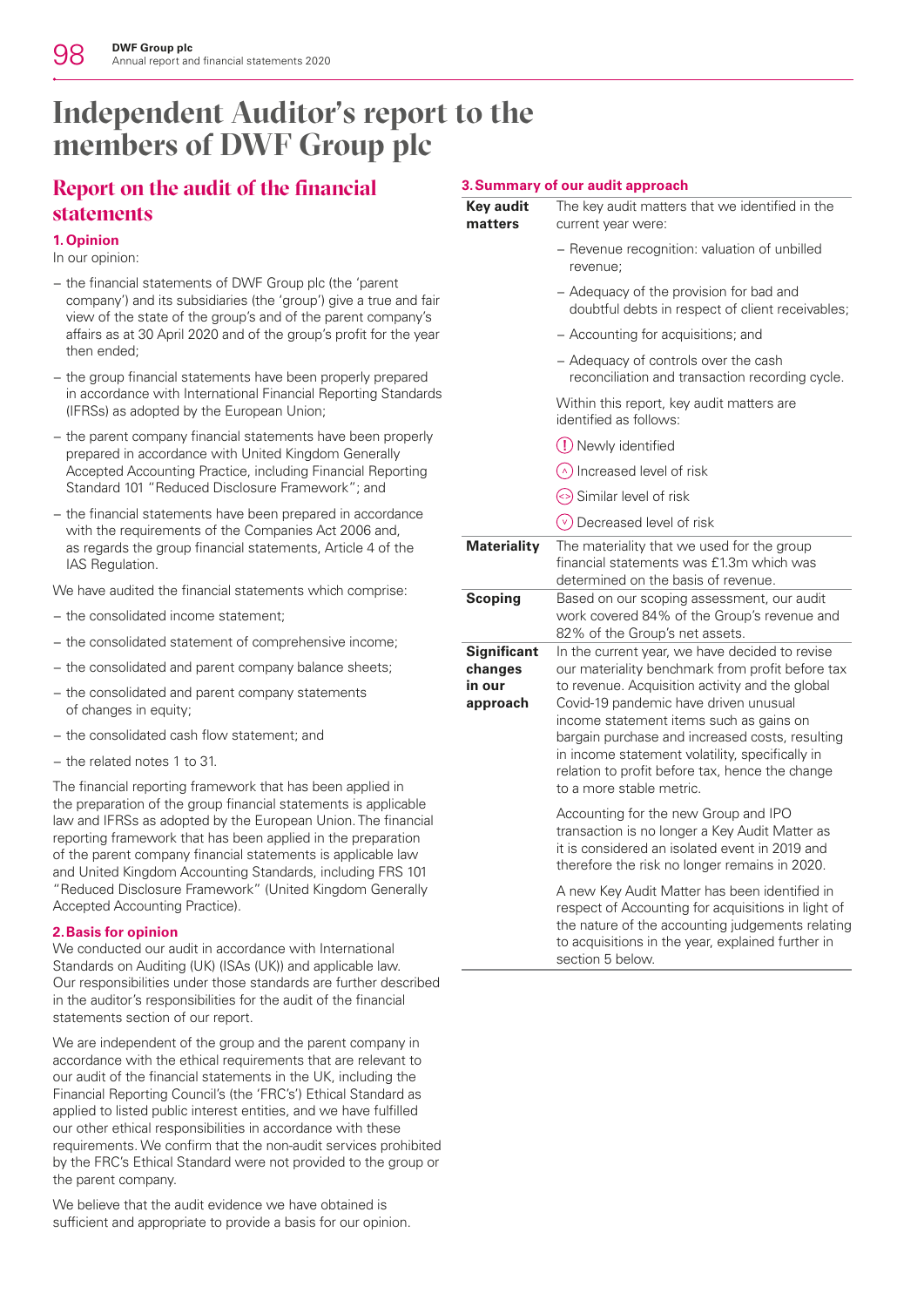# Independent Auditor's report to the members of DWF Group plc

## Report on the audit of the financial statements

### 1. Opinion

In our opinion:

- the financial statements of DWF Group plc (the 'parent company') and its subsidiaries (the 'group') give a true and fair view of the state of the group's and of the parent company's affairs as at 30 April 2020 and of the group's profit for the year then ended;
- the group financial statements have been properly prepared in accordance with International Financial Reporting Standards (IFRSs) as adopted by the European Union;
- the parent company financial statements have been properly prepared in accordance with United Kingdom Generally Accepted Accounting Practice, including Financial Reporting Standard 101 "Reduced Disclosure Framework"; and
- the financial statements have been prepared in accordance with the requirements of the Companies Act 2006 and, as regards the group financial statements, Article 4 of the IAS Regulation.

We have audited the financial statements which comprise:

- the consolidated income statement;
- the consolidated statement of comprehensive income;
- the consolidated and parent company balance sheets;
- the consolidated and parent company statements of changes in equity;
- the consolidated cash flow statement; and
- the related notes 1 to 31.

The financial reporting framework that has been applied in the preparation of the group financial statements is applicable law and IFRSs as adopted by the European Union. The financial reporting framework that has been applied in the preparation of the parent company financial statements is applicable law and United Kingdom Accounting Standards, including FRS 101 "Reduced Disclosure Framework" (United Kingdom Generally Accepted Accounting Practice).

### 2. Basis for opinion

We conducted our audit in accordance with International Standards on Auditing (UK) (ISAs (UK)) and applicable law. Our responsibilities under those standards are further described in the auditor's responsibilities for the audit of the financial statements section of our report.

We are independent of the group and the parent company in accordance with the ethical requirements that are relevant to our audit of the financial statements in the UK, including the Financial Reporting Council's (the 'FRC's') Ethical Standard as applied to listed public interest entities, and we have fulfilled our other ethical responsibilities in accordance with these requirements. We confirm that the non-audit services prohibited by the FRC's Ethical Standard were not provided to the group or the parent company.

We believe that the audit evidence we have obtained is sufficient and appropriate to provide a basis for our opinion.

### 3. Summary of our audit approach

| | |
|---|---|
| **Key audit matters** | The key audit matters that we identified in the current year were:<br>– Revenue recognition: valuation of unbilled revenue;<br>– Adequacy of the provision for bad and doubtful debts in respect of client receivables;<br>– Accounting for acquisitions; and<br>– Adequacy of controls over the cash reconciliation and transaction recording cycle.<br>Within this report, key audit matters are identified as follows:<br>(!) Newly identified<br>(^) Increased level of risk<br>(<>) Similar level of risk<br>(v) Decreased level of risk |
| **Materiality** | The materiality that we used for the group financial statements was £1.3m which was determined on the basis of revenue. |
| **Scoping** | Based on our scoping assessment, our audit work covered 84% of the Group's revenue and 82% of the Group's net assets. |
| **Significant changes in our approach** | In the current year, we have decided to revise our materiality benchmark from profit before tax to revenue. Acquisition activity and the global Covid-19 pandemic have driven unusual income statement items such as gains on bargain purchase and increased costs, resulting in income statement volatility, specifically in relation to profit before tax, hence the change to a more stable metric.<br>Accounting for the new Group and IPO transaction is no longer a Key Audit Matter as it is considered an isolated event in 2019 and therefore the risk no longer remains in 2020.<br>A new Key Audit Matter has been identified in respect of Accounting for acquisitions in light of the nature of the accounting judgements relating to acquisitions in the year, explained further in section 5 below. |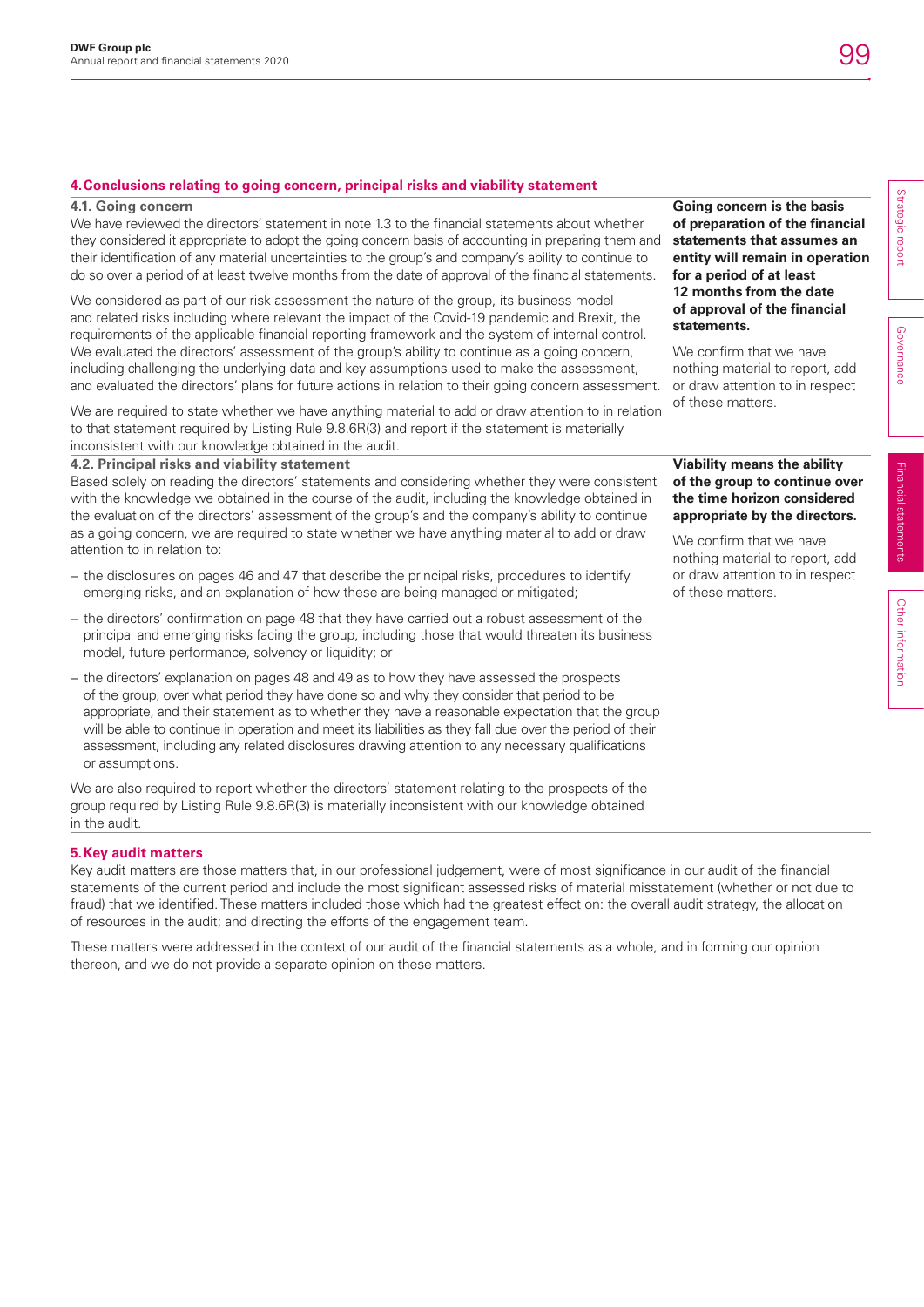## 4. Conclusions relating to going concern, principal risks and viability statement

### 4.1. Going concern

We have reviewed the directors' statement in note 1.3 to the financial statements about whether they considered it appropriate to adopt the going concern basis of accounting in preparing them and their identification of any material uncertainties to the group's and company's ability to continue to do so over a period of at least twelve months from the date of approval of the financial statements.

We considered as part of our risk assessment the nature of the group, its business model and related risks including where relevant the impact of the Covid-19 pandemic and Brexit, the requirements of the applicable financial reporting framework and the system of internal control. We evaluated the directors' assessment of the group's ability to continue as a going concern, including challenging the underlying data and key assumptions used to make the assessment, and evaluated the directors' plans for future actions in relation to their going concern assessment.

We are required to state whether we have anything material to add or draw attention to in relation to that statement required by Listing Rule 9.8.6R(3) and report if the statement is materially inconsistent with our knowledge obtained in the audit.

**Going concern is the basis of preparation of the financial statements that assumes an entity will remain in operation for a period of at least 12 months from the date of approval of the financial statements.**

We confirm that we have nothing material to report, add or draw attention to in respect of these matters.

### 4.2. Principal risks and viability statement

Based solely on reading the directors' statements and considering whether they were consistent with the knowledge we obtained in the course of the audit, including the knowledge obtained in the evaluation of the directors' assessment of the group's and the company's ability to continue as a going concern, we are required to state whether we have anything material to add or draw attention to in relation to:

- the disclosures on pages 46 and 47 that describe the principal risks, procedures to identify emerging risks, and an explanation of how these are being managed or mitigated;
- the directors' confirmation on page 48 that they have carried out a robust assessment of the principal and emerging risks facing the group, including those that would threaten its business model, future performance, solvency or liquidity; or
- the directors' explanation on pages 48 and 49 as to how they have assessed the prospects of the group, over what period they have done so and why they consider that period to be appropriate, and their statement as to whether they have a reasonable expectation that the group will be able to continue in operation and meet its liabilities as they fall due over the period of their assessment, including any related disclosures drawing attention to any necessary qualifications or assumptions.

We are also required to report whether the directors' statement relating to the prospects of the group required by Listing Rule 9.8.6R(3) is materially inconsistent with our knowledge obtained in the audit.

**Viability means the ability of the group to continue over the time horizon considered appropriate by the directors.**

We confirm that we have nothing material to report, add or draw attention to in respect of these matters.

## 5. Key audit matters

Key audit matters are those matters that, in our professional judgement, were of most significance in our audit of the financial statements of the current period and include the most significant assessed risks of material misstatement (whether or not due to fraud) that we identified. These matters included those which had the greatest effect on: the overall audit strategy, the allocation of resources in the audit; and directing the efforts of the engagement team.

These matters were addressed in the context of our audit of the financial statements as a whole, and in forming our opinion thereon, and we do not provide a separate opinion on these matters.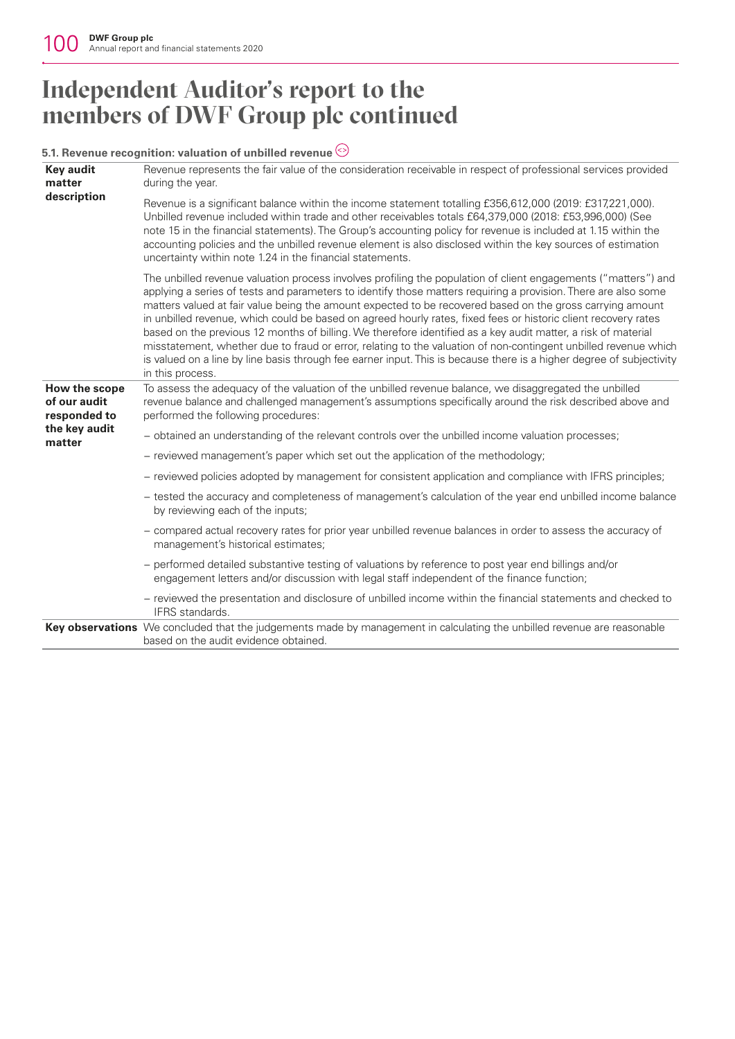# Independent Auditor's report to the members of DWF Group plc continued

### 5.1. Revenue recognition: valuation of unbilled revenue

| | |
|---|---|
| **Key audit matter description** | Revenue represents the fair value of the consideration receivable in respect of professional services provided during the year.<br><br>Revenue is a significant balance within the income statement totalling £356,612,000 (2019: £317,221,000). Unbilled revenue included within trade and other receivables totals £64,379,000 (2018: £53,996,000) (See note 15 in the financial statements). The Group's accounting policy for revenue is included at 1.15 within the accounting policies and the unbilled revenue element is also disclosed within the key sources of estimation uncertainty within note 1.24 in the financial statements.<br><br>The unbilled revenue valuation process involves profiling the population of client engagements ("matters") and applying a series of tests and parameters to identify those matters requiring a provision. There are also some matters valued at fair value being the amount expected to be recovered based on the gross carrying amount in unbilled revenue, which could be based on agreed hourly rates, fixed fees or historic client recovery rates based on the previous 12 months of billing. We therefore identified as a key audit matter, a risk of material misstatement, whether due to fraud or error, relating to the valuation of non-contingent unbilled revenue which is valued on a line by line basis through fee earner input. This is because there is a higher degree of subjectivity in this process. |
| **How the scope of our audit responded to the key audit matter** | To assess the adequacy of the valuation of the unbilled revenue balance, we disaggregated the unbilled revenue balance and challenged management's assumptions specifically around the risk described above and performed the following procedures:<br><br>– obtained an understanding of the relevant controls over the unbilled income valuation processes;<br><br>– reviewed management's paper which set out the application of the methodology;<br><br>– reviewed policies adopted by management for consistent application and compliance with IFRS principles;<br><br>– tested the accuracy and completeness of management's calculation of the year end unbilled income balance by reviewing each of the inputs;<br><br>– compared actual recovery rates for prior year unbilled revenue balances in order to assess the accuracy of management's historical estimates;<br><br>– performed detailed substantive testing of valuations by reference to post year end billings and/or engagement letters and/or discussion with legal staff independent of the finance function;<br><br>– reviewed the presentation and disclosure of unbilled income within the financial statements and checked to IFRS standards. |
| **Key observations** | We concluded that the judgements made by management in calculating the unbilled revenue are reasonable based on the audit evidence obtained. |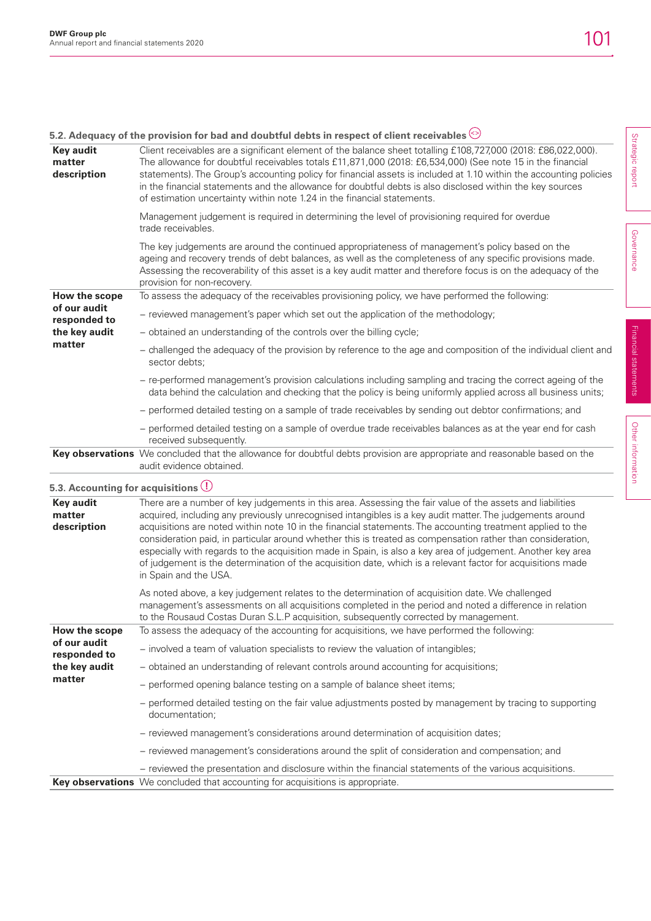### 5.2. Adequacy of the provision for bad and doubtful debts in respect of client receivables

| | |
|---|---|
| **Key audit matter description** | Client receivables are a significant element of the balance sheet totalling £108,727,000 (2018: £86,022,000). The allowance for doubtful receivables totals £11,871,000 (2018: £6,534,000) (See note 15 in the financial statements). The Group's accounting policy for financial assets is included at 1.10 within the accounting policies in the financial statements and the allowance for doubtful debts is also disclosed within the key sources of estimation uncertainty within note 1.24 in the financial statements.<br><br>Management judgement is required in determining the level of provisioning required for overdue trade receivables.<br><br>The key judgements are around the continued appropriateness of management's policy based on the ageing and recovery trends of debt balances, as well as the completeness of any specific provisions made. Assessing the recoverability of this asset is a key audit matter and therefore focus is on the adequacy of the provision for non-recovery. |
| **How the scope of our audit responded to the key audit matter** | To assess the adequacy of the receivables provisioning policy, we have performed the following:<br><br>– reviewed management's paper which set out the application of the methodology;<br><br>– obtained an understanding of the controls over the billing cycle;<br><br>– challenged the adequacy of the provision by reference to the age and composition of the individual client and sector debts;<br><br>– re-performed management's provision calculations including sampling and tracing the correct ageing of the data behind the calculation and checking that the policy is being uniformly applied across all business units;<br><br>– performed detailed testing on a sample of trade receivables by sending out debtor confirmations; and<br><br>– performed detailed testing on a sample of overdue trade receivables balances as at the year end for cash received subsequently. |
| **Key observations** | We concluded that the allowance for doubtful debts provision are appropriate and reasonable based on the audit evidence obtained. |

### 5.3. Accounting for acquisitions

| | |
|---|---|
| **Key audit matter description** | There are a number of key judgements in this area. Assessing the fair value of the assets and liabilities acquired, including any previously unrecognised intangibles is a key audit matter. The judgements around acquisitions are noted within note 10 in the financial statements. The accounting treatment applied to the consideration paid, in particular around whether this is treated as compensation rather than consideration, especially with regards to the acquisition made in Spain, is also a key area of judgement. Another key area of judgement is the determination of the acquisition date, which is a relevant factor for acquisitions made in Spain and the USA.<br><br>As noted above, a key judgement relates to the determination of acquisition date. We challenged management's assessments on all acquisitions completed in the period and noted a difference in relation to the Rousaud Costas Duran S.L.P acquisition, subsequently corrected by management. |
| **How the scope of our audit responded to the key audit matter** | To assess the adequacy of the accounting for acquisitions, we have performed the following:<br><br>– involved a team of valuation specialists to review the valuation of intangibles;<br><br>– obtained an understanding of relevant controls around accounting for acquisitions;<br><br>– performed opening balance testing on a sample of balance sheet items;<br><br>– performed detailed testing on the fair value adjustments posted by management by tracing to supporting documentation;<br><br>– reviewed management's considerations around determination of acquisition dates;<br><br>– reviewed management's considerations around the split of consideration and compensation; and<br><br>– reviewed the presentation and disclosure within the financial statements of the various acquisitions. |
| **Key observations** | We concluded that accounting for acquisitions is appropriate. |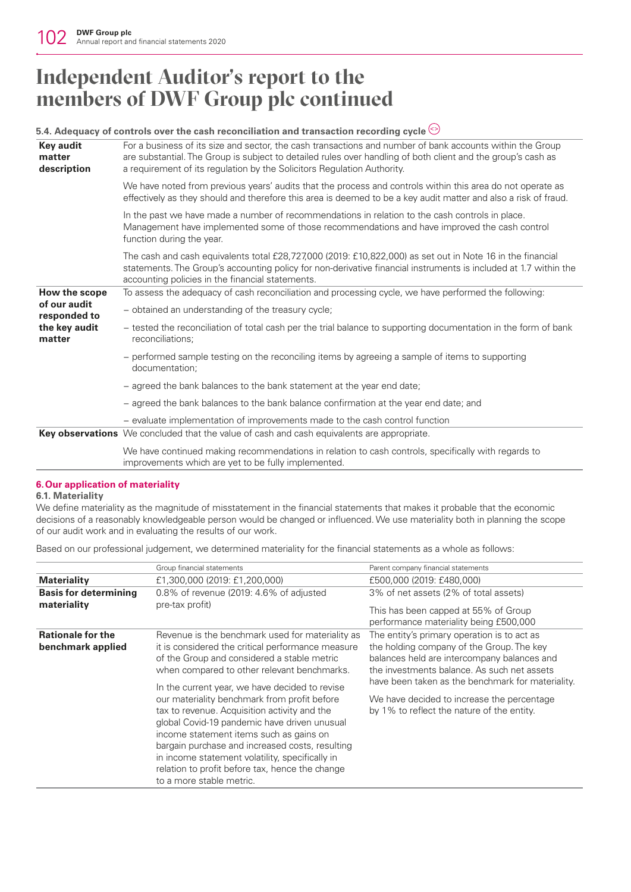# Independent Auditor's report to the members of DWF Group plc continued

#### 5.4. Adequacy of controls over the cash reconciliation and transaction recording cycle

| | |
|---|---|
| **Key audit matter description** | For a business of its size and sector, the cash transactions and number of bank accounts within the Group are substantial. The Group is subject to detailed rules over handling of both client and the group's cash as a requirement of its regulation by the Solicitors Regulation Authority.<br><br>We have noted from previous years' audits that the process and controls within this area do not operate as effectively as they should and therefore this area is deemed to be a key audit matter and also a risk of fraud.<br><br>In the past we have made a number of recommendations in relation to the cash controls in place. Management have implemented some of those recommendations and have improved the cash control function during the year.<br><br>The cash and cash equivalents total £28,727,000 (2019: £10,822,000) as set out in Note 16 in the financial statements. The Group's accounting policy for non-derivative financial instruments is included at 1.7 within the accounting policies in the financial statements. |
| **How the scope of our audit responded to the key audit matter** | To assess the adequacy of cash reconciliation and processing cycle, we have performed the following:<br><br>– obtained an understanding of the treasury cycle;<br><br>– tested the reconciliation of total cash per the trial balance to supporting documentation in the form of bank reconciliations;<br><br>– performed sample testing on the reconciling items by agreeing a sample of items to supporting documentation;<br><br>– agreed the bank balances to the bank statement at the year end date;<br><br>– agreed the bank balances to the bank balance confirmation at the year end date; and<br><br>– evaluate implementation of improvements made to the cash control function |
| **Key observations** | We concluded that the value of cash and cash equivalents are appropriate.<br><br>We have continued making recommendations in relation to cash controls, specifically with regards to improvements which are yet to be fully implemented. |

## 6. Our application of materiality

### 6.1. Materiality

We define materiality as the magnitude of misstatement in the financial statements that makes it probable that the economic decisions of a reasonably knowledgeable person would be changed or influenced. We use materiality both in planning the scope of our audit work and in evaluating the results of our work.

Based on our professional judgement, we determined materiality for the financial statements as a whole as follows:

| | Group financial statements | Parent company financial statements |
|---|---|---|
| **Materiality** | £1,300,000 (2019: £1,200,000) | £500,000 (2019: £480,000) |
| **Basis for determining materiality** | 0.8% of revenue (2019: 4.6% of adjusted pre-tax profit) | 3% of net assets (2% of total assets)<br><br>This has been capped at 55% of Group performance materiality being £500,000 |
| **Rationale for the benchmark applied** | Revenue is the benchmark used for materiality as it is considered the critical performance measure of the Group and considered a stable metric when compared to other relevant benchmarks.<br><br>In the current year, we have decided to revise our materiality benchmark from profit before tax to revenue. Acquisition activity and the global Covid-19 pandemic have driven unusual income statement items such as gains on bargain purchase and increased costs, resulting in income statement volatility, specifically in relation to profit before tax, hence the change to a more stable metric. | The entity's primary operation is to act as the holding company of the Group. The key balances held are intercompany balances and the investments balance. As such net assets have been taken as the benchmark for materiality.<br><br>We have decided to increase the percentage by 1% to reflect the nature of the entity. |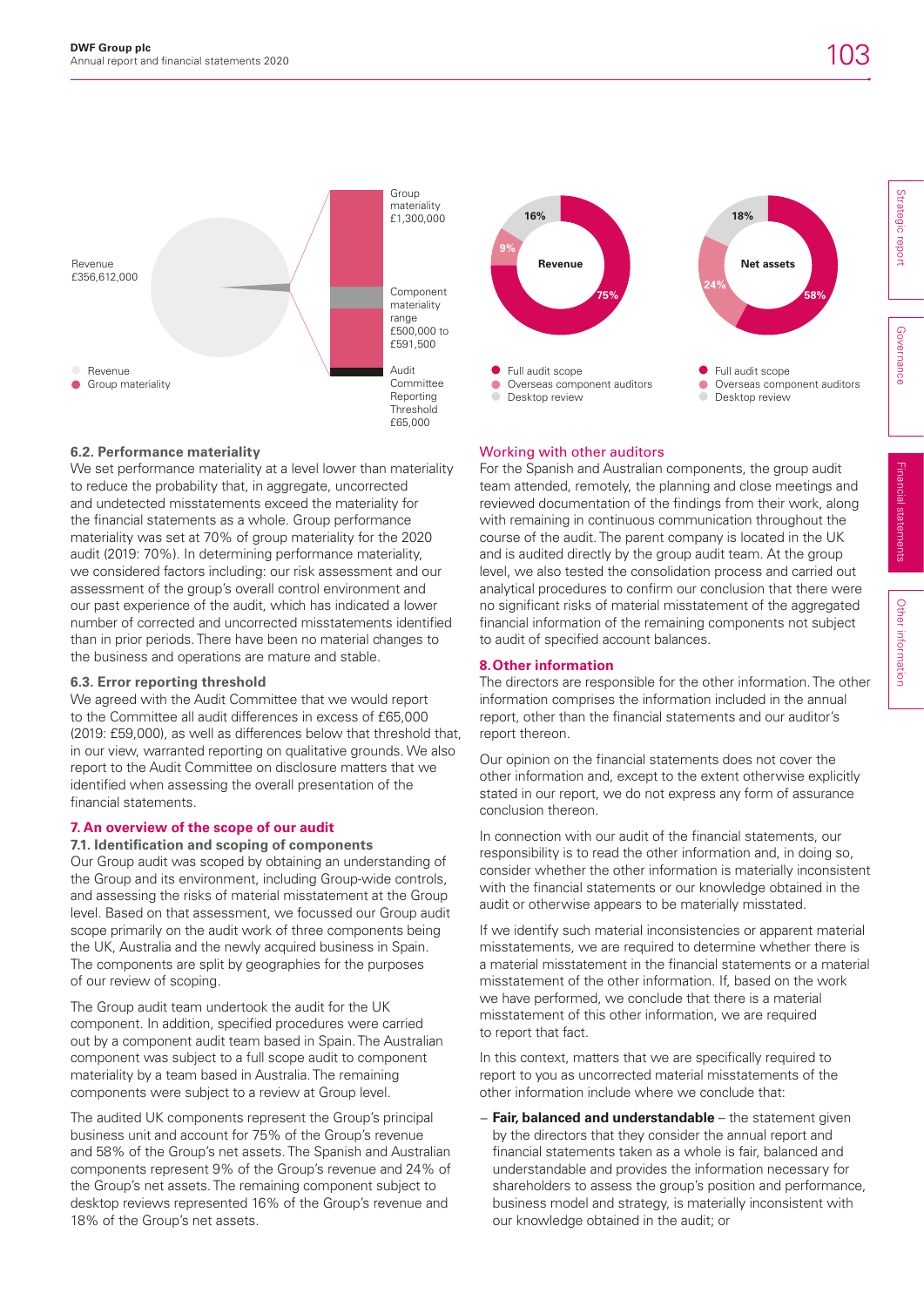Revenue £356,612,000

- Revenue
- Group materiality

Group materiality £1,300,000

Component materiality range £500,000 to £591,500

Audit Committee Reporting Threshold £65,000

**Revenue:** Full audit scope 75%, Overseas component auditors 9%, Desktop review 16%

**Net assets:** Full audit scope 58%, Overseas component auditors 24%, Desktop review 18%

- Full audit scope
- Overseas component auditors
- Desktop review

### 6.2. Performance materiality

We set performance materiality at a level lower than materiality to reduce the probability that, in aggregate, uncorrected and undetected misstatements exceed the materiality for the financial statements as a whole. Group performance materiality was set at 70% of group materiality for the 2020 audit (2019: 70%). In determining performance materiality, we considered factors including: our risk assessment and our assessment of the group's overall control environment and our past experience of the audit, which has indicated a lower number of corrected and uncorrected misstatements identified than in prior periods. There have been no material changes to the business and operations are mature and stable.

### 6.3. Error reporting threshold

We agreed with the Audit Committee that we would report to the Committee all audit differences in excess of £65,000 (2019: £59,000), as well as differences below that threshold that, in our view, warranted reporting on qualitative grounds. We also report to the Audit Committee on disclosure matters that we identified when assessing the overall presentation of the financial statements.

## 7. An overview of the scope of our audit

### 7.1. Identification and scoping of components

Our Group audit was scoped by obtaining an understanding of the Group and its environment, including Group-wide controls, and assessing the risks of material misstatement at the Group level. Based on that assessment, we focussed our Group audit scope primarily on the audit work of three components being the UK, Australia and the newly acquired business in Spain. The components are split by geographies for the purposes of our review of scoping.

The Group audit team undertook the audit for the UK component. In addition, specified procedures were carried out by a component audit team based in Spain. The Australian component was subject to a full scope audit to component materiality by a team based in Australia. The remaining components were subject to a review at Group level.

The audited UK components represent the Group's principal business unit and account for 75% of the Group's revenue and 58% of the Group's net assets. The Spanish and Australian components represent 9% of the Group's revenue and 24% of the Group's net assets. The remaining component subject to desktop reviews represented 16% of the Group's revenue and 18% of the Group's net assets.

### Working with other auditors

For the Spanish and Australian components, the group audit team attended, remotely, the planning and close meetings and reviewed documentation of the findings from their work, along with remaining in continuous communication throughout the course of the audit. The parent company is located in the UK and is audited directly by the group audit team. At the group level, we also tested the consolidation process and carried out analytical procedures to confirm our conclusion that there were no significant risks of material misstatement of the aggregated financial information of the remaining components not subject to audit of specified account balances.

## 8. Other information

The directors are responsible for the other information. The other information comprises the information included in the annual report, other than the financial statements and our auditor's report thereon.

Our opinion on the financial statements does not cover the other information and, except to the extent otherwise explicitly stated in our report, we do not express any form of assurance conclusion thereon.

In connection with our audit of the financial statements, our responsibility is to read the other information and, in doing so, consider whether the other information is materially inconsistent with the financial statements or our knowledge obtained in the audit or otherwise appears to be materially misstated.

If we identify such material inconsistencies or apparent material misstatements, we are required to determine whether there is a material misstatement in the financial statements or a material misstatement of the other information. If, based on the work we have performed, we conclude that there is a material misstatement of this other information, we are required to report that fact.

In this context, matters that we are specifically required to report to you as uncorrected material misstatements of the other information include where we conclude that:

- **Fair, balanced and understandable** – the statement given by the directors that they consider the annual report and financial statements taken as a whole is fair, balanced and understandable and provides the information necessary for shareholders to assess the group's position and performance, business model and strategy, is materially inconsistent with our knowledge obtained in the audit; or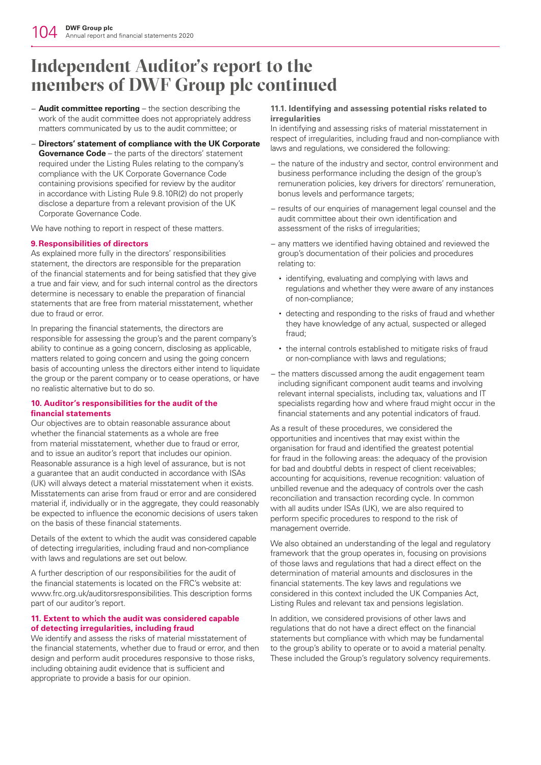# Independent Auditor's report to the members of DWF Group plc continued

- **Audit committee reporting** – the section describing the work of the audit committee does not appropriately address matters communicated by us to the audit committee; or
- **Directors' statement of compliance with the UK Corporate Governance Code** – the parts of the directors' statement required under the Listing Rules relating to the company's compliance with the UK Corporate Governance Code containing provisions specified for review by the auditor in accordance with Listing Rule 9.8.10R(2) do not properly disclose a departure from a relevant provision of the UK Corporate Governance Code.

We have nothing to report in respect of these matters.

### 9. Responsibilities of directors

As explained more fully in the directors' responsibilities statement, the directors are responsible for the preparation of the financial statements and for being satisfied that they give a true and fair view, and for such internal control as the directors determine is necessary to enable the preparation of financial statements that are free from material misstatement, whether due to fraud or error.

In preparing the financial statements, the directors are responsible for assessing the group's and the parent company's ability to continue as a going concern, disclosing as applicable, matters related to going concern and using the going concern basis of accounting unless the directors either intend to liquidate the group or the parent company or to cease operations, or have no realistic alternative but to do so.

### 10. Auditor's responsibilities for the audit of the financial statements

Our objectives are to obtain reasonable assurance about whether the financial statements as a whole are free from material misstatement, whether due to fraud or error, and to issue an auditor's report that includes our opinion. Reasonable assurance is a high level of assurance, but is not a guarantee that an audit conducted in accordance with ISAs (UK) will always detect a material misstatement when it exists. Misstatements can arise from fraud or error and are considered material if, individually or in the aggregate, they could reasonably be expected to influence the economic decisions of users taken on the basis of these financial statements.

Details of the extent to which the audit was considered capable of detecting irregularities, including fraud and non-compliance with laws and regulations are set out below.

A further description of our responsibilities for the audit of the financial statements is located on the FRC's website at: www.frc.org.uk/auditorsresponsibilities. This description forms part of our auditor's report.

### 11. Extent to which the audit was considered capable of detecting irregularities, including fraud

We identify and assess the risks of material misstatement of the financial statements, whether due to fraud or error, and then design and perform audit procedures responsive to those risks, including obtaining audit evidence that is sufficient and appropriate to provide a basis for our opinion.

#### 11.1. Identifying and assessing potential risks related to irregularities

In identifying and assessing risks of material misstatement in respect of irregularities, including fraud and non-compliance with laws and regulations, we considered the following:

- the nature of the industry and sector, control environment and business performance including the design of the group's remuneration policies, key drivers for directors' remuneration, bonus levels and performance targets;
- results of our enquiries of management legal counsel and the audit committee about their own identification and assessment of the risks of irregularities;
- any matters we identified having obtained and reviewed the group's documentation of their policies and procedures relating to:
  - identifying, evaluating and complying with laws and regulations and whether they were aware of any instances of non-compliance;
  - detecting and responding to the risks of fraud and whether they have knowledge of any actual, suspected or alleged fraud;
  - the internal controls established to mitigate risks of fraud or non-compliance with laws and regulations;
- the matters discussed among the audit engagement team including significant component audit teams and involving relevant internal specialists, including tax, valuations and IT specialists regarding how and where fraud might occur in the financial statements and any potential indicators of fraud.

As a result of these procedures, we considered the opportunities and incentives that may exist within the organisation for fraud and identified the greatest potential for fraud in the following areas: the adequacy of the provision for bad and doubtful debts in respect of client receivables; accounting for acquisitions, revenue recognition: valuation of unbilled revenue and the adequacy of controls over the cash reconciliation and transaction recording cycle. In common with all audits under ISAs (UK), we are also required to perform specific procedures to respond to the risk of management override.

We also obtained an understanding of the legal and regulatory framework that the group operates in, focusing on provisions of those laws and regulations that had a direct effect on the determination of material amounts and disclosures in the financial statements. The key laws and regulations we considered in this context included the UK Companies Act, Listing Rules and relevant tax and pensions legislation.

In addition, we considered provisions of other laws and regulations that do not have a direct effect on the financial statements but compliance with which may be fundamental to the group's ability to operate or to avoid a material penalty. These included the Group's regulatory solvency requirements.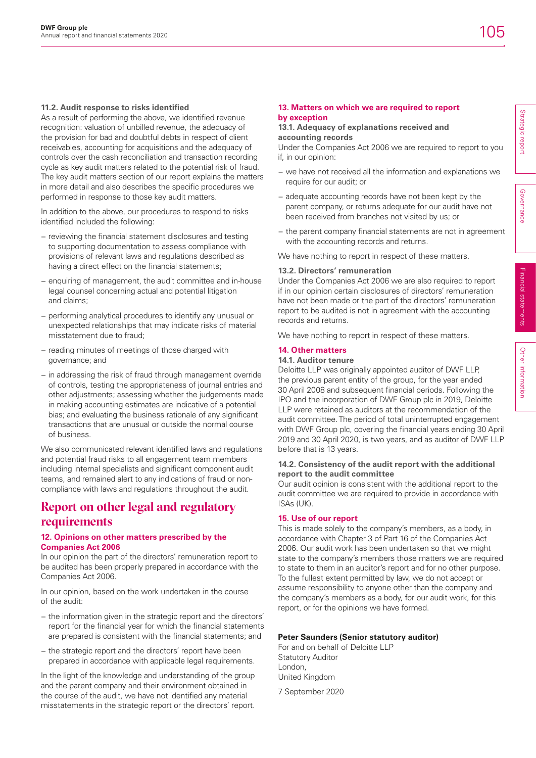#### 11.2. Audit response to risks identified

As a result of performing the above, we identified revenue recognition: valuation of unbilled revenue, the adequacy of the provision for bad and doubtful debts in respect of client receivables, accounting for acquisitions and the adequacy of controls over the cash reconciliation and transaction recording cycle as key audit matters related to the potential risk of fraud. The key audit matters section of our report explains the matters in more detail and also describes the specific procedures we performed in response to those key audit matters.

In addition to the above, our procedures to respond to risks identified included the following:

- reviewing the financial statement disclosures and testing to supporting documentation to assess compliance with provisions of relevant laws and regulations described as having a direct effect on the financial statements;
- enquiring of management, the audit committee and in-house legal counsel concerning actual and potential litigation and claims;
- performing analytical procedures to identify any unusual or unexpected relationships that may indicate risks of material misstatement due to fraud;
- reading minutes of meetings of those charged with governance; and
- in addressing the risk of fraud through management override of controls, testing the appropriateness of journal entries and other adjustments; assessing whether the judgements made in making accounting estimates are indicative of a potential bias; and evaluating the business rationale of any significant transactions that are unusual or outside the normal course of business.

We also communicated relevant identified laws and regulations and potential fraud risks to all engagement team members including internal specialists and significant component audit teams, and remained alert to any indications of fraud or non-compliance with laws and regulations throughout the audit.

## Report on other legal and regulatory requirements

### 12. Opinions on other matters prescribed by the Companies Act 2006

In our opinion the part of the directors' remuneration report to be audited has been properly prepared in accordance with the Companies Act 2006.

In our opinion, based on the work undertaken in the course of the audit:

- the information given in the strategic report and the directors' report for the financial year for which the financial statements are prepared is consistent with the financial statements; and
- the strategic report and the directors' report have been prepared in accordance with applicable legal requirements.

In the light of the knowledge and understanding of the group and the parent company and their environment obtained in the course of the audit, we have not identified any material misstatements in the strategic report or the directors' report.

### 13. Matters on which we are required to report by exception

#### 13.1. Adequacy of explanations received and accounting records

Under the Companies Act 2006 we are required to report to you if, in our opinion:

- we have not received all the information and explanations we require for our audit; or
- adequate accounting records have not been kept by the parent company, or returns adequate for our audit have not been received from branches not visited by us; or
- the parent company financial statements are not in agreement with the accounting records and returns.

We have nothing to report in respect of these matters.

#### 13.2. Directors' remuneration

Under the Companies Act 2006 we are also required to report if in our opinion certain disclosures of directors' remuneration have not been made or the part of the directors' remuneration report to be audited is not in agreement with the accounting records and returns.

We have nothing to report in respect of these matters.

### 14. Other matters

#### 14.1. Auditor tenure

Deloitte LLP was originally appointed auditor of DWF LLP, the previous parent entity of the group, for the year ended 30 April 2008 and subsequent financial periods. Following the IPO and the incorporation of DWF Group plc in 2019, Deloitte LLP were retained as auditors at the recommendation of the audit committee. The period of total uninterrupted engagement with DWF Group plc, covering the financial years ending 30 April 2019 and 30 April 2020, is two years, and as auditor of DWF LLP before that is 13 years.

#### 14.2. Consistency of the audit report with the additional report to the audit committee

Our audit opinion is consistent with the additional report to the audit committee we are required to provide in accordance with ISAs (UK).

### 15. Use of our report

This is made solely to the company's members, as a body, in accordance with Chapter 3 of Part 16 of the Companies Act 2006. Our audit work has been undertaken so that we might state to the company's members those matters we are required to state to them in an auditor's report and for no other purpose. To the fullest extent permitted by law, we do not accept or assume responsibility to anyone other than the company and the company's members as a body, for our audit work, for this report, or for the opinions we have formed.

**Peter Saunders (Senior statutory auditor)**
For and on behalf of Deloitte LLP
Statutory Auditor
London,
United Kingdom

7 September 2020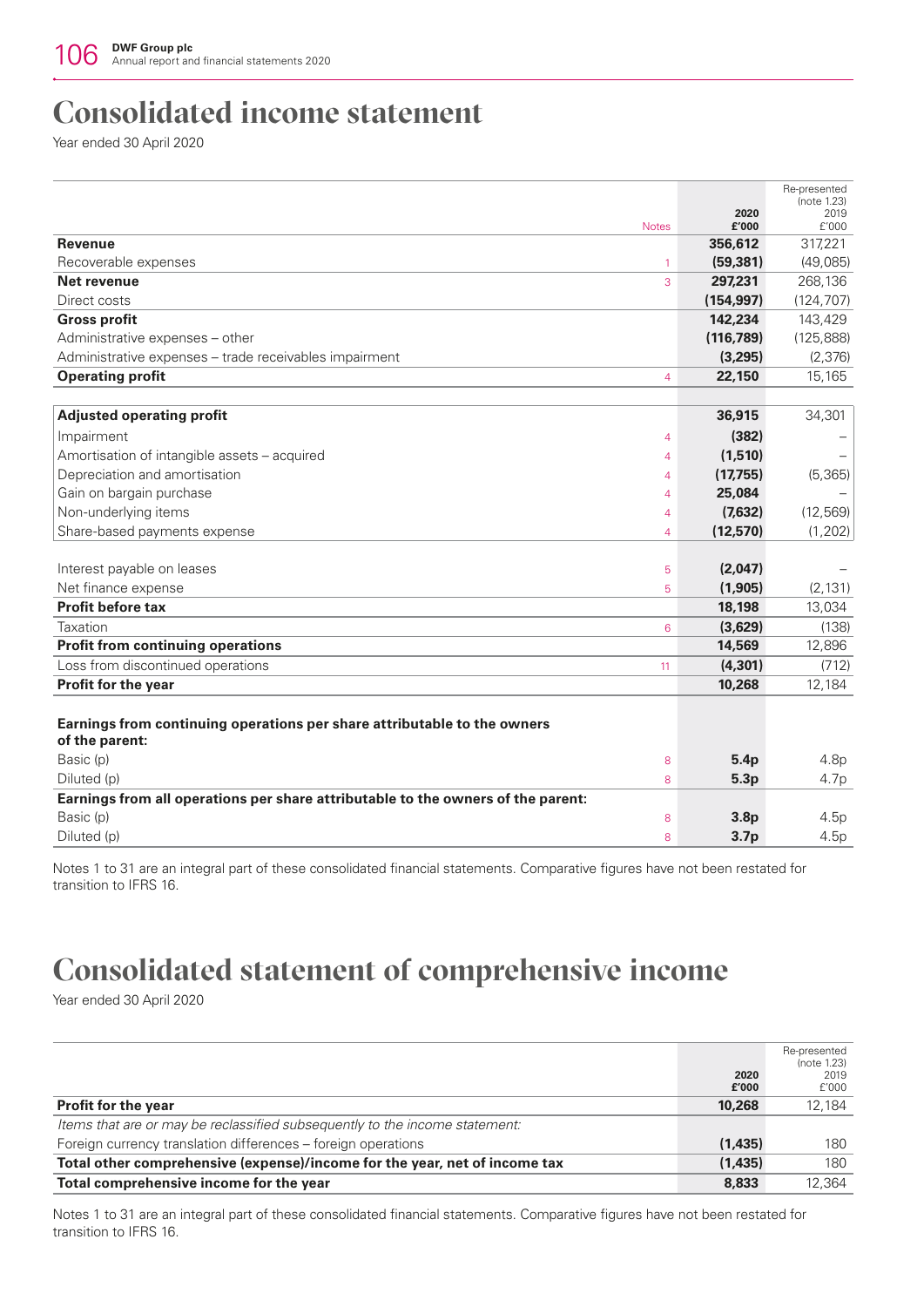# Consolidated income statement

Year ended 30 April 2020

| | Notes | 2020 £'000 | Re-presented (note 1.23) 2019 £'000 |
|---|---|---|---|
| **Revenue** | | **356,612** | 317,221 |
| Recoverable expenses | 1 | **(59,381)** | (49,085) |
| **Net revenue** | 3 | **297,231** | 268,136 |
| Direct costs | | **(154,997)** | (124,707) |
| **Gross profit** | | **142,234** | 143,429 |
| Administrative expenses – other | | **(116,789)** | (125,888) |
| Administrative expenses – trade receivables impairment | | **(3,295)** | (2,376) |
| **Operating profit** | 4 | **22,150** | 15,165 |
| | | | |
| **Adjusted operating profit** | | **36,915** | 34,301 |
| Impairment | 4 | **(382)** | – |
| Amortisation of intangible assets – acquired | 4 | **(1,510)** | – |
| Depreciation and amortisation | 4 | **(17,755)** | (5,365) |
| Gain on bargain purchase | 4 | **25,084** | – |
| Non-underlying items | 4 | **(7,632)** | (12,569) |
| Share-based payments expense | 4 | **(12,570)** | (1,202) |
| | | | |
| Interest payable on leases | 5 | **(2,047)** | – |
| Net finance expense | 5 | **(1,905)** | (2,131) |
| **Profit before tax** | | **18,198** | 13,034 |
| Taxation | 6 | **(3,629)** | (138) |
| **Profit from continuing operations** | | **14,569** | 12,896 |
| Loss from discontinued operations | 11 | **(4,301)** | (712) |
| **Profit for the year** | | **10,268** | 12,184 |
| | | | |
| **Earnings from continuing operations per share attributable to the owners of the parent:** | | | |
| Basic (p) | 8 | **5.4p** | 4.8p |
| Diluted (p) | 8 | **5.3p** | 4.7p |
| **Earnings from all operations per share attributable to the owners of the parent:** | | | |
| Basic (p) | 8 | **3.8p** | 4.5p |
| Diluted (p) | 8 | **3.7p** | 4.5p |

Notes 1 to 31 are an integral part of these consolidated financial statements. Comparative figures have not been restated for transition to IFRS 16.

# Consolidated statement of comprehensive income

Year ended 30 April 2020

| | 2020 £'000 | Re-presented (note 1.23) 2019 £'000 |
|---|---|---|
| **Profit for the year** | **10,268** | 12,184 |
| *Items that are or may be reclassified subsequently to the income statement:* | | |
| Foreign currency translation differences – foreign operations | **(1,435)** | 180 |
| **Total other comprehensive (expense)/income for the year, net of income tax** | **(1,435)** | 180 |
| **Total comprehensive income for the year** | **8,833** | 12,364 |

Notes 1 to 31 are an integral part of these consolidated financial statements. Comparative figures have not been restated for transition to IFRS 16.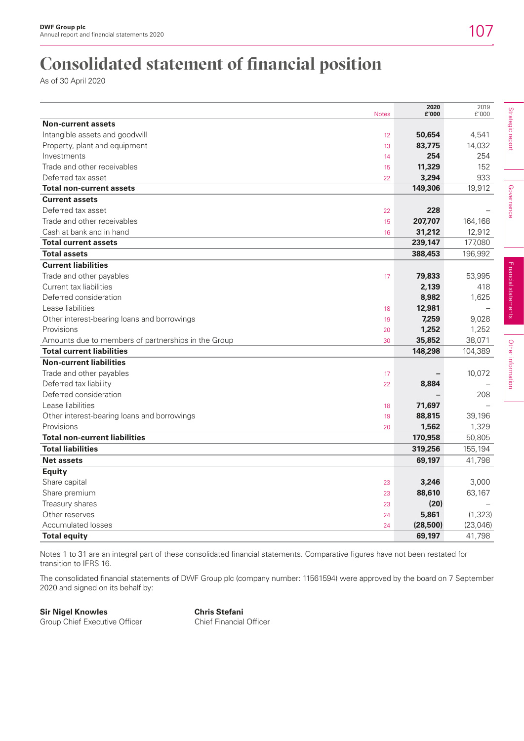# Consolidated statement of financial position

As of 30 April 2020

| | Notes | 2020 £'000 | 2019 £'000 |
|---|---|---|---|
| **Non-current assets** | | | |
| Intangible assets and goodwill | 12 | **50,654** | 4,541 |
| Property, plant and equipment | 13 | **83,775** | 14,032 |
| Investments | 14 | **254** | 254 |
| Trade and other receivables | 15 | **11,329** | 152 |
| Deferred tax asset | 22 | **3,294** | 933 |
| **Total non-current assets** | | **149,306** | 19,912 |
| **Current assets** | | | |
| Deferred tax asset | 22 | **228** | – |
| Trade and other receivables | 15 | **207,707** | 164,168 |
| Cash at bank and in hand | 16 | **31,212** | 12,912 |
| **Total current assets** | | **239,147** | 177,080 |
| **Total assets** | | **388,453** | 196,992 |
| **Current liabilities** | | | |
| Trade and other payables | 17 | **79,833** | 53,995 |
| Current tax liabilities | | **2,139** | 418 |
| Deferred consideration | | **8,982** | 1,625 |
| Lease liabilities | 18 | **12,981** | – |
| Other interest-bearing loans and borrowings | 19 | **7,259** | 9,028 |
| Provisions | 20 | **1,252** | 1,252 |
| Amounts due to members of partnerships in the Group | 30 | **35,852** | 38,071 |
| **Total current liabilities** | | **148,298** | 104,389 |
| **Non-current liabilities** | | | |
| Trade and other payables | 17 | **–** | 10,072 |
| Deferred tax liability | 22 | **8,884** | – |
| Deferred consideration | | **–** | 208 |
| Lease liabilities | 18 | **71,697** | – |
| Other interest-bearing loans and borrowings | 19 | **88,815** | 39,196 |
| Provisions | 20 | **1,562** | 1,329 |
| **Total non-current liabilities** | | **170,958** | 50,805 |
| **Total liabilities** | | **319,256** | 155,194 |
| **Net assets** | | **69,197** | 41,798 |
| **Equity** | | | |
| Share capital | 23 | **3,246** | 3,000 |
| Share premium | 23 | **88,610** | 63,167 |
| Treasury shares | 23 | **(20)** | – |
| Other reserves | 24 | **5,861** | (1,323) |
| Accumulated losses | 24 | **(28,500)** | (23,046) |
| **Total equity** | | **69,197** | 41,798 |

Notes 1 to 31 are an integral part of these consolidated financial statements. Comparative figures have not been restated for transition to IFRS 16.

The consolidated financial statements of DWF Group plc (company number: 11561594) were approved by the board on 7 September 2020 and signed on its behalf by:

**Sir Nigel Knowles**
Group Chief Executive Officer

**Chris Stefani**
Chief Financial Officer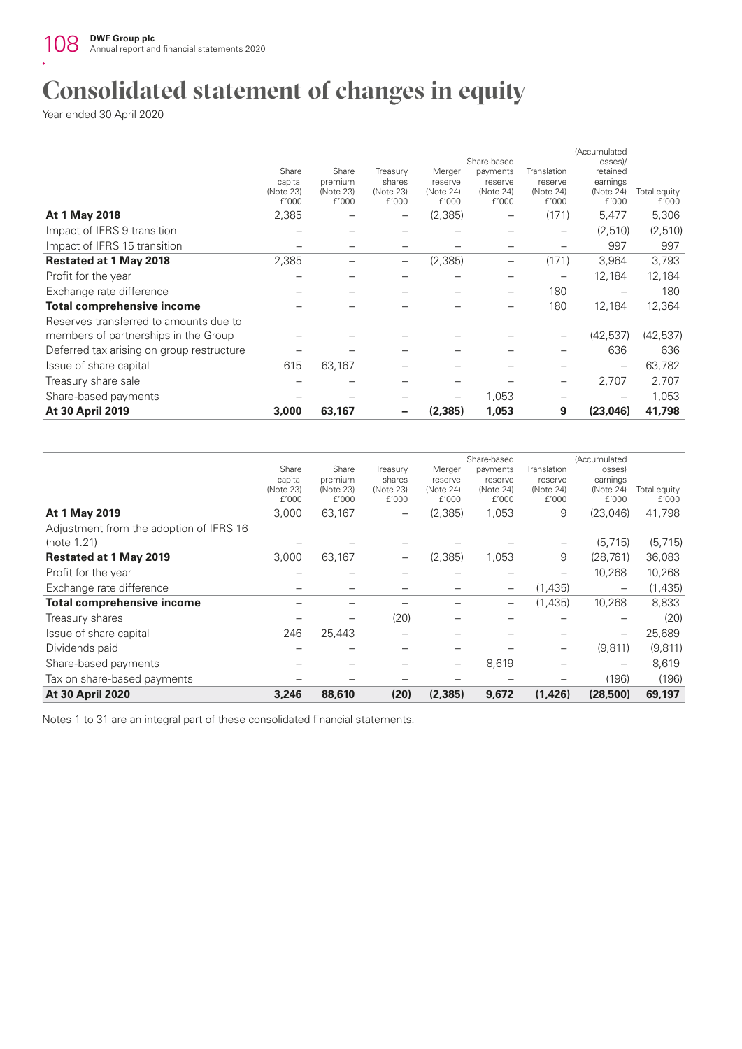# Consolidated statement of changes in equity

Year ended 30 April 2020

| | Share capital (Note 23) £'000 | Share premium (Note 23) £'000 | Treasury shares (Note 23) £'000 | Merger reserve (Note 24) £'000 | Share-based payments reserve (Note 24) £'000 | Translation reserve (Note 24) £'000 | (Accumulated losses)/ retained earnings (Note 24) £'000 | Total equity £'000 |
|---|---|---|---|---|---|---|---|---|
| **At 1 May 2018** | 2,385 | – | – | (2,385) | – | (171) | 5,477 | 5,306 |
| Impact of IFRS 9 transition | – | – | – | – | – | – | (2,510) | (2,510) |
| Impact of IFRS 15 transition | – | – | – | – | – | – | 997 | 997 |
| **Restated at 1 May 2018** | 2,385 | – | – | (2,385) | – | (171) | 3,964 | 3,793 |
| Profit for the year | – | – | – | – | – | – | 12,184 | 12,184 |
| Exchange rate difference | – | – | – | – | – | 180 | – | 180 |
| **Total comprehensive income** | – | – | – | – | – | 180 | 12,184 | 12,364 |
| Reserves transferred to amounts due to members of partnerships in the Group | – | – | – | – | – | – | (42,537) | (42,537) |
| Deferred tax arising on group restructure | – | – | – | – | – | – | 636 | 636 |
| Issue of share capital | 615 | 63,167 | – | – | – | – | – | 63,782 |
| Treasury share sale | – | – | – | – | – | – | 2,707 | 2,707 |
| Share-based payments | – | – | – | – | 1,053 | – | – | 1,053 |
| **At 30 April 2019** | **3,000** | **63,167** | **–** | **(2,385)** | **1,053** | **9** | **(23,046)** | **41,798** |

| | Share capital (Note 23) £'000 | Share premium (Note 23) £'000 | Treasury shares (Note 23) £'000 | Merger reserve (Note 24) £'000 | Share-based payments reserve (Note 24) £'000 | Translation reserve (Note 24) £'000 | (Accumulated losses) earnings (Note 24) £'000 | Total equity £'000 |
|---|---|---|---|---|---|---|---|---|
| **At 1 May 2019** | 3,000 | 63,167 | – | (2,385) | 1,053 | 9 | (23,046) | 41,798 |
| Adjustment from the adoption of IFRS 16 (note 1.21) | – | – | – | – | – | – | (5,715) | (5,715) |
| **Restated at 1 May 2019** | 3,000 | 63,167 | – | (2,385) | 1,053 | 9 | (28,761) | 36,083 |
| Profit for the year | – | – | – | – | – | – | 10,268 | 10,268 |
| Exchange rate difference | – | – | – | – | – | (1,435) | – | (1,435) |
| **Total comprehensive income** | – | – | – | – | – | (1,435) | 10,268 | 8,833 |
| Treasury shares | – | – | (20) | – | – | – | – | (20) |
| Issue of share capital | 246 | 25,443 | – | – | – | – | – | 25,689 |
| Dividends paid | – | – | – | – | – | – | (9,811) | (9,811) |
| Share-based payments | – | – | – | – | 8,619 | – | – | 8,619 |
| Tax on share-based payments | – | – | – | – | – | – | (196) | (196) |
| **At 30 April 2020** | **3,246** | **88,610** | **(20)** | **(2,385)** | **9,672** | **(1,426)** | **(28,500)** | **69,197** |

Notes 1 to 31 are an integral part of these consolidated financial statements.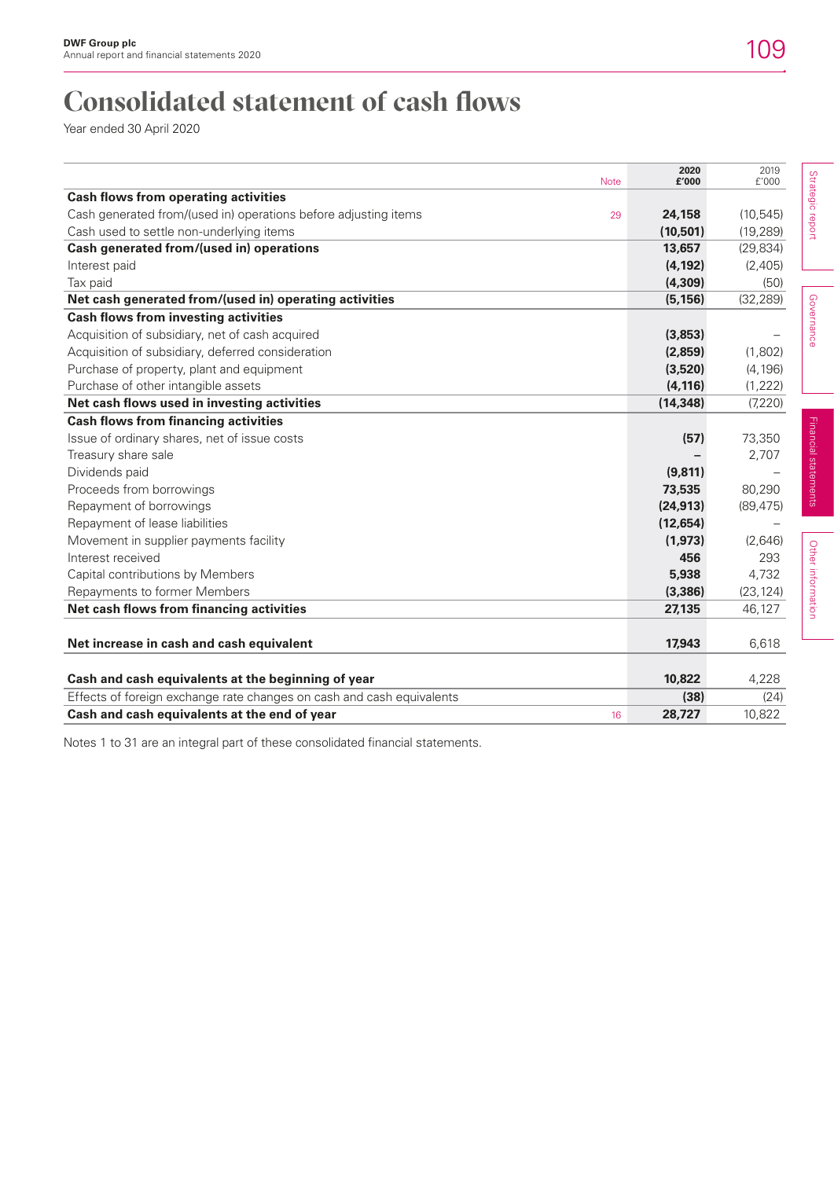# Consolidated statement of cash flows

Year ended 30 April 2020

| | Note | 2020 £'000 | 2019 £'000 |
|---|---|---|---|
| **Cash flows from operating activities** | | | |
| Cash generated from/(used in) operations before adjusting items | 29 | **24,158** | (10,545) |
| Cash used to settle non-underlying items | | **(10,501)** | (19,289) |
| **Cash generated from/(used in) operations** | | **13,657** | (29,834) |
| Interest paid | | **(4,192)** | (2,405) |
| Tax paid | | **(4,309)** | (50) |
| **Net cash generated from/(used in) operating activities** | | **(5,156)** | (32,289) |
| **Cash flows from investing activities** | | | |
| Acquisition of subsidiary, net of cash acquired | | **(3,853)** | – |
| Acquisition of subsidiary, deferred consideration | | **(2,859)** | (1,802) |
| Purchase of property, plant and equipment | | **(3,520)** | (4,196) |
| Purchase of other intangible assets | | **(4,116)** | (1,222) |
| **Net cash flows used in investing activities** | | **(14,348)** | (7,220) |
| **Cash flows from financing activities** | | | |
| Issue of ordinary shares, net of issue costs | | **(57)** | 73,350 |
| Treasury share sale | | **–** | 2,707 |
| Dividends paid | | **(9,811)** | – |
| Proceeds from borrowings | | **73,535** | 80,290 |
| Repayment of borrowings | | **(24,913)** | (89,475) |
| Repayment of lease liabilities | | **(12,654)** | – |
| Movement in supplier payments facility | | **(1,973)** | (2,646) |
| Interest received | | **456** | 293 |
| Capital contributions by Members | | **5,938** | 4,732 |
| Repayments to former Members | | **(3,386)** | (23,124) |
| **Net cash flows from financing activities** | | **27,135** | 46,127 |
| **Net increase in cash and cash equivalent** | | **17,943** | 6,618 |
| **Cash and cash equivalents at the beginning of year** | | **10,822** | 4,228 |
| Effects of foreign exchange rate changes on cash and cash equivalents | | **(38)** | (24) |
| **Cash and cash equivalents at the end of year** | 16 | **28,727** | 10,822 |

Notes 1 to 31 are an integral part of these consolidated financial statements.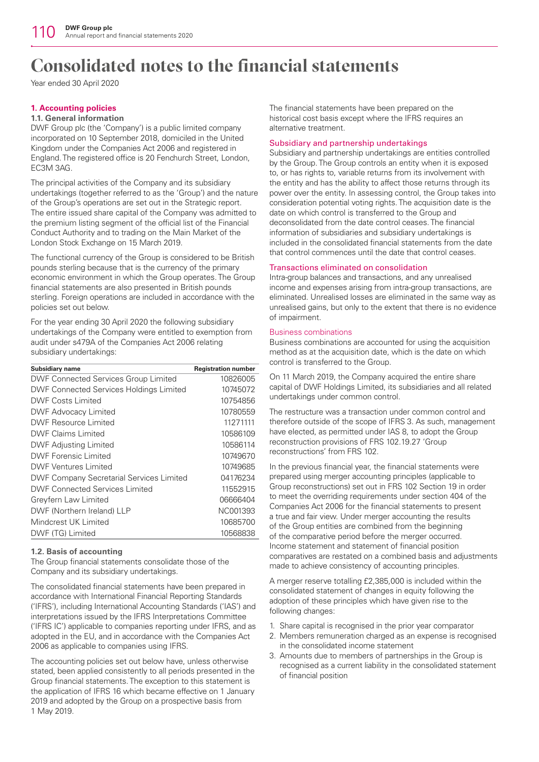# Consolidated notes to the financial statements

Year ended 30 April 2020

## 1. Accounting policies

### 1.1. General information

DWF Group plc (the 'Company') is a public limited company incorporated on 10 September 2018, domiciled in the United Kingdom under the Companies Act 2006 and registered in England. The registered office is 20 Fenchurch Street, London, EC3M 3AG.

The principal activities of the Company and its subsidiary undertakings (together referred to as the 'Group') and the nature of the Group's operations are set out in the Strategic report. The entire issued share capital of the Company was admitted to the premium listing segment of the official list of the Financial Conduct Authority and to trading on the Main Market of the London Stock Exchange on 15 March 2019.

The functional currency of the Group is considered to be British pounds sterling because that is the currency of the primary economic environment in which the Group operates. The Group financial statements are also presented in British pounds sterling. Foreign operations are included in accordance with the policies set out below.

For the year ending 30 April 2020 the following subsidiary undertakings of the Company were entitled to exemption from audit under s479A of the Companies Act 2006 relating subsidiary undertakings:

| Subsidiary name | Registration number |
|---|---|
| DWF Connected Services Group Limited | 10826005 |
| DWF Connected Services Holdings Limited | 10745072 |
| DWF Costs Limited | 10754856 |
| DWF Advocacy Limited | 10780559 |
| DWF Resource Limited | 11271111 |
| DWF Claims Limited | 10586109 |
| DWF Adjusting Limited | 10586114 |
| DWF Forensic Limited | 10749670 |
| DWF Ventures Limited | 10749685 |
| DWF Company Secretarial Services Limited | 04176234 |
| DWF Connected Services Limited | 11552915 |
| Greyfern Law Limited | 06666404 |
| DWF (Northern Ireland) LLP | NC001393 |
| Mindcrest UK Limited | 10685700 |
| DWF (TG) Limited | 10568838 |

### 1.2. Basis of accounting

The Group financial statements consolidate those of the Company and its subsidiary undertakings.

The consolidated financial statements have been prepared in accordance with International Financial Reporting Standards ('IFRS'), including International Accounting Standards ('IAS') and interpretations issued by the IFRS Interpretations Committee ('IFRS IC') applicable to companies reporting under IFRS, and as adopted in the EU, and in accordance with the Companies Act 2006 as applicable to companies using IFRS.

The accounting policies set out below have, unless otherwise stated, been applied consistently to all periods presented in the Group financial statements. The exception to this statement is the application of IFRS 16 which became effective on 1 January 2019 and adopted by the Group on a prospective basis from 1 May 2019.

The financial statements have been prepared on the historical cost basis except where the IFRS requires an alternative treatment.

#### Subsidiary and partnership undertakings

Subsidiary and partnership undertakings are entities controlled by the Group. The Group controls an entity when it is exposed to, or has rights to, variable returns from its involvement with the entity and has the ability to affect those returns through its power over the entity. In assessing control, the Group takes into consideration potential voting rights. The acquisition date is the date on which control is transferred to the Group and deconsolidated from the date control ceases. The financial information of subsidiaries and subsidiary undertakings is included in the consolidated financial statements from the date that control commences until the date that control ceases.

#### Transactions eliminated on consolidation

Intra-group balances and transactions, and any unrealised income and expenses arising from intra-group transactions, are eliminated. Unrealised losses are eliminated in the same way as unrealised gains, but only to the extent that there is no evidence of impairment.

#### Business combinations

Business combinations are accounted for using the acquisition method as at the acquisition date, which is the date on which control is transferred to the Group.

On 11 March 2019, the Company acquired the entire share capital of DWF Holdings Limited, its subsidiaries and all related undertakings under common control.

The restructure was a transaction under common control and therefore outside of the scope of IFRS 3. As such, management have elected, as permitted under IAS 8, to adopt the Group reconstruction provisions of FRS 102.19.27 'Group reconstructions' from FRS 102.

In the previous financial year, the financial statements were prepared using merger accounting principles (applicable to Group reconstructions) set out in FRS 102 Section 19 in order to meet the overriding requirements under section 404 of the Companies Act 2006 for the financial statements to present a true and fair view. Under merger accounting the results of the Group entities are combined from the beginning of the comparative period before the merger occurred. Income statement and statement of financial position comparatives are restated on a combined basis and adjustments made to achieve consistency of accounting principles.

A merger reserve totalling £2,385,000 is included within the consolidated statement of changes in equity following the adoption of these principles which have given rise to the following changes:

1. Share capital is recognised in the prior year comparator
2. Members remuneration charged as an expense is recognised in the consolidated income statement
3. Amounts due to members of partnerships in the Group is recognised as a current liability in the consolidated statement of financial position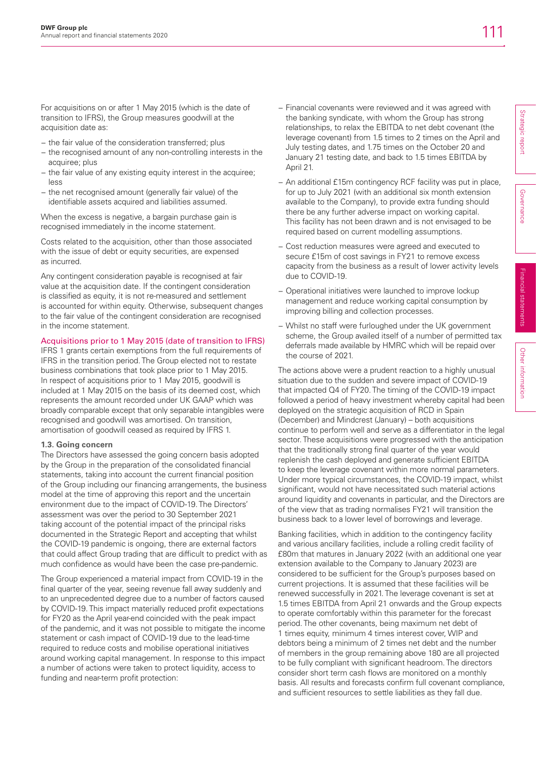For acquisitions on or after 1 May 2015 (which is the date of transition to IFRS), the Group measures goodwill at the acquisition date as:

- the fair value of the consideration transferred; plus
- the recognised amount of any non-controlling interests in the acquiree; plus
- the fair value of any existing equity interest in the acquiree; less
- the net recognised amount (generally fair value) of the identifiable assets acquired and liabilities assumed.

When the excess is negative, a bargain purchase gain is recognised immediately in the income statement.

Costs related to the acquisition, other than those associated with the issue of debt or equity securities, are expensed as incurred.

Any contingent consideration payable is recognised at fair value at the acquisition date. If the contingent consideration is classified as equity, it is not re-measured and settlement is accounted for within equity. Otherwise, subsequent changes to the fair value of the contingent consideration are recognised in the income statement.

### Acquisitions prior to 1 May 2015 (date of transition to IFRS)

IFRS 1 grants certain exemptions from the full requirements of IFRS in the transition period. The Group elected not to restate business combinations that took place prior to 1 May 2015. In respect of acquisitions prior to 1 May 2015, goodwill is included at 1 May 2015 on the basis of its deemed cost, which represents the amount recorded under UK GAAP which was broadly comparable except that only separable intangibles were recognised and goodwill was amortised. On transition, amortisation of goodwill ceased as required by IFRS 1.

### 1.3. Going concern

The Directors have assessed the going concern basis adopted by the Group in the preparation of the consolidated financial statements, taking into account the current financial position of the Group including our financing arrangements, the business model at the time of approving this report and the uncertain environment due to the impact of COVID-19. The Directors' assessment was over the period to 30 September 2021 taking account of the potential impact of the principal risks documented in the Strategic Report and accepting that whilst the COVID-19 pandemic is ongoing, there are external factors that could affect Group trading that are difficult to predict with as much confidence as would have been the case pre-pandemic.

The Group experienced a material impact from COVID-19 in the final quarter of the year, seeing revenue fall away suddenly and to an unprecedented degree due to a number of factors caused by COVID-19. This impact materially reduced profit expectations for FY20 as the April year-end coincided with the peak impact of the pandemic, and it was not possible to mitigate the income statement or cash impact of COVID-19 due to the lead-time required to reduce costs and mobilise operational initiatives around working capital management. In response to this impact a number of actions were taken to protect liquidity, access to funding and near-term profit protection:

- Financial covenants were reviewed and it was agreed with the banking syndicate, with whom the Group has strong relationships, to relax the EBITDA to net debt covenant (the leverage covenant) from 1.5 times to 2 times on the April and July testing dates, and 1.75 times on the October 20 and January 21 testing date, and back to 1.5 times EBITDA by April 21.
- An additional £15m contingency RCF facility was put in place, for up to July 2021 (with an additional six month extension available to the Company), to provide extra funding should there be any further adverse impact on working capital. This facility has not been drawn and is not envisaged to be required based on current modelling assumptions.
- Cost reduction measures were agreed and executed to secure £15m of cost savings in FY21 to remove excess capacity from the business as a result of lower activity levels due to COVID-19.
- Operational initiatives were launched to improve lockup management and reduce working capital consumption by improving billing and collection processes.
- Whilst no staff were furloughed under the UK government scheme, the Group availed itself of a number of permitted tax deferrals made available by HMRC which will be repaid over the course of 2021.

The actions above were a prudent reaction to a highly unusual situation due to the sudden and severe impact of COVID-19 that impacted Q4 of FY20. The timing of the COVID-19 impact followed a period of heavy investment whereby capital had been deployed on the strategic acquisition of RCD in Spain (December) and Mindcrest (January) – both acquisitions continue to perform well and serve as a differentiator in the legal sector. These acquisitions were progressed with the anticipation that the traditionally strong final quarter of the year would replenish the cash deployed and generate sufficient EBITDA to keep the leverage covenant within more normal parameters. Under more typical circumstances, the COVID-19 impact, whilst significant, would not have necessitated such material actions around liquidity and covenants in particular, and the Directors are of the view that as trading normalises FY21 will transition the business back to a lower level of borrowings and leverage.

Banking facilities, which in addition to the contingency facility and various ancillary facilities, include a rolling credit facility of £80m that matures in January 2022 (with an additional one year extension available to the Company to January 2023) are considered to be sufficient for the Group's purposes based on current projections. It is assumed that these facilities will be renewed successfully in 2021. The leverage covenant is set at 1.5 times EBITDA from April 21 onwards and the Group expects to operate comfortably within this parameter for the forecast period. The other covenants, being maximum net debt of 1 times equity, minimum 4 times interest cover, WIP and debtors being a minimum of 2 times net debt and the number of members in the group remaining above 180 are all projected to be fully compliant with significant headroom. The directors consider short term cash flows are monitored on a monthly basis. All results and forecasts confirm full covenant compliance, and sufficient resources to settle liabilities as they fall due.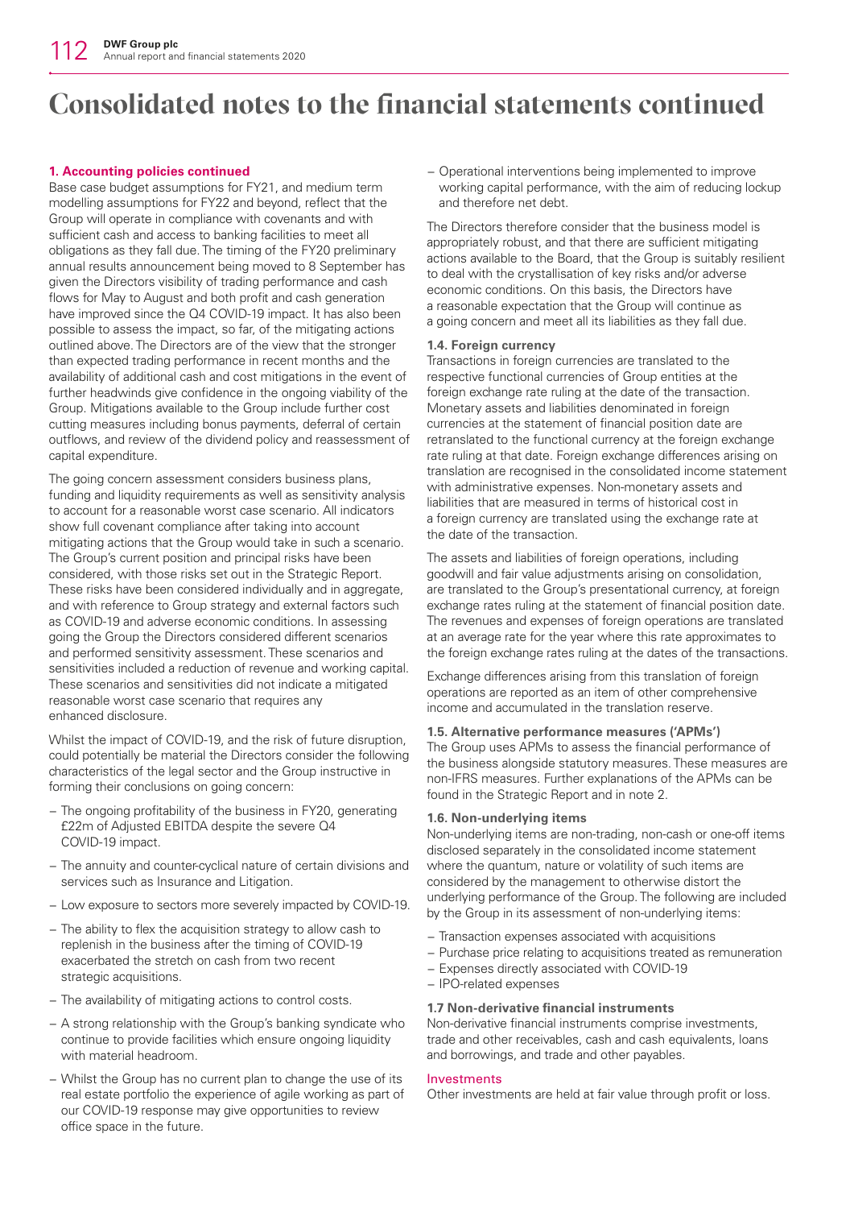# Consolidated notes to the financial statements continued

**1. Accounting policies continued**

Base case budget assumptions for FY21, and medium term modelling assumptions for FY22 and beyond, reflect that the Group will operate in compliance with covenants and with sufficient cash and access to banking facilities to meet all obligations as they fall due. The timing of the FY20 preliminary annual results announcement being moved to 8 September has given the Directors visibility of trading performance and cash flows for May to August and both profit and cash generation have improved since the Q4 COVID-19 impact. It has also been possible to assess the impact, so far, of the mitigating actions outlined above. The Directors are of the view that the stronger than expected trading performance in recent months and the availability of additional cash and cost mitigations in the event of further headwinds give confidence in the ongoing viability of the Group. Mitigations available to the Group include further cost cutting measures including bonus payments, deferral of certain outflows, and review of the dividend policy and reassessment of capital expenditure.

The going concern assessment considers business plans, funding and liquidity requirements as well as sensitivity analysis to account for a reasonable worst case scenario. All indicators show full covenant compliance after taking into account mitigating actions that the Group would take in such a scenario. The Group's current position and principal risks have been considered, with those risks set out in the Strategic Report. These risks have been considered individually and in aggregate, and with reference to Group strategy and external factors such as COVID-19 and adverse economic conditions. In assessing going the Group the Directors considered different scenarios and performed sensitivity assessment. These scenarios and sensitivities included a reduction of revenue and working capital. These scenarios and sensitivities did not indicate a mitigated reasonable worst case scenario that requires any enhanced disclosure.

Whilst the impact of COVID-19, and the risk of future disruption, could potentially be material the Directors consider the following characteristics of the legal sector and the Group instructive in forming their conclusions on going concern:

- The ongoing profitability of the business in FY20, generating £22m of Adjusted EBITDA despite the severe Q4 COVID-19 impact.
- The annuity and counter-cyclical nature of certain divisions and services such as Insurance and Litigation.
- Low exposure to sectors more severely impacted by COVID-19.
- The ability to flex the acquisition strategy to allow cash to replenish in the business after the timing of COVID-19 exacerbated the stretch on cash from two recent strategic acquisitions.
- The availability of mitigating actions to control costs.
- A strong relationship with the Group's banking syndicate who continue to provide facilities which ensure ongoing liquidity with material headroom.
- Whilst the Group has no current plan to change the use of its real estate portfolio the experience of agile working as part of our COVID-19 response may give opportunities to review office space in the future.
- Operational interventions being implemented to improve working capital performance, with the aim of reducing lockup and therefore net debt.

The Directors therefore consider that the business model is appropriately robust, and that there are sufficient mitigating actions available to the Board, that the Group is suitably resilient to deal with the crystallisation of key risks and/or adverse economic conditions. On this basis, the Directors have a reasonable expectation that the Group will continue as a going concern and meet all its liabilities as they fall due.

**1.4. Foreign currency**

Transactions in foreign currencies are translated to the respective functional currencies of Group entities at the foreign exchange rate ruling at the date of the transaction. Monetary assets and liabilities denominated in foreign currencies at the statement of financial position date are retranslated to the functional currency at the foreign exchange rate ruling at that date. Foreign exchange differences arising on translation are recognised in the consolidated income statement with administrative expenses. Non-monetary assets and liabilities that are measured in terms of historical cost in a foreign currency are translated using the exchange rate at the date of the transaction.

The assets and liabilities of foreign operations, including goodwill and fair value adjustments arising on consolidation, are translated to the Group's presentational currency, at foreign exchange rates ruling at the statement of financial position date. The revenues and expenses of foreign operations are translated at an average rate for the year where this rate approximates to the foreign exchange rates ruling at the dates of the transactions.

Exchange differences arising from this translation of foreign operations are reported as an item of other comprehensive income and accumulated in the translation reserve.

**1.5. Alternative performance measures ('APMs')**

The Group uses APMs to assess the financial performance of the business alongside statutory measures. These measures are non-IFRS measures. Further explanations of the APMs can be found in the Strategic Report and in note 2.

**1.6. Non-underlying items**

Non-underlying items are non-trading, non-cash or one-off items disclosed separately in the consolidated income statement where the quantum, nature or volatility of such items are considered by the management to otherwise distort the underlying performance of the Group. The following are included by the Group in its assessment of non-underlying items:

- Transaction expenses associated with acquisitions
- Purchase price relating to acquisitions treated as remuneration
- Expenses directly associated with COVID-19
- IPO-related expenses

**1.7 Non-derivative financial instruments**

Non-derivative financial instruments comprise investments, trade and other receivables, cash and cash equivalents, loans and borrowings, and trade and other payables.

**Investments**

Other investments are held at fair value through profit or loss.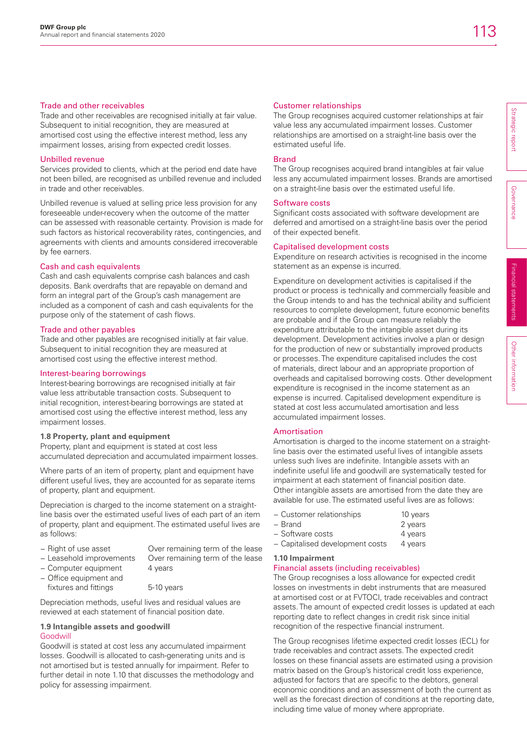### Trade and other receivables

Trade and other receivables are recognised initially at fair value. Subsequent to initial recognition, they are measured at amortised cost using the effective interest method, less any impairment losses, arising from expected credit losses.

### Unbilled revenue

Services provided to clients, which at the period end date have not been billed, are recognised as unbilled revenue and included in trade and other receivables.

Unbilled revenue is valued at selling price less provision for any foreseeable under-recovery when the outcome of the matter can be assessed with reasonable certainty. Provision is made for such factors as historical recoverability rates, contingencies, and agreements with clients and amounts considered irrecoverable by fee earners.

### Cash and cash equivalents

Cash and cash equivalents comprise cash balances and cash deposits. Bank overdrafts that are repayable on demand and form an integral part of the Group's cash management are included as a component of cash and cash equivalents for the purpose only of the statement of cash flows.

### Trade and other payables

Trade and other payables are recognised initially at fair value. Subsequent to initial recognition they are measured at amortised cost using the effective interest method.

### Interest-bearing borrowings

Interest-bearing borrowings are recognised initially at fair value less attributable transaction costs. Subsequent to initial recognition, interest-bearing borrowings are stated at amortised cost using the effective interest method, less any impairment losses.

## 1.8 Property, plant and equipment

Property, plant and equipment is stated at cost less accumulated depreciation and accumulated impairment losses.

Where parts of an item of property, plant and equipment have different useful lives, they are accounted for as separate items of property, plant and equipment.

Depreciation is charged to the income statement on a straight-line basis over the estimated useful lives of each part of an item of property, plant and equipment. The estimated useful lives are as follows:

| | |
|---|---|
| – Right of use asset | Over remaining term of the lease |
| – Leasehold improvements | Over remaining term of the lease |
| – Computer equipment | 4 years |
| – Office equipment and fixtures and fittings | 5-10 years |

Depreciation methods, useful lives and residual values are reviewed at each statement of financial position date.

## 1.9 Intangible assets and goodwill

### Goodwill

Goodwill is stated at cost less any accumulated impairment losses. Goodwill is allocated to cash-generating units and is not amortised but is tested annually for impairment. Refer to further detail in note 1.10 that discusses the methodology and policy for assessing impairment.

### Customer relationships

The Group recognises acquired customer relationships at fair value less any accumulated impairment losses. Customer relationships are amortised on a straight-line basis over the estimated useful life.

### Brand

The Group recognises acquired brand intangibles at fair value less any accumulated impairment losses. Brands are amortised on a straight-line basis over the estimated useful life.

### Software costs

Significant costs associated with software development are deferred and amortised on a straight-line basis over the period of their expected benefit.

### Capitalised development costs

Expenditure on research activities is recognised in the income statement as an expense is incurred.

Expenditure on development activities is capitalised if the product or process is technically and commercially feasible and the Group intends to and has the technical ability and sufficient resources to complete development, future economic benefits are probable and if the Group can measure reliably the expenditure attributable to the intangible asset during its development. Development activities involve a plan or design for the production of new or substantially improved products or processes. The expenditure capitalised includes the cost of materials, direct labour and an appropriate proportion of overheads and capitalised borrowing costs. Other development expenditure is recognised in the income statement as an expense is incurred. Capitalised development expenditure is stated at cost less accumulated amortisation and less accumulated impairment losses.

### Amortisation

Amortisation is charged to the income statement on a straight-line basis over the estimated useful lives of intangible assets unless such lives are indefinite. Intangible assets with an indefinite useful life and goodwill are systematically tested for impairment at each statement of financial position date. Other intangible assets are amortised from the date they are available for use. The estimated useful lives are as follows:

| | |
|---|---|
| – Customer relationships | 10 years |
| – Brand | 2 years |
| – Software costs | 4 years |
| – Capitalised development costs | 4 years |

## 1.10 Impairment

### Financial assets (including receivables)

The Group recognises a loss allowance for expected credit losses on investments in debt instruments that are measured at amortised cost or at FVTOCI, trade receivables and contract assets. The amount of expected credit losses is updated at each reporting date to reflect changes in credit risk since initial recognition of the respective financial instrument.

The Group recognises lifetime expected credit losses (ECL) for trade receivables and contract assets. The expected credit losses on these financial assets are estimated using a provision matrix based on the Group's historical credit loss experience, adjusted for factors that are specific to the debtors, general economic conditions and an assessment of both the current as well as the forecast direction of conditions at the reporting date, including time value of money where appropriate.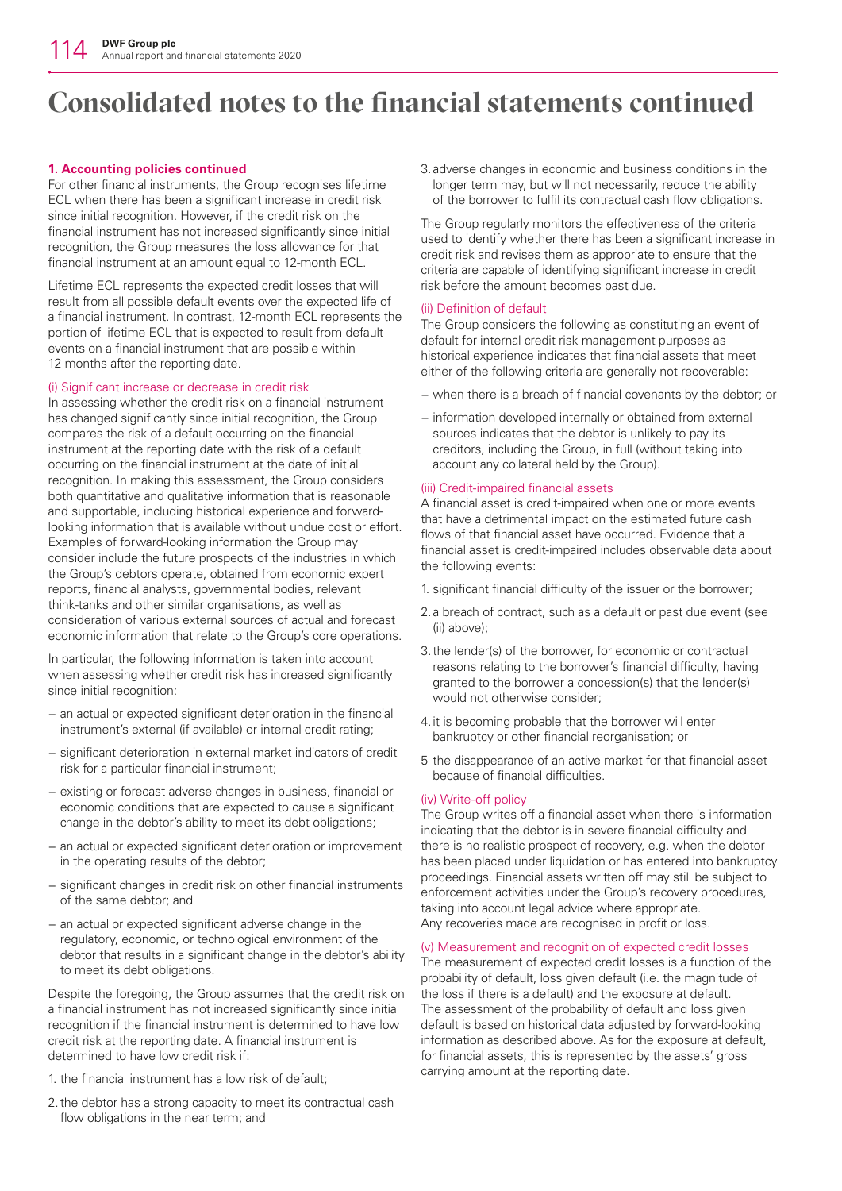# Consolidated notes to the financial statements continued

**1. Accounting policies continued**

For other financial instruments, the Group recognises lifetime ECL when there has been a significant increase in credit risk since initial recognition. However, if the credit risk on the financial instrument has not increased significantly since initial recognition, the Group measures the loss allowance for that financial instrument at an amount equal to 12-month ECL.

Lifetime ECL represents the expected credit losses that will result from all possible default events over the expected life of a financial instrument. In contrast, 12-month ECL represents the portion of lifetime ECL that is expected to result from default events on a financial instrument that are possible within 12 months after the reporting date.

(i) Significant increase or decrease in credit risk

In assessing whether the credit risk on a financial instrument has changed significantly since initial recognition, the Group compares the risk of a default occurring on the financial instrument at the reporting date with the risk of a default occurring on the financial instrument at the date of initial recognition. In making this assessment, the Group considers both quantitative and qualitative information that is reasonable and supportable, including historical experience and forward-looking information that is available without undue cost or effort. Examples of forward-looking information the Group may consider include the future prospects of the industries in which the Group's debtors operate, obtained from economic expert reports, financial analysts, governmental bodies, relevant think-tanks and other similar organisations, as well as consideration of various external sources of actual and forecast economic information that relate to the Group's core operations.

In particular, the following information is taken into account when assessing whether credit risk has increased significantly since initial recognition:

- an actual or expected significant deterioration in the financial instrument's external (if available) or internal credit rating;
- significant deterioration in external market indicators of credit risk for a particular financial instrument;
- existing or forecast adverse changes in business, financial or economic conditions that are expected to cause a significant change in the debtor's ability to meet its debt obligations;
- an actual or expected significant deterioration or improvement in the operating results of the debtor;
- significant changes in credit risk on other financial instruments of the same debtor; and
- an actual or expected significant adverse change in the regulatory, economic, or technological environment of the debtor that results in a significant change in the debtor's ability to meet its debt obligations.

Despite the foregoing, the Group assumes that the credit risk on a financial instrument has not increased significantly since initial recognition if the financial instrument is determined to have low credit risk at the reporting date. A financial instrument is determined to have low credit risk if:

1. the financial instrument has a low risk of default;
2. the debtor has a strong capacity to meet its contractual cash flow obligations in the near term; and
3. adverse changes in economic and business conditions in the longer term may, but will not necessarily, reduce the ability of the borrower to fulfil its contractual cash flow obligations.

The Group regularly monitors the effectiveness of the criteria used to identify whether there has been a significant increase in credit risk and revises them as appropriate to ensure that the criteria are capable of identifying significant increase in credit risk before the amount becomes past due.

(ii) Definition of default

The Group considers the following as constituting an event of default for internal credit risk management purposes as historical experience indicates that financial assets that meet either of the following criteria are generally not recoverable:

- when there is a breach of financial covenants by the debtor; or
- information developed internally or obtained from external sources indicates that the debtor is unlikely to pay its creditors, including the Group, in full (without taking into account any collateral held by the Group).

(iii) Credit-impaired financial assets

A financial asset is credit-impaired when one or more events that have a detrimental impact on the estimated future cash flows of that financial asset have occurred. Evidence that a financial asset is credit-impaired includes observable data about the following events:

1. significant financial difficulty of the issuer or the borrower;
2. a breach of contract, such as a default or past due event (see (ii) above);
3. the lender(s) of the borrower, for economic or contractual reasons relating to the borrower's financial difficulty, having granted to the borrower a concession(s) that the lender(s) would not otherwise consider;
4. it is becoming probable that the borrower will enter bankruptcy or other financial reorganisation; or
5. the disappearance of an active market for that financial asset because of financial difficulties.

(iv) Write-off policy

The Group writes off a financial asset when there is information indicating that the debtor is in severe financial difficulty and there is no realistic prospect of recovery, e.g. when the debtor has been placed under liquidation or has entered into bankruptcy proceedings. Financial assets written off may still be subject to enforcement activities under the Group's recovery procedures, taking into account legal advice where appropriate. Any recoveries made are recognised in profit or loss.

(v) Measurement and recognition of expected credit losses

The measurement of expected credit losses is a function of the probability of default, loss given default (i.e. the magnitude of the loss if there is a default) and the exposure at default. The assessment of the probability of default and loss given default is based on historical data adjusted by forward-looking information as described above. As for the exposure at default, for financial assets, this is represented by the assets' gross carrying amount at the reporting date.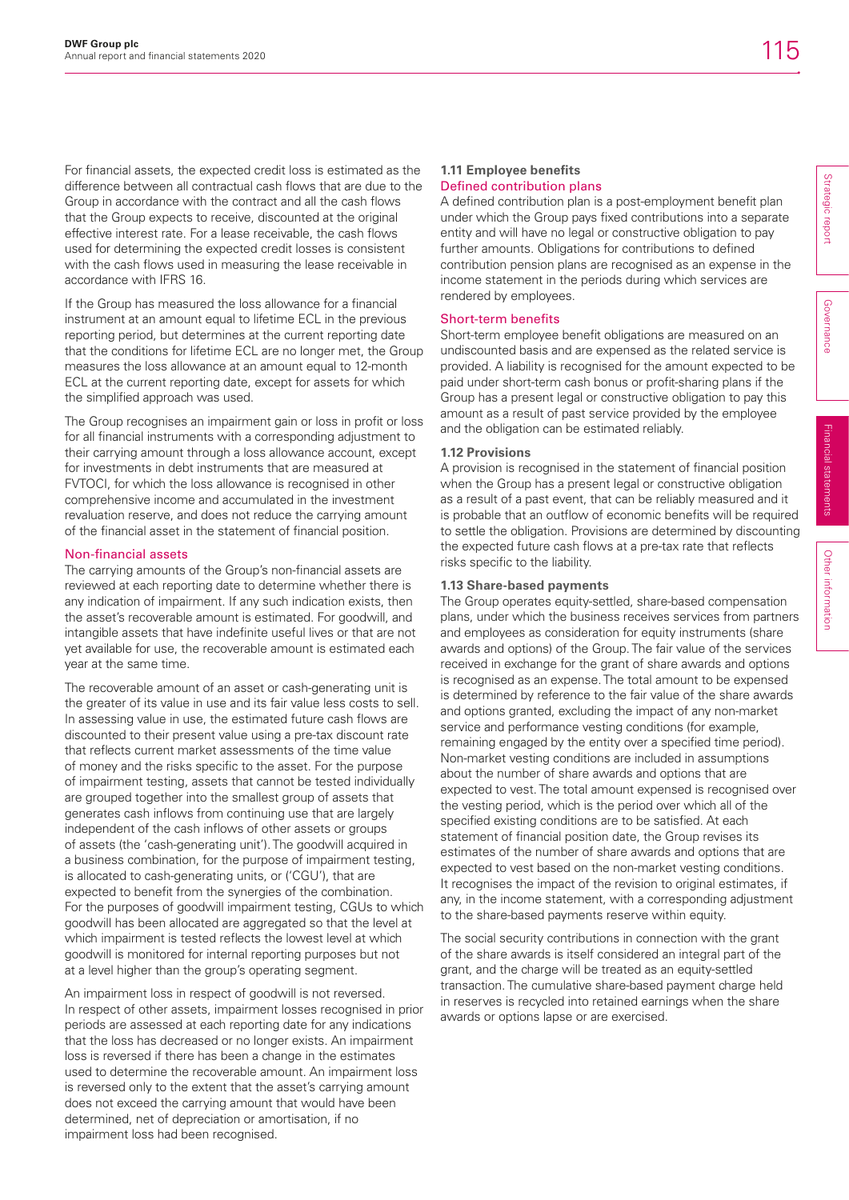For financial assets, the expected credit loss is estimated as the difference between all contractual cash flows that are due to the Group in accordance with the contract and all the cash flows that the Group expects to receive, discounted at the original effective interest rate. For a lease receivable, the cash flows used for determining the expected credit losses is consistent with the cash flows used in measuring the lease receivable in accordance with IFRS 16.

If the Group has measured the loss allowance for a financial instrument at an amount equal to lifetime ECL in the previous reporting period, but determines at the current reporting date that the conditions for lifetime ECL are no longer met, the Group measures the loss allowance at an amount equal to 12-month ECL at the current reporting date, except for assets for which the simplified approach was used.

The Group recognises an impairment gain or loss in profit or loss for all financial instruments with a corresponding adjustment to their carrying amount through a loss allowance account, except for investments in debt instruments that are measured at FVTOCI, for which the loss allowance is recognised in other comprehensive income and accumulated in the investment revaluation reserve, and does not reduce the carrying amount of the financial asset in the statement of financial position.

#### Non-financial assets

The carrying amounts of the Group's non-financial assets are reviewed at each reporting date to determine whether there is any indication of impairment. If any such indication exists, then the asset's recoverable amount is estimated. For goodwill, and intangible assets that have indefinite useful lives or that are not yet available for use, the recoverable amount is estimated each year at the same time.

The recoverable amount of an asset or cash-generating unit is the greater of its value in use and its fair value less costs to sell. In assessing value in use, the estimated future cash flows are discounted to their present value using a pre-tax discount rate that reflects current market assessments of the time value of money and the risks specific to the asset. For the purpose of impairment testing, assets that cannot be tested individually are grouped together into the smallest group of assets that generates cash inflows from continuing use that are largely independent of the cash inflows of other assets or groups of assets (the 'cash-generating unit'). The goodwill acquired in a business combination, for the purpose of impairment testing, is allocated to cash-generating units, or ('CGU'), that are expected to benefit from the synergies of the combination. For the purposes of goodwill impairment testing, CGUs to which goodwill has been allocated are aggregated so that the level at which impairment is tested reflects the lowest level at which goodwill is monitored for internal reporting purposes but not at a level higher than the group's operating segment.

An impairment loss in respect of goodwill is not reversed. In respect of other assets, impairment losses recognised in prior periods are assessed at each reporting date for any indications that the loss has decreased or no longer exists. An impairment loss is reversed if there has been a change in the estimates used to determine the recoverable amount. An impairment loss is reversed only to the extent that the asset's carrying amount does not exceed the carrying amount that would have been determined, net of depreciation or amortisation, if no impairment loss had been recognised.

### 1.11 Employee benefits

#### Defined contribution plans

A defined contribution plan is a post-employment benefit plan under which the Group pays fixed contributions into a separate entity and will have no legal or constructive obligation to pay further amounts. Obligations for contributions to defined contribution pension plans are recognised as an expense in the income statement in the periods during which services are rendered by employees.

#### Short-term benefits

Short-term employee benefit obligations are measured on an undiscounted basis and are expensed as the related service is provided. A liability is recognised for the amount expected to be paid under short-term cash bonus or profit-sharing plans if the Group has a present legal or constructive obligation to pay this amount as a result of past service provided by the employee and the obligation can be estimated reliably.

### 1.12 Provisions

A provision is recognised in the statement of financial position when the Group has a present legal or constructive obligation as a result of a past event, that can be reliably measured and it is probable that an outflow of economic benefits will be required to settle the obligation. Provisions are determined by discounting the expected future cash flows at a pre-tax rate that reflects risks specific to the liability.

### 1.13 Share-based payments

The Group operates equity-settled, share-based compensation plans, under which the business receives services from partners and employees as consideration for equity instruments (share awards and options) of the Group. The fair value of the services received in exchange for the grant of share awards and options is recognised as an expense. The total amount to be expensed is determined by reference to the fair value of the share awards and options granted, excluding the impact of any non-market service and performance vesting conditions (for example, remaining engaged by the entity over a specified time period). Non-market vesting conditions are included in assumptions about the number of share awards and options that are expected to vest. The total amount expensed is recognised over the vesting period, which is the period over which all of the specified existing conditions are to be satisfied. At each statement of financial position date, the Group revises its estimates of the number of share awards and options that are expected to vest based on the non-market vesting conditions. It recognises the impact of the revision to original estimates, if any, in the income statement, with a corresponding adjustment to the share-based payments reserve within equity.

The social security contributions in connection with the grant of the share awards is itself considered an integral part of the grant, and the charge will be treated as an equity-settled transaction. The cumulative share-based payment charge held in reserves is recycled into retained earnings when the share awards or options lapse or are exercised.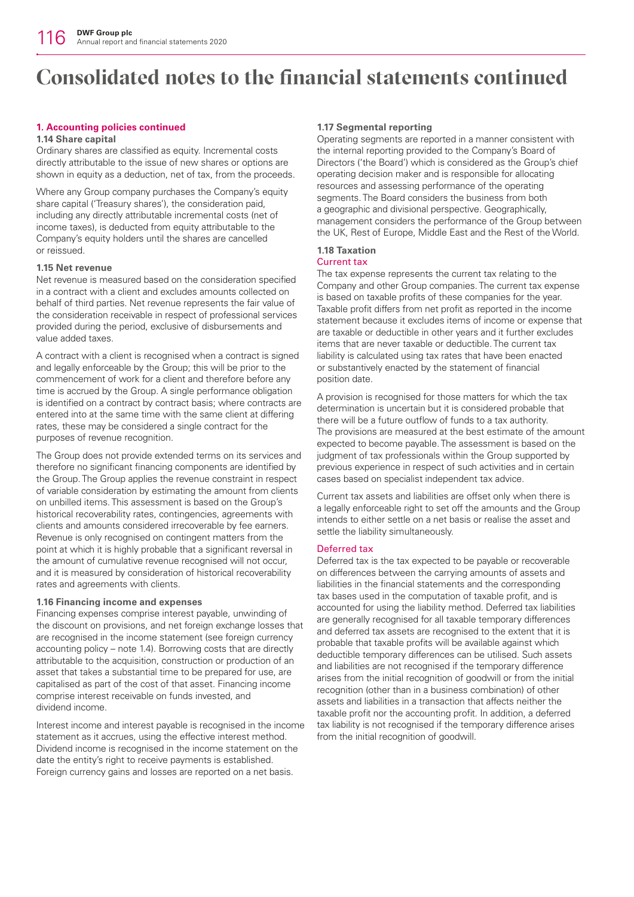# Consolidated notes to the financial statements continued

## 1. Accounting policies continued

### 1.14 Share capital

Ordinary shares are classified as equity. Incremental costs directly attributable to the issue of new shares or options are shown in equity as a deduction, net of tax, from the proceeds.

Where any Group company purchases the Company's equity share capital ('Treasury shares'), the consideration paid, including any directly attributable incremental costs (net of income taxes), is deducted from equity attributable to the Company's equity holders until the shares are cancelled or reissued.

### 1.15 Net revenue

Net revenue is measured based on the consideration specified in a contract with a client and excludes amounts collected on behalf of third parties. Net revenue represents the fair value of the consideration receivable in respect of professional services provided during the period, exclusive of disbursements and value added taxes.

A contract with a client is recognised when a contract is signed and legally enforceable by the Group; this will be prior to the commencement of work for a client and therefore before any time is accrued by the Group. A single performance obligation is identified on a contract by contract basis; where contracts are entered into at the same time with the same client at differing rates, these may be considered a single contract for the purposes of revenue recognition.

The Group does not provide extended terms on its services and therefore no significant financing components are identified by the Group. The Group applies the revenue constraint in respect of variable consideration by estimating the amount from clients on unbilled items. This assessment is based on the Group's historical recoverability rates, contingencies, agreements with clients and amounts considered irrecoverable by fee earners. Revenue is only recognised on contingent matters from the point at which it is highly probable that a significant reversal in the amount of cumulative revenue recognised will not occur, and it is measured by consideration of historical recoverability rates and agreements with clients.

### 1.16 Financing income and expenses

Financing expenses comprise interest payable, unwinding of the discount on provisions, and net foreign exchange losses that are recognised in the income statement (see foreign currency accounting policy – note 1.4). Borrowing costs that are directly attributable to the acquisition, construction or production of an asset that takes a substantial time to be prepared for use, are capitalised as part of the cost of that asset. Financing income comprise interest receivable on funds invested, and dividend income.

Interest income and interest payable is recognised in the income statement as it accrues, using the effective interest method. Dividend income is recognised in the income statement on the date the entity's right to receive payments is established. Foreign currency gains and losses are reported on a net basis.

### 1.17 Segmental reporting

Operating segments are reported in a manner consistent with the internal reporting provided to the Company's Board of Directors ('the Board') which is considered as the Group's chief operating decision maker and is responsible for allocating resources and assessing performance of the operating segments. The Board considers the business from both a geographic and divisional perspective. Geographically, management considers the performance of the Group between the UK, Rest of Europe, Middle East and the Rest of the World.

### 1.18 Taxation

#### Current tax

The tax expense represents the current tax relating to the Company and other Group companies. The current tax expense is based on taxable profits of these companies for the year. Taxable profit differs from net profit as reported in the income statement because it excludes items of income or expense that are taxable or deductible in other years and it further excludes items that are never taxable or deductible. The current tax liability is calculated using tax rates that have been enacted or substantively enacted by the statement of financial position date.

A provision is recognised for those matters for which the tax determination is uncertain but it is considered probable that there will be a future outflow of funds to a tax authority. The provisions are measured at the best estimate of the amount expected to become payable. The assessment is based on the judgment of tax professionals within the Group supported by previous experience in respect of such activities and in certain cases based on specialist independent tax advice.

Current tax assets and liabilities are offset only when there is a legally enforceable right to set off the amounts and the Group intends to either settle on a net basis or realise the asset and settle the liability simultaneously.

#### Deferred tax

Deferred tax is the tax expected to be payable or recoverable on differences between the carrying amounts of assets and liabilities in the financial statements and the corresponding tax bases used in the computation of taxable profit, and is accounted for using the liability method. Deferred tax liabilities are generally recognised for all taxable temporary differences and deferred tax assets are recognised to the extent that it is probable that taxable profits will be available against which deductible temporary differences can be utilised. Such assets and liabilities are not recognised if the temporary difference arises from the initial recognition of goodwill or from the initial recognition (other than in a business combination) of other assets and liabilities in a transaction that affects neither the taxable profit nor the accounting profit. In addition, a deferred tax liability is not recognised if the temporary difference arises from the initial recognition of goodwill.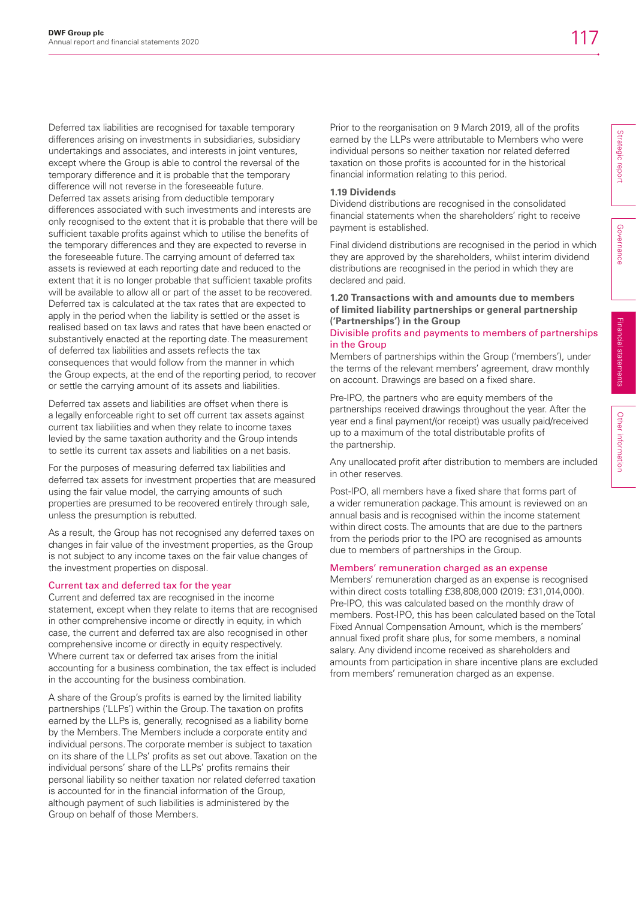Deferred tax liabilities are recognised for taxable temporary differences arising on investments in subsidiaries, subsidiary undertakings and associates, and interests in joint ventures, except where the Group is able to control the reversal of the temporary difference and it is probable that the temporary difference will not reverse in the foreseeable future. Deferred tax assets arising from deductible temporary differences associated with such investments and interests are only recognised to the extent that it is probable that there will be sufficient taxable profits against which to utilise the benefits of the temporary differences and they are expected to reverse in the foreseeable future. The carrying amount of deferred tax assets is reviewed at each reporting date and reduced to the extent that it is no longer probable that sufficient taxable profits will be available to allow all or part of the asset to be recovered. Deferred tax is calculated at the tax rates that are expected to apply in the period when the liability is settled or the asset is realised based on tax laws and rates that have been enacted or substantively enacted at the reporting date. The measurement of deferred tax liabilities and assets reflects the tax consequences that would follow from the manner in which the Group expects, at the end of the reporting period, to recover or settle the carrying amount of its assets and liabilities.

Deferred tax assets and liabilities are offset when there is a legally enforceable right to set off current tax assets against current tax liabilities and when they relate to income taxes levied by the same taxation authority and the Group intends to settle its current tax assets and liabilities on a net basis.

For the purposes of measuring deferred tax liabilities and deferred tax assets for investment properties that are measured using the fair value model, the carrying amounts of such properties are presumed to be recovered entirely through sale, unless the presumption is rebutted.

As a result, the Group has not recognised any deferred taxes on changes in fair value of the investment properties, as the Group is not subject to any income taxes on the fair value changes of the investment properties on disposal.

#### Current tax and deferred tax for the year

Current and deferred tax are recognised in the income statement, except when they relate to items that are recognised in other comprehensive income or directly in equity, in which case, the current and deferred tax are also recognised in other comprehensive income or directly in equity respectively. Where current tax or deferred tax arises from the initial accounting for a business combination, the tax effect is included in the accounting for the business combination.

A share of the Group's profits is earned by the limited liability partnerships ('LLPs') within the Group. The taxation on profits earned by the LLPs is, generally, recognised as a liability borne by the Members. The Members include a corporate entity and individual persons. The corporate member is subject to taxation on its share of the LLPs' profits as set out above. Taxation on the individual persons' share of the LLPs' profits remains their personal liability so neither taxation nor related deferred taxation is accounted for in the financial information of the Group, although payment of such liabilities is administered by the Group on behalf of those Members.

Prior to the reorganisation on 9 March 2019, all of the profits earned by the LLPs were attributable to Members who were individual persons so neither taxation nor related deferred taxation on those profits is accounted for in the historical financial information relating to this period.

### 1.19 Dividends

Dividend distributions are recognised in the consolidated financial statements when the shareholders' right to receive payment is established.

Final dividend distributions are recognised in the period in which they are approved by the shareholders, whilst interim dividend distributions are recognised in the period in which they are declared and paid.

### 1.20 Transactions with and amounts due to members of limited liability partnerships or general partnership ('Partnerships') in the Group

#### Divisible profits and payments to members of partnerships in the Group

Members of partnerships within the Group ('members'), under the terms of the relevant members' agreement, draw monthly on account. Drawings are based on a fixed share.

Pre-IPO, the partners who are equity members of the partnerships received drawings throughout the year. After the year end a final payment/(or receipt) was usually paid/received up to a maximum of the total distributable profits of the partnership.

Any unallocated profit after distribution to members are included in other reserves.

Post-IPO, all members have a fixed share that forms part of a wider remuneration package. This amount is reviewed on an annual basis and is recognised within the income statement within direct costs. The amounts that are due to the partners from the periods prior to the IPO are recognised as amounts due to members of partnerships in the Group.

#### Members' remuneration charged as an expense

Members' remuneration charged as an expense is recognised within direct costs totalling £38,808,000 (2019: £31,014,000). Pre-IPO, this was calculated based on the monthly draw of members. Post-IPO, this has been calculated based on the Total Fixed Annual Compensation Amount, which is the members' annual fixed profit share plus, for some members, a nominal salary. Any dividend income received as shareholders and amounts from participation in share incentive plans are excluded from members' remuneration charged as an expense.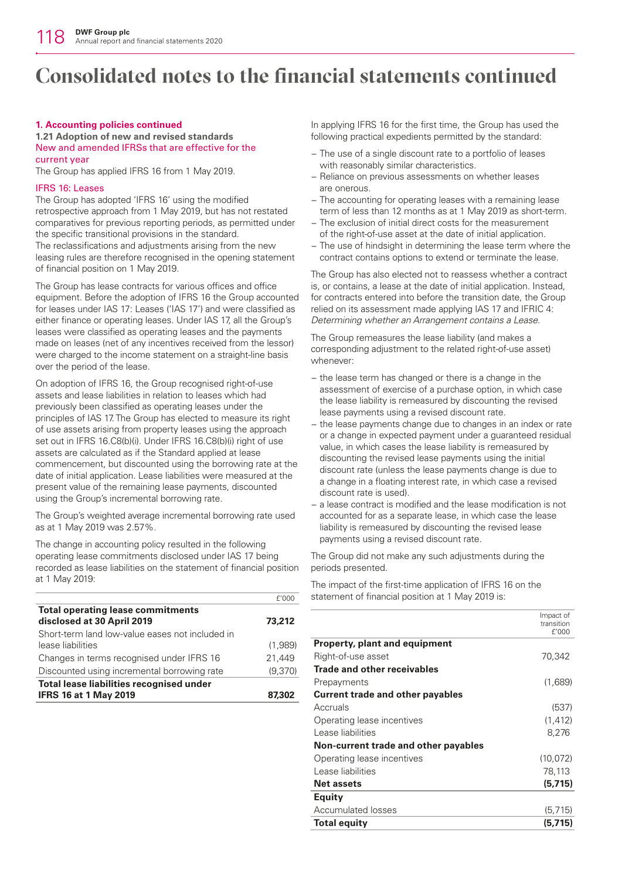# Consolidated notes to the financial statements continued

**1. Accounting policies continued**

**1.21 Adoption of new and revised standards**

New and amended IFRSs that are effective for the current year

The Group has applied IFRS 16 from 1 May 2019.

IFRS 16: Leases

The Group has adopted 'IFRS 16' using the modified retrospective approach from 1 May 2019, but has not restated comparatives for previous reporting periods, as permitted under the specific transitional provisions in the standard. The reclassifications and adjustments arising from the new leasing rules are therefore recognised in the opening statement of financial position on 1 May 2019.

The Group has lease contracts for various offices and office equipment. Before the adoption of IFRS 16 the Group accounted for leases under IAS 17: Leases ('IAS 17') and were classified as either finance or operating leases. Under IAS 17, all the Group's leases were classified as operating leases and the payments made on leases (net of any incentives received from the lessor) were charged to the income statement on a straight-line basis over the period of the lease.

On adoption of IFRS 16, the Group recognised right-of-use assets and lease liabilities in relation to leases which had previously been classified as operating leases under the principles of IAS 17. The Group has elected to measure its right of use assets arising from property leases using the approach set out in IFRS 16.C8(b)(i). Under IFRS 16.C8(b)(i) right of use assets are calculated as if the Standard applied at lease commencement, but discounted using the borrowing rate at the date of initial application. Lease liabilities were measured at the present value of the remaining lease payments, discounted using the Group's incremental borrowing rate.

The Group's weighted average incremental borrowing rate used as at 1 May 2019 was 2.57%.

The change in accounting policy resulted in the following operating lease commitments disclosed under IAS 17 being recorded as lease liabilities on the statement of financial position at 1 May 2019:

| | £'000 |
|---|---|
| **Total operating lease commitments disclosed at 30 April 2019** | **73,212** |
| Short-term land low-value eases not included in lease liabilities | (1,989) |
| Changes in terms recognised under IFRS 16 | 21,449 |
| Discounted using incremental borrowing rate | (9,370) |
| **Total lease liabilities recognised under IFRS 16 at 1 May 2019** | **87,302** |

In applying IFRS 16 for the first time, the Group has used the following practical expedients permitted by the standard:

- The use of a single discount rate to a portfolio of leases with reasonably similar characteristics.
- Reliance on previous assessments on whether leases are onerous.
- The accounting for operating leases with a remaining lease term of less than 12 months as at 1 May 2019 as short-term.
- The exclusion of initial direct costs for the measurement of the right-of-use asset at the date of initial application.
- The use of hindsight in determining the lease term where the contract contains options to extend or terminate the lease.

The Group has also elected not to reassess whether a contract is, or contains, a lease at the date of initial application. Instead, for contracts entered into before the transition date, the Group relied on its assessment made applying IAS 17 and IFRIC 4: *Determining whether an Arrangement contains a Lease*.

The Group remeasures the lease liability (and makes a corresponding adjustment to the related right-of-use asset) whenever:

- the lease term has changed or there is a change in the assessment of exercise of a purchase option, in which case the lease liability is remeasured by discounting the revised lease payments using a revised discount rate.
- the lease payments change due to changes in an index or rate or a change in expected payment under a guaranteed residual value, in which cases the lease liability is remeasured by discounting the revised lease payments using the initial discount rate (unless the lease payments change is due to a change in a floating interest rate, in which case a revised discount rate is used).
- a lease contract is modified and the lease modification is not accounted for as a separate lease, in which case the lease liability is remeasured by discounting the revised lease payments using a revised discount rate.

The Group did not make any such adjustments during the periods presented.

The impact of the first-time application of IFRS 16 on the statement of financial position at 1 May 2019 is:

| | Impact of transition £'000 |
|---|---|
| **Property, plant and equipment** | |
| Right-of-use asset | 70,342 |
| **Trade and other receivables** | |
| Prepayments | (1,689) |
| **Current trade and other payables** | |
| Accruals | (537) |
| Operating lease incentives | (1,412) |
| Lease liabilities | 8,276 |
| **Non-current trade and other payables** | |
| Operating lease incentives | (10,072) |
| Lease liabilities | 78,113 |
| **Net assets** | **(5,715)** |
| **Equity** | |
| Accumulated losses | (5,715) |
| **Total equity** | **(5,715)** |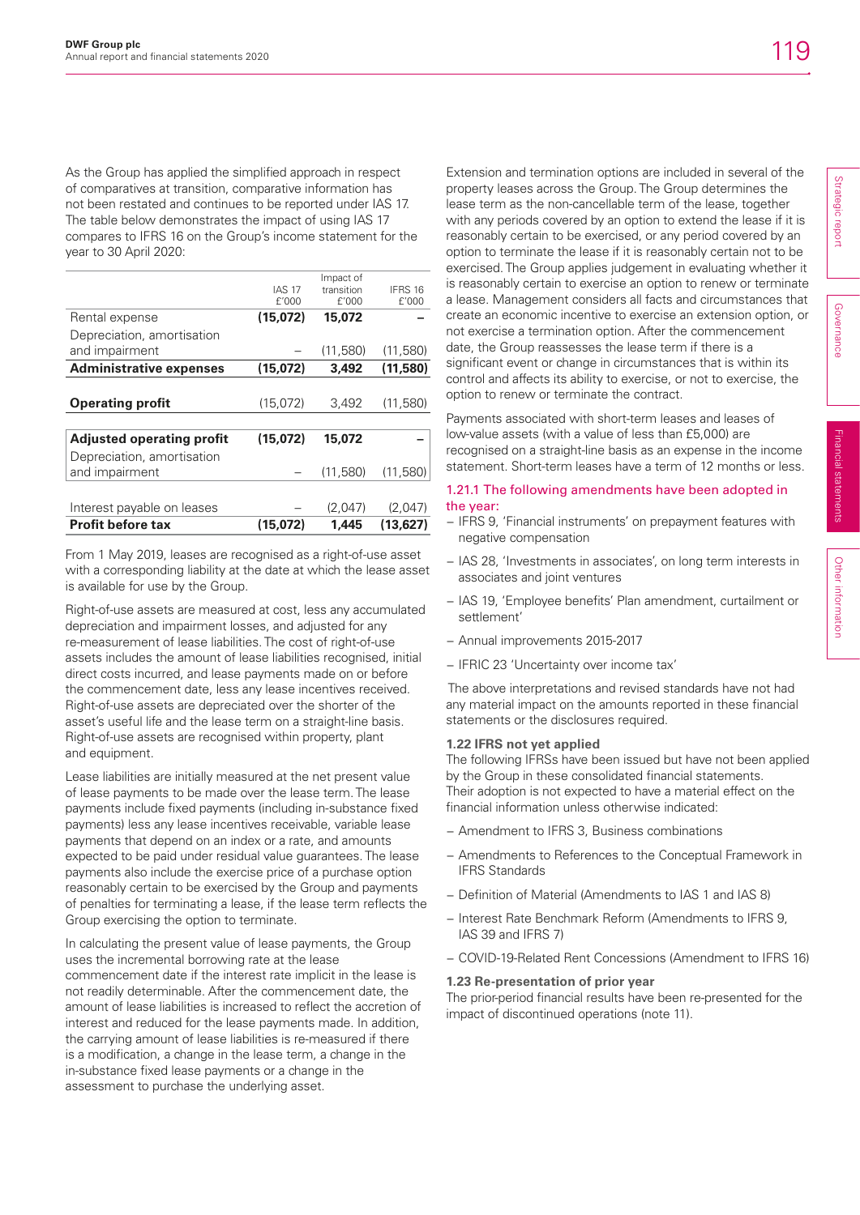As the Group has applied the simplified approach in respect of comparatives at transition, comparative information has not been restated and continues to be reported under IAS 17. The table below demonstrates the impact of using IAS 17 compares to IFRS 16 on the Group's income statement for the year to 30 April 2020:

| | IAS 17 £'000 | Impact of transition £'000 | IFRS 16 £'000 |
|---|---|---|---|
| Rental expense | **(15,072)** | **15,072** | **–** |
| Depreciation, amortisation and impairment | – | (11,580) | (11,580) |
| **Administrative expenses** | **(15,072)** | **3,492** | **(11,580)** |
| **Operating profit** | (15,072) | 3,492 | (11,580) |
| **Adjusted operating profit** | **(15,072)** | **15,072** | **–** |
| Depreciation, amortisation and impairment | – | (11,580) | (11,580) |
| Interest payable on leases | – | (2,047) | (2,047) |
| **Profit before tax** | **(15,072)** | **1,445** | **(13,627)** |

From 1 May 2019, leases are recognised as a right-of-use asset with a corresponding liability at the date at which the lease asset is available for use by the Group.

Right-of-use assets are measured at cost, less any accumulated depreciation and impairment losses, and adjusted for any re-measurement of lease liabilities. The cost of right-of-use assets includes the amount of lease liabilities recognised, initial direct costs incurred, and lease payments made on or before the commencement date, less any lease incentives received. Right-of-use assets are depreciated over the shorter of the asset's useful life and the lease term on a straight-line basis. Right-of-use assets are recognised within property, plant and equipment.

Lease liabilities are initially measured at the net present value of lease payments to be made over the lease term. The lease payments include fixed payments (including in-substance fixed payments) less any lease incentives receivable, variable lease payments that depend on an index or a rate, and amounts expected to be paid under residual value guarantees. The lease payments also include the exercise price of a purchase option reasonably certain to be exercised by the Group and payments of penalties for terminating a lease, if the lease term reflects the Group exercising the option to terminate.

In calculating the present value of lease payments, the Group uses the incremental borrowing rate at the lease commencement date if the interest rate implicit in the lease is not readily determinable. After the commencement date, the amount of lease liabilities is increased to reflect the accretion of interest and reduced for the lease payments made. In addition, the carrying amount of lease liabilities is re-measured if there is a modification, a change in the lease term, a change in the in-substance fixed lease payments or a change in the assessment to purchase the underlying asset.

Extension and termination options are included in several of the property leases across the Group. The Group determines the lease term as the non-cancellable term of the lease, together with any periods covered by an option to extend the lease if it is reasonably certain to be exercised, or any period covered by an option to terminate the lease if it is reasonably certain not to be exercised. The Group applies judgement in evaluating whether it is reasonably certain to exercise an option to renew or terminate a lease. Management considers all facts and circumstances that create an economic incentive to exercise an extension option, or not exercise a termination option. After the commencement date, the Group reassesses the lease term if there is a significant event or change in circumstances that is within its control and affects its ability to exercise, or not to exercise, the option to renew or terminate the contract.

Payments associated with short-term leases and leases of low-value assets (with a value of less than £5,000) are recognised on a straight-line basis as an expense in the income statement. Short-term leases have a term of 12 months or less.

### 1.21.1 The following amendments have been adopted in the year:

- IFRS 9, 'Financial instruments' on prepayment features with negative compensation
- IAS 28, 'Investments in associates', on long term interests in associates and joint ventures
- IAS 19, 'Employee benefits' Plan amendment, curtailment or settlement'
- Annual improvements 2015-2017
- IFRIC 23 'Uncertainty over income tax'

The above interpretations and revised standards have not had any material impact on the amounts reported in these financial statements or the disclosures required.

### 1.22 IFRS not yet applied

The following IFRSs have been issued but have not been applied by the Group in these consolidated financial statements. Their adoption is not expected to have a material effect on the financial information unless otherwise indicated:

- Amendment to IFRS 3, Business combinations
- Amendments to References to the Conceptual Framework in IFRS Standards
- Definition of Material (Amendments to IAS 1 and IAS 8)
- Interest Rate Benchmark Reform (Amendments to IFRS 9, IAS 39 and IFRS 7)
- COVID-19-Related Rent Concessions (Amendment to IFRS 16)

### 1.23 Re-presentation of prior year

The prior-period financial results have been re-presented for the impact of discontinued operations (note 11).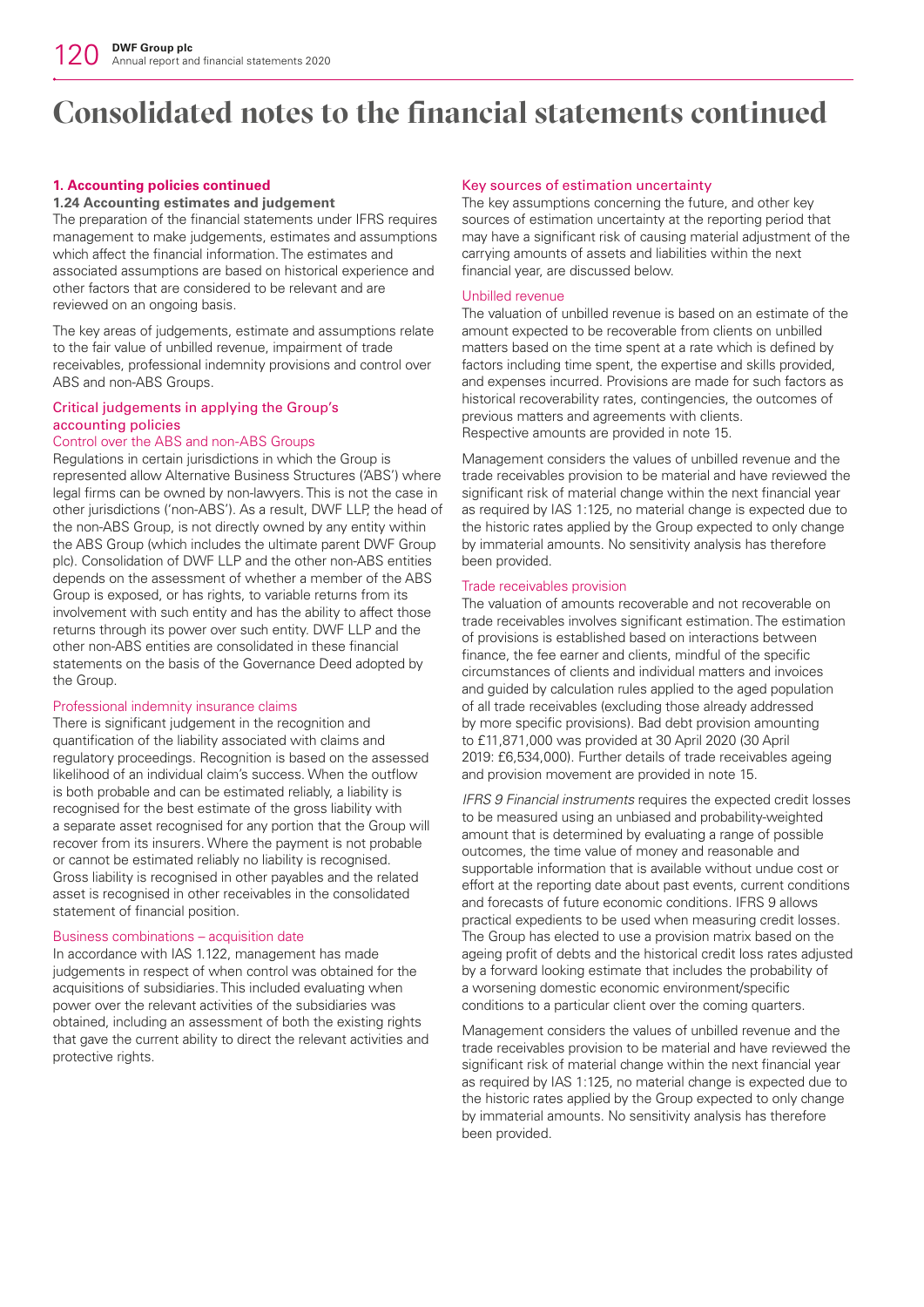# Consolidated notes to the financial statements continued

**1. Accounting policies continued**

**1.24 Accounting estimates and judgement**

The preparation of the financial statements under IFRS requires management to make judgements, estimates and assumptions which affect the financial information. The estimates and associated assumptions are based on historical experience and other factors that are considered to be relevant and are reviewed on an ongoing basis.

The key areas of judgements, estimate and assumptions relate to the fair value of unbilled revenue, impairment of trade receivables, professional indemnity provisions and control over ABS and non-ABS Groups.

## Critical judgements in applying the Group's accounting policies

### Control over the ABS and non-ABS Groups

Regulations in certain jurisdictions in which the Group is represented allow Alternative Business Structures ('ABS') where legal firms can be owned by non-lawyers. This is not the case in other jurisdictions ('non-ABS'). As a result, DWF LLP, the head of the non-ABS Group, is not directly owned by any entity within the ABS Group (which includes the ultimate parent DWF Group plc). Consolidation of DWF LLP and the other non-ABS entities depends on the assessment of whether a member of the ABS Group is exposed, or has rights, to variable returns from its involvement with such entity and has the ability to affect those returns through its power over such entity. DWF LLP and the other non-ABS entities are consolidated in these financial statements on the basis of the Governance Deed adopted by the Group.

### Professional indemnity insurance claims

There is significant judgement in the recognition and quantification of the liability associated with claims and regulatory proceedings. Recognition is based on the assessed likelihood of an individual claim's success. When the outflow is both probable and can be estimated reliably, a liability is recognised for the best estimate of the gross liability with a separate asset recognised for any portion that the Group will recover from its insurers. Where the payment is not probable or cannot be estimated reliably no liability is recognised. Gross liability is recognised in other payables and the related asset is recognised in other receivables in the consolidated statement of financial position.

### Business combinations – acquisition date

In accordance with IAS 1.122, management has made judgements in respect of when control was obtained for the acquisitions of subsidiaries. This included evaluating when power over the relevant activities of the subsidiaries was obtained, including an assessment of both the existing rights that gave the current ability to direct the relevant activities and protective rights.

## Key sources of estimation uncertainty

The key assumptions concerning the future, and other key sources of estimation uncertainty at the reporting period that may have a significant risk of causing material adjustment of the carrying amounts of assets and liabilities within the next financial year, are discussed below.

### Unbilled revenue

The valuation of unbilled revenue is based on an estimate of the amount expected to be recoverable from clients on unbilled matters based on the time spent at a rate which is defined by factors including time spent, the expertise and skills provided, and expenses incurred. Provisions are made for such factors as historical recoverability rates, contingencies, the outcomes of previous matters and agreements with clients.
Respective amounts are provided in note 15.

Management considers the values of unbilled revenue and the trade receivables provision to be material and have reviewed the significant risk of material change within the next financial year as required by IAS 1:125, no material change is expected due to the historic rates applied by the Group expected to only change by immaterial amounts. No sensitivity analysis has therefore been provided.

### Trade receivables provision

The valuation of amounts recoverable and not recoverable on trade receivables involves significant estimation. The estimation of provisions is established based on interactions between finance, the fee earner and clients, mindful of the specific circumstances of clients and individual matters and invoices and guided by calculation rules applied to the aged population of all trade receivables (excluding those already addressed by more specific provisions). Bad debt provision amounting to £11,871,000 was provided at 30 April 2020 (30 April 2019: £6,534,000). Further details of trade receivables ageing and provision movement are provided in note 15.

*IFRS 9 Financial instruments* requires the expected credit losses to be measured using an unbiased and probability-weighted amount that is determined by evaluating a range of possible outcomes, the time value of money and reasonable and supportable information that is available without undue cost or effort at the reporting date about past events, current conditions and forecasts of future economic conditions. IFRS 9 allows practical expedients to be used when measuring credit losses. The Group has elected to use a provision matrix based on the ageing profit of debts and the historical credit loss rates adjusted by a forward looking estimate that includes the probability of a worsening domestic economic environment/specific conditions to a particular client over the coming quarters.

Management considers the values of unbilled revenue and the trade receivables provision to be material and have reviewed the significant risk of material change within the next financial year as required by IAS 1:125, no material change is expected due to the historic rates applied by the Group expected to only change by immaterial amounts. No sensitivity analysis has therefore been provided.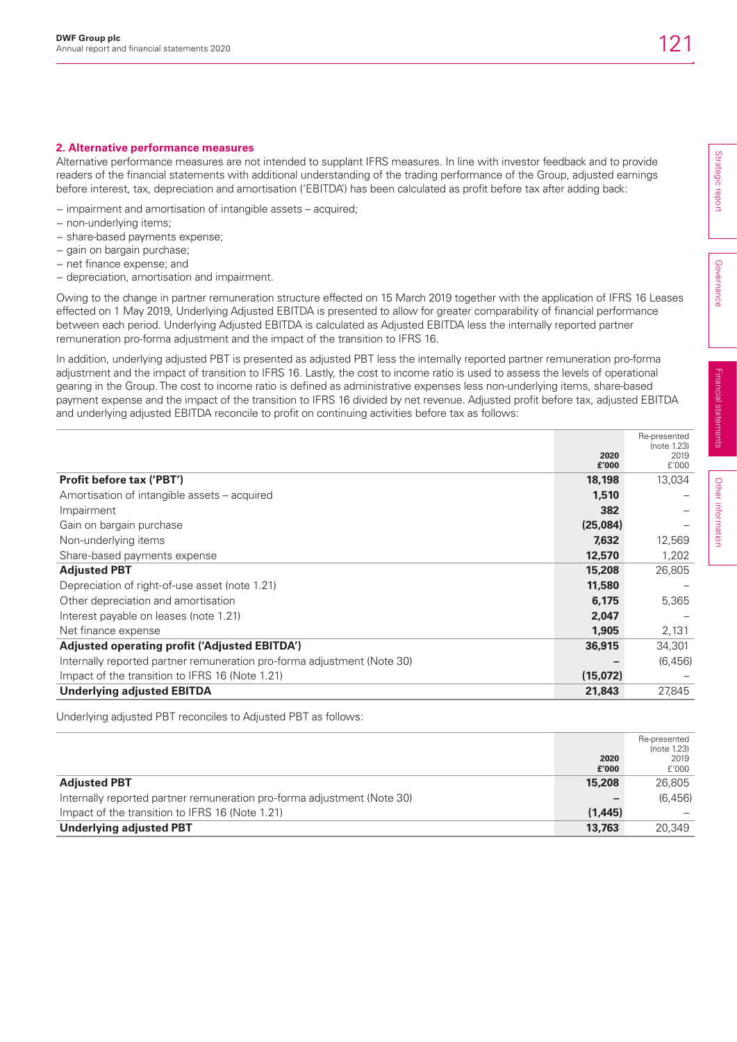## 2. Alternative performance measures

Alternative performance measures are not intended to supplant IFRS measures. In line with investor feedback and to provide readers of the financial statements with additional understanding of the trading performance of the Group, adjusted earnings before interest, tax, depreciation and amortisation ('EBITDA') has been calculated as profit before tax after adding back:

- impairment and amortisation of intangible assets – acquired;
- non-underlying items;
- share-based payments expense;
- gain on bargain purchase;
- net finance expense; and
- depreciation, amortisation and impairment.

Owing to the change in partner remuneration structure effected on 15 March 2019 together with the application of IFRS 16 Leases effected on 1 May 2019, Underlying Adjusted EBITDA is presented to allow for greater comparability of financial performance between each period. Underlying Adjusted EBITDA is calculated as Adjusted EBITDA less the internally reported partner remuneration pro-forma adjustment and the impact of the transition to IFRS 16.

In addition, underlying adjusted PBT is presented as adjusted PBT less the internally reported partner remuneration pro-forma adjustment and the impact of transition to IFRS 16. Lastly, the cost to income ratio is used to assess the levels of operational gearing in the Group. The cost to income ratio is defined as administrative expenses less non-underlying items, share-based payment expense and the impact of the transition to IFRS 16 divided by net revenue. Adjusted profit before tax, adjusted EBITDA and underlying adjusted EBITDA reconcile to profit on continuing activities before tax as follows:

| | 2020 £'000 | Re-presented (note 1.23) 2019 £'000 |
|---|---|---|
| **Profit before tax ('PBT')** | **18,198** | 13,034 |
| Amortisation of intangible assets – acquired | **1,510** | – |
| Impairment | **382** | – |
| Gain on bargain purchase | **(25,084)** | – |
| Non-underlying items | **7,632** | 12,569 |
| Share-based payments expense | **12,570** | 1,202 |
| **Adjusted PBT** | **15,208** | 26,805 |
| Depreciation of right-of-use asset (note 1.21) | **11,580** | – |
| Other depreciation and amortisation | **6,175** | 5,365 |
| Interest payable on leases (note 1.21) | **2,047** | – |
| Net finance expense | **1,905** | 2,131 |
| **Adjusted operating profit ('Adjusted EBITDA')** | **36,915** | 34,301 |
| Internally reported partner remuneration pro-forma adjustment (Note 30) | **–** | (6,456) |
| Impact of the transition to IFRS 16 (Note 1.21) | **(15,072)** | – |
| **Underlying adjusted EBITDA** | **21,843** | 27,845 |

Underlying adjusted PBT reconciles to Adjusted PBT as follows:

| | 2020 £'000 | Re-presented (note 1.23) 2019 £'000 |
|---|---|---|
| **Adjusted PBT** | **15,208** | 26,805 |
| Internally reported partner remuneration pro-forma adjustment (Note 30) | **–** | (6,456) |
| Impact of the transition to IFRS 16 (Note 1.21) | **(1,445)** | – |
| **Underlying adjusted PBT** | **13,763** | 20,349 |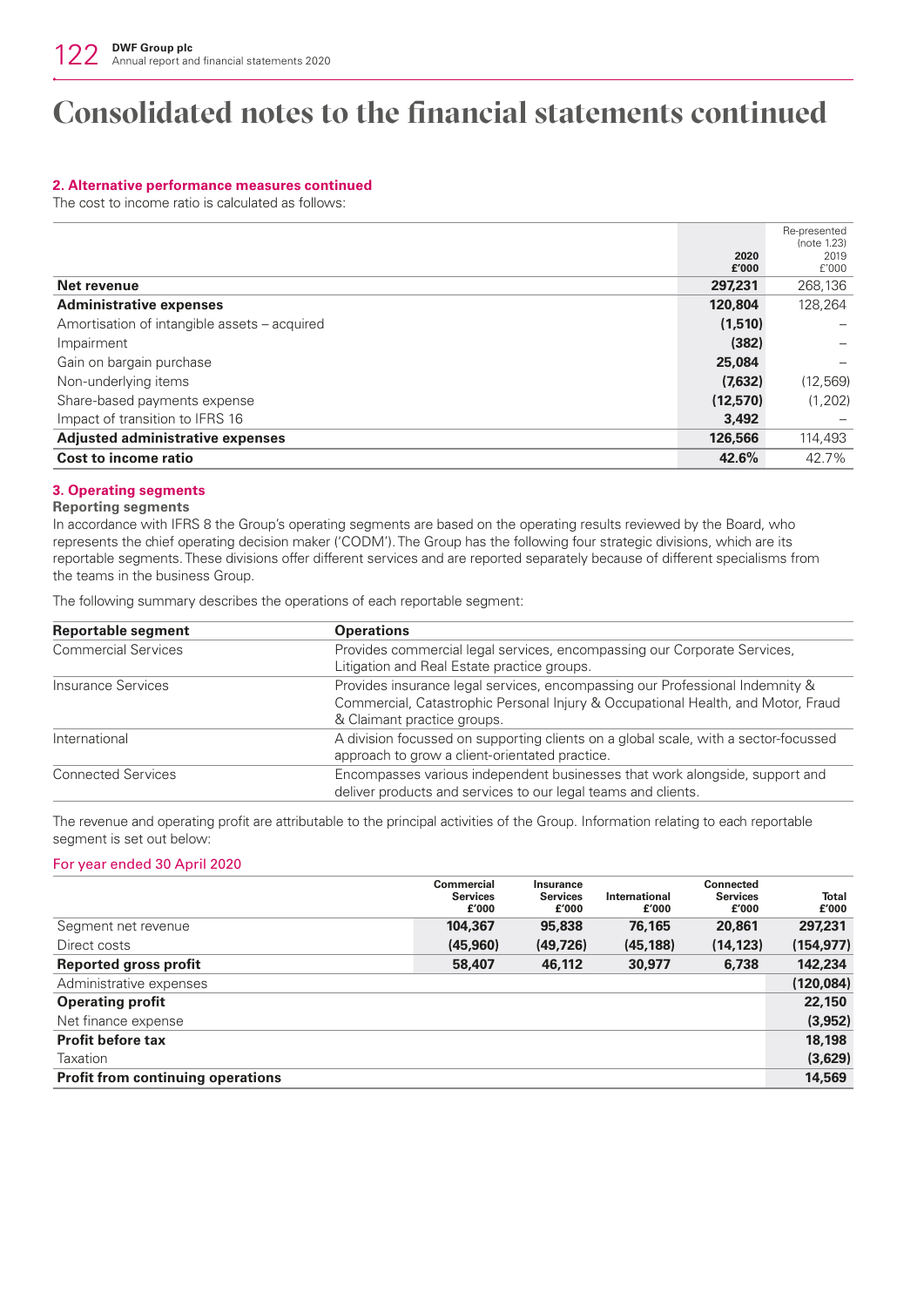# Consolidated notes to the financial statements continued

## 2. Alternative performance measures continued

The cost to income ratio is calculated as follows:

| | 2020 £'000 | Re-presented (note 1.23) 2019 £'000 |
|---|---|---|
| **Net revenue** | **297,231** | 268,136 |
| **Administrative expenses** | **120,804** | 128,264 |
| Amortisation of intangible assets – acquired | **(1,510)** | – |
| Impairment | **(382)** | – |
| Gain on bargain purchase | **25,084** | – |
| Non-underlying items | **(7,632)** | (12,569) |
| Share-based payments expense | **(12,570)** | (1,202) |
| Impact of transition to IFRS 16 | **3,492** | – |
| **Adjusted administrative expenses** | **126,566** | 114,493 |
| **Cost to income ratio** | **42.6%** | 42.7% |

## 3. Operating segments

### Reporting segments

In accordance with IFRS 8 the Group's operating segments are based on the operating results reviewed by the Board, who represents the chief operating decision maker ('CODM'). The Group has the following four strategic divisions, which are its reportable segments. These divisions offer different services and are reported separately because of different specialisms from the teams in the business Group.

The following summary describes the operations of each reportable segment:

| Reportable segment | Operations |
|---|---|
| Commercial Services | Provides commercial legal services, encompassing our Corporate Services, Litigation and Real Estate practice groups. |
| Insurance Services | Provides insurance legal services, encompassing our Professional Indemnity & Commercial, Catastrophic Personal Injury & Occupational Health, and Motor, Fraud & Claimant practice groups. |
| International | A division focussed on supporting clients on a global scale, with a sector-focussed approach to grow a client-orientated practice. |
| Connected Services | Encompasses various independent businesses that work alongside, support and deliver products and services to our legal teams and clients. |

The revenue and operating profit are attributable to the principal activities of the Group. Information relating to each reportable segment is set out below:

For year ended 30 April 2020

| | Commercial Services £'000 | Insurance Services £'000 | International £'000 | Connected Services £'000 | Total £'000 |
|---|---|---|---|---|---|
| Segment net revenue | **104,367** | **95,838** | **76,165** | **20,861** | **297,231** |
| Direct costs | **(45,960)** | **(49,726)** | **(45,188)** | **(14,123)** | **(154,977)** |
| **Reported gross profit** | **58,407** | **46,112** | **30,977** | **6,738** | **142,234** |
| Administrative expenses | | | | | **(120,084)** |
| **Operating profit** | | | | | **22,150** |
| Net finance expense | | | | | **(3,952)** |
| **Profit before tax** | | | | | **18,198** |
| Taxation | | | | | **(3,629)** |
| **Profit from continuing operations** | | | | | **14,569** |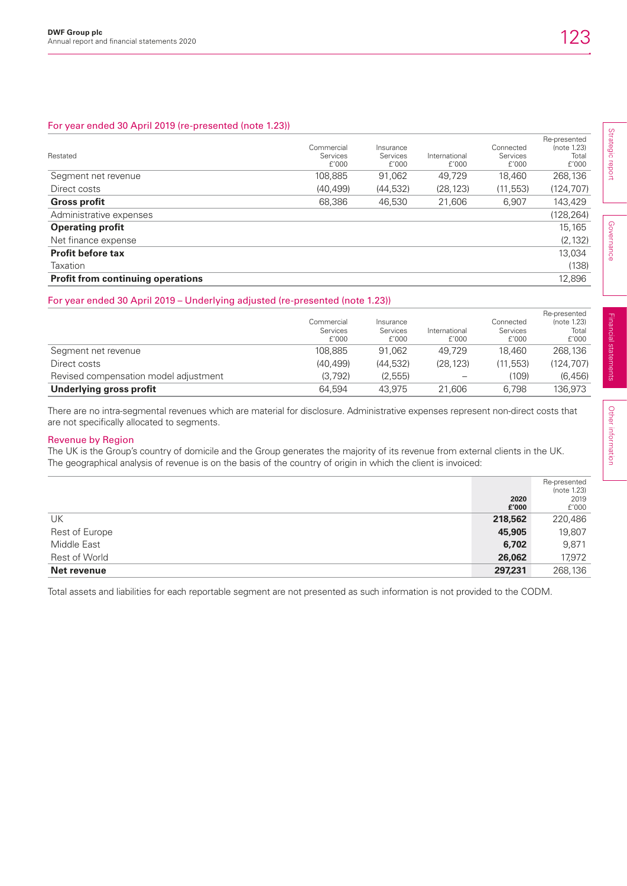### For year ended 30 April 2019 (re-presented (note 1.23))

| Restated | Commercial Services £'000 | Insurance Services £'000 | International £'000 | Connected Services £'000 | Re-presented (note 1.23) Total £'000 |
|---|---|---|---|---|---|
| Segment net revenue | 108,885 | 91,062 | 49,729 | 18,460 | 268,136 |
| Direct costs | (40,499) | (44,532) | (28,123) | (11,553) | (124,707) |
| **Gross profit** | 68,386 | 46,530 | 21,606 | 6,907 | 143,429 |
| Administrative expenses | | | | | (128,264) |
| **Operating profit** | | | | | 15,165 |
| Net finance expense | | | | | (2,132) |
| **Profit before tax** | | | | | 13,034 |
| Taxation | | | | | (138) |
| **Profit from continuing operations** | | | | | 12,896 |

### For year ended 30 April 2019 – Underlying adjusted (re-presented (note 1.23))

| | Commercial Services £'000 | Insurance Services £'000 | International £'000 | Connected Services £'000 | Re-presented (note 1.23) Total £'000 |
|---|---|---|---|---|---|
| Segment net revenue | 108,885 | 91,062 | 49,729 | 18,460 | 268,136 |
| Direct costs | (40,499) | (44,532) | (28,123) | (11,553) | (124,707) |
| Revised compensation model adjustment | (3,792) | (2,555) | – | (109) | (6,456) |
| **Underlying gross profit** | 64,594 | 43,975 | 21,606 | 6,798 | 136,973 |

There are no intra-segmental revenues which are material for disclosure. Administrative expenses represent non-direct costs that are not specifically allocated to segments.

### Revenue by Region

The UK is the Group's country of domicile and the Group generates the majority of its revenue from external clients in the UK. The geographical analysis of revenue is on the basis of the country of origin in which the client is invoiced:

| | **2020 £'000** | Re-presented (note 1.23) 2019 £'000 |
|---|---|---|
| UK | **218,562** | 220,486 |
| Rest of Europe | **45,905** | 19,807 |
| Middle East | **6,702** | 9,871 |
| Rest of World | **26,062** | 17,972 |
| **Net revenue** | **297,231** | 268,136 |

Total assets and liabilities for each reportable segment are not presented as such information is not provided to the CODM.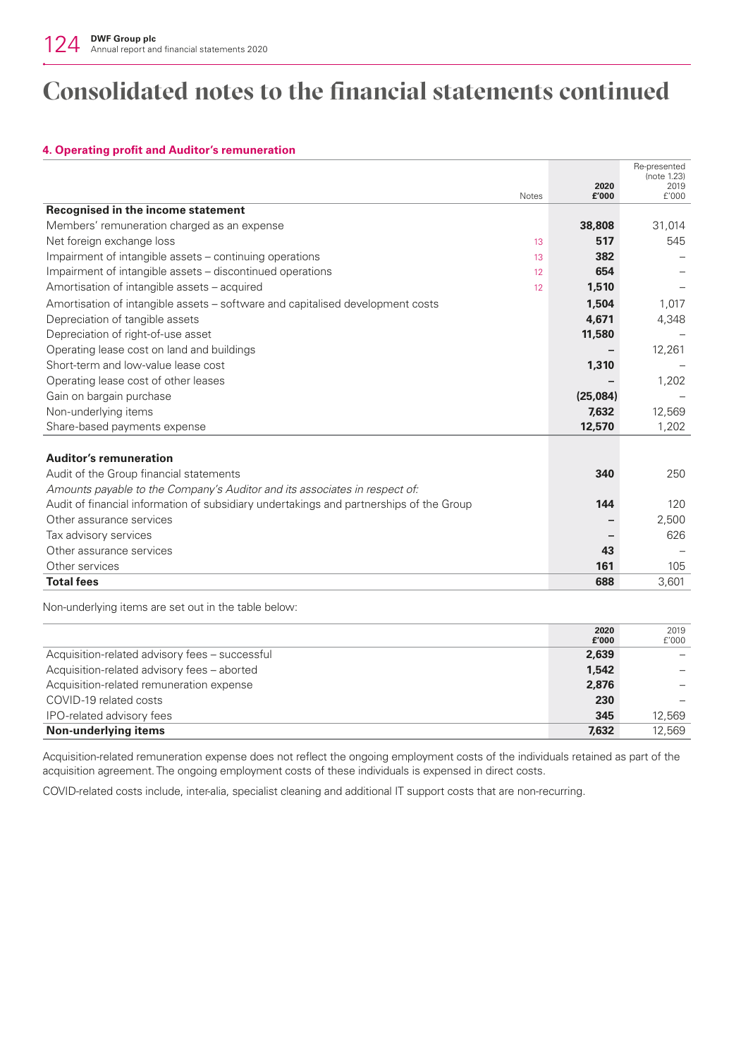# Consolidated notes to the financial statements continued

## 4. Operating profit and Auditor's remuneration

| | Notes | 2020 £'000 | Re-presented (note 1.23) 2019 £'000 |
|---|---|---|---|
| **Recognised in the income statement** | | | |
| Members' remuneration charged as an expense | | **38,808** | 31,014 |
| Net foreign exchange loss | 13 | **517** | 545 |
| Impairment of intangible assets – continuing operations | 13 | **382** | – |
| Impairment of intangible assets – discontinued operations | 12 | **654** | – |
| Amortisation of intangible assets – acquired | 12 | **1,510** | – |
| Amortisation of intangible assets – software and capitalised development costs | | **1,504** | 1,017 |
| Depreciation of tangible assets | | **4,671** | 4,348 |
| Depreciation of right-of-use asset | | **11,580** | – |
| Operating lease cost on land and buildings | | **–** | 12,261 |
| Short-term and low-value lease cost | | **1,310** | – |
| Operating lease cost of other leases | | **–** | 1,202 |
| Gain on bargain purchase | | **(25,084)** | – |
| Non-underlying items | | **7,632** | 12,569 |
| Share-based payments expense | | **12,570** | 1,202 |
| | | | |
| **Auditor's remuneration** | | | |
| Audit of the Group financial statements | | **340** | 250 |
| *Amounts payable to the Company's Auditor and its associates in respect of:* | | | |
| Audit of financial information of subsidiary undertakings and partnerships of the Group | | **144** | 120 |
| Other assurance services | | **–** | 2,500 |
| Tax advisory services | | **–** | 626 |
| Other assurance services | | **43** | – |
| Other services | | **161** | 105 |
| **Total fees** | | **688** | 3,601 |

Non-underlying items are set out in the table below:

| | 2020 £'000 | 2019 £'000 |
|---|---|---|
| Acquisition-related advisory fees – successful | **2,639** | – |
| Acquisition-related advisory fees – aborted | **1,542** | – |
| Acquisition-related remuneration expense | **2,876** | – |
| COVID-19 related costs | **230** | – |
| IPO-related advisory fees | **345** | 12,569 |
| **Non-underlying items** | **7,632** | 12,569 |

Acquisition-related remuneration expense does not reflect the ongoing employment costs of the individuals retained as part of the acquisition agreement. The ongoing employment costs of these individuals is expensed in direct costs.

COVID-related costs include, inter-alia, specialist cleaning and additional IT support costs that are non-recurring.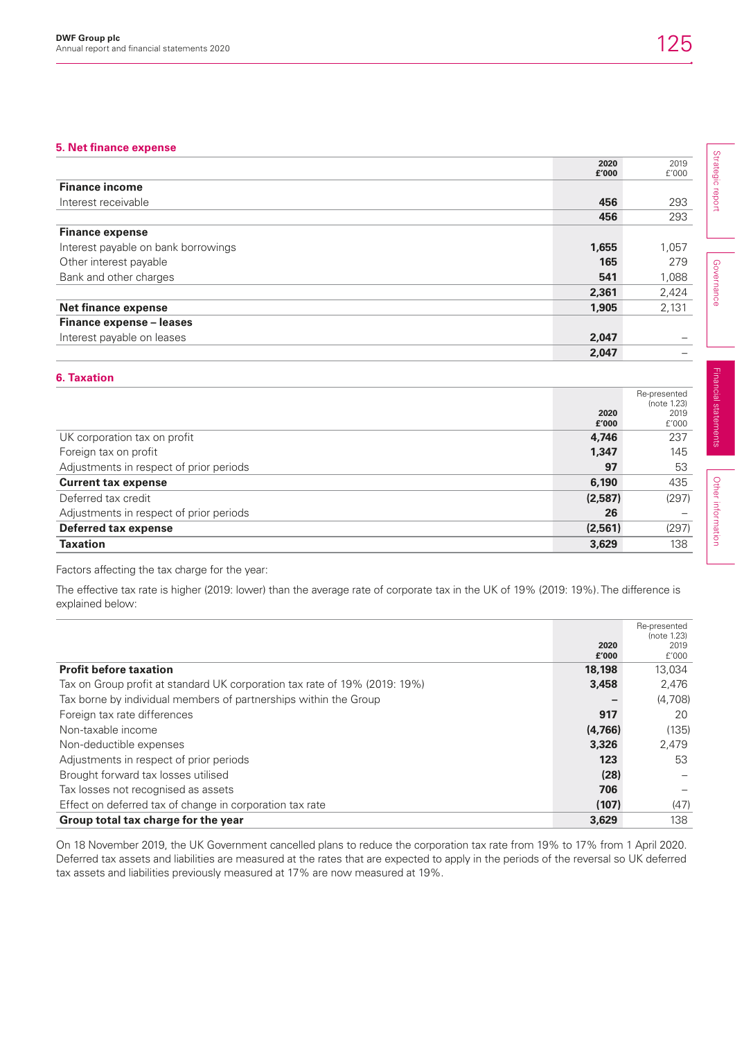## 5. Net finance expense

| | 2020 £'000 | 2019 £'000 |
|---|---|---|
| **Finance income** | | |
| Interest receivable | **456** | 293 |
| | **456** | 293 |
| **Finance expense** | | |
| Interest payable on bank borrowings | **1,655** | 1,057 |
| Other interest payable | **165** | 279 |
| Bank and other charges | **541** | 1,088 |
| | **2,361** | 2,424 |
| **Net finance expense** | **1,905** | 2,131 |
| **Finance expense – leases** | | |
| Interest payable on leases | **2,047** | – |
| | **2,047** | – |

## 6. Taxation

| | 2020 £'000 | Re-presented (note 1.23) 2019 £'000 |
|---|---|---|
| UK corporation tax on profit | **4,746** | 237 |
| Foreign tax on profit | **1,347** | 145 |
| Adjustments in respect of prior periods | **97** | 53 |
| **Current tax expense** | **6,190** | 435 |
| Deferred tax credit | **(2,587)** | (297) |
| Adjustments in respect of prior periods | **26** | – |
| **Deferred tax expense** | **(2,561)** | (297) |
| **Taxation** | **3,629** | 138 |

Factors affecting the tax charge for the year:

The effective tax rate is higher (2019: lower) than the average rate of corporate tax in the UK of 19% (2019: 19%). The difference is explained below:

| | 2020 £'000 | Re-presented (note 1.23) 2019 £'000 |
|---|---|---|
| **Profit before taxation** | **18,198** | 13,034 |
| Tax on Group profit at standard UK corporation tax rate of 19% (2019: 19%) | **3,458** | 2,476 |
| Tax borne by individual members of partnerships within the Group | **–** | (4,708) |
| Foreign tax rate differences | **917** | 20 |
| Non-taxable income | **(4,766)** | (135) |
| Non-deductible expenses | **3,326** | 2,479 |
| Adjustments in respect of prior periods | **123** | 53 |
| Brought forward tax losses utilised | **(28)** | – |
| Tax losses not recognised as assets | **706** | – |
| Effect on deferred tax of change in corporation tax rate | **(107)** | (47) |
| **Group total tax charge for the year** | **3,629** | 138 |

On 18 November 2019, the UK Government cancelled plans to reduce the corporation tax rate from 19% to 17% from 1 April 2020. Deferred tax assets and liabilities are measured at the rates that are expected to apply in the periods of the reversal so UK deferred tax assets and liabilities previously measured at 17% are now measured at 19%.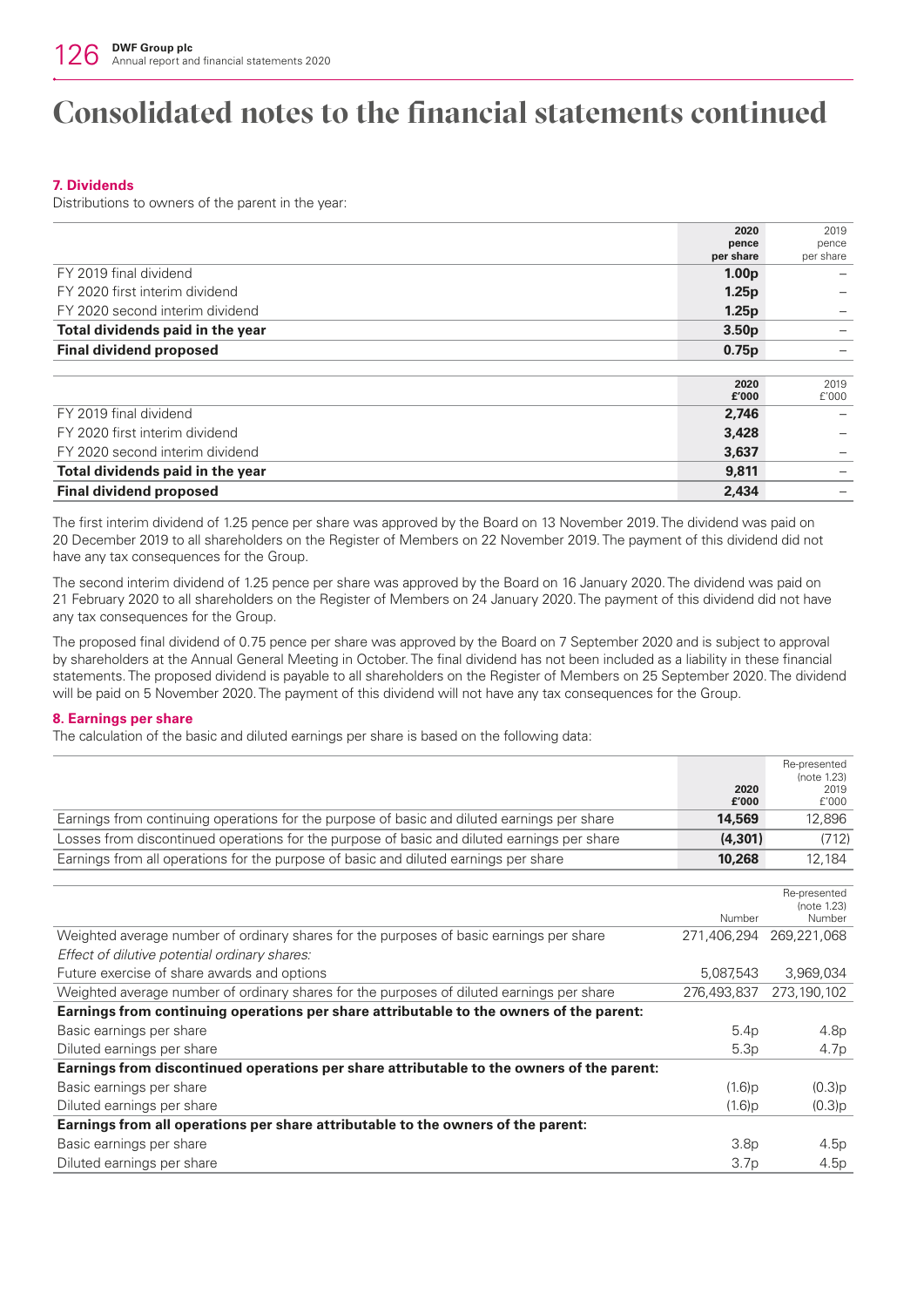# Consolidated notes to the financial statements continued

## 7. Dividends

Distributions to owners of the parent in the year:

| | 2020 pence per share | 2019 pence per share |
|---|---|---|
| FY 2019 final dividend | **1.00p** | – |
| FY 2020 first interim dividend | **1.25p** | – |
| FY 2020 second interim dividend | **1.25p** | – |
| **Total dividends paid in the year** | **3.50p** | – |
| **Final dividend proposed** | **0.75p** | – |

| | 2020 £'000 | 2019 £'000 |
|---|---|---|
| FY 2019 final dividend | **2,746** | – |
| FY 2020 first interim dividend | **3,428** | – |
| FY 2020 second interim dividend | **3,637** | – |
| **Total dividends paid in the year** | **9,811** | – |
| **Final dividend proposed** | **2,434** | – |

The first interim dividend of 1.25 pence per share was approved by the Board on 13 November 2019. The dividend was paid on 20 December 2019 to all shareholders on the Register of Members on 22 November 2019. The payment of this dividend did not have any tax consequences for the Group.

The second interim dividend of 1.25 pence per share was approved by the Board on 16 January 2020. The dividend was paid on 21 February 2020 to all shareholders on the Register of Members on 24 January 2020. The payment of this dividend did not have any tax consequences for the Group.

The proposed final dividend of 0.75 pence per share was approved by the Board on 7 September 2020 and is subject to approval by shareholders at the Annual General Meeting in October. The final dividend has not been included as a liability in these financial statements. The proposed dividend is payable to all shareholders on the Register of Members on 25 September 2020. The dividend will be paid on 5 November 2020. The payment of this dividend will not have any tax consequences for the Group.

## 8. Earnings per share

The calculation of the basic and diluted earnings per share is based on the following data:

| | 2020 £'000 | Re-presented (note 1.23) 2019 £'000 |
|---|---|---|
| Earnings from continuing operations for the purpose of basic and diluted earnings per share | **14,569** | 12,896 |
| Losses from discontinued operations for the purpose of basic and diluted earnings per share | **(4,301)** | (712) |
| Earnings from all operations for the purpose of basic and diluted earnings per share | **10,268** | 12,184 |

| | Number | Re-presented (note 1.23) Number |
|---|---|---|
| Weighted average number of ordinary shares for the purposes of basic earnings per share | 271,406,294 | 269,221,068 |
| *Effect of dilutive potential ordinary shares:* | | |
| Future exercise of share awards and options | 5,087,543 | 3,969,034 |
| Weighted average number of ordinary shares for the purposes of diluted earnings per share | 276,493,837 | 273,190,102 |
| **Earnings from continuing operations per share attributable to the owners of the parent:** | | |
| Basic earnings per share | 5.4p | 4.8p |
| Diluted earnings per share | 5.3p | 4.7p |
| **Earnings from discontinued operations per share attributable to the owners of the parent:** | | |
| Basic earnings per share | (1.6)p | (0.3)p |
| Diluted earnings per share | (1.6)p | (0.3)p |
| **Earnings from all operations per share attributable to the owners of the parent:** | | |
| Basic earnings per share | 3.8p | 4.5p |
| Diluted earnings per share | 3.7p | 4.5p |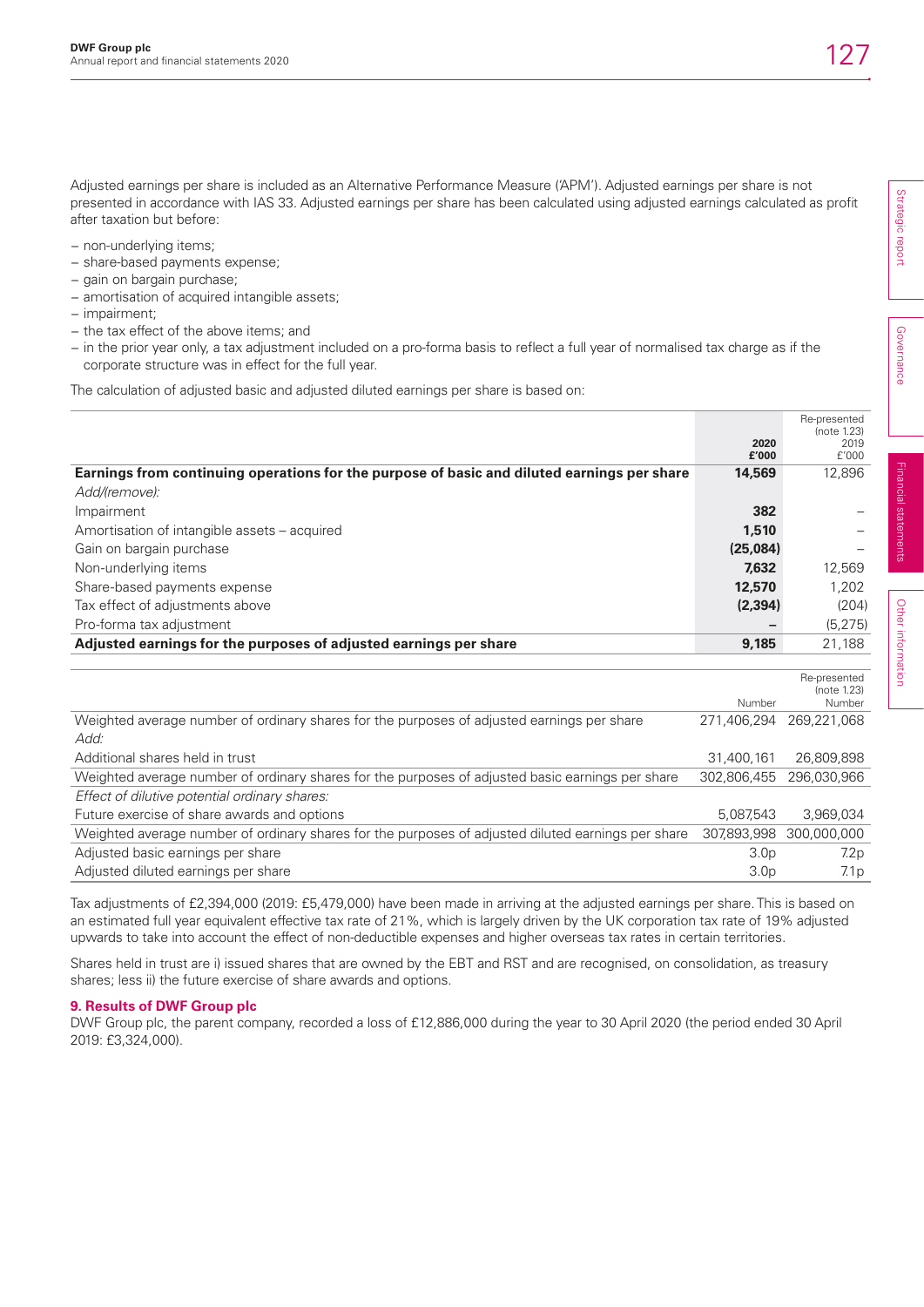Adjusted earnings per share is included as an Alternative Performance Measure ('APM'). Adjusted earnings per share is not presented in accordance with IAS 33. Adjusted earnings per share has been calculated using adjusted earnings calculated as profit after taxation but before:

- non-underlying items;
- share-based payments expense;
- gain on bargain purchase;
- amortisation of acquired intangible assets;
- impairment;
- the tax effect of the above items; and
- in the prior year only, a tax adjustment included on a pro-forma basis to reflect a full year of normalised tax charge as if the corporate structure was in effect for the full year.

The calculation of adjusted basic and adjusted diluted earnings per share is based on:

| | 2020 £'000 | Re-presented (note 1.23) 2019 £'000 |
|---|---|---|
| **Earnings from continuing operations for the purpose of basic and diluted earnings per share** | **14,569** | 12,896 |
| *Add/(remove):* | | |
| Impairment | **382** | – |
| Amortisation of intangible assets – acquired | **1,510** | – |
| Gain on bargain purchase | **(25,084)** | – |
| Non-underlying items | **7,632** | 12,569 |
| Share-based payments expense | **12,570** | 1,202 |
| Tax effect of adjustments above | **(2,394)** | (204) |
| Pro-forma tax adjustment | **–** | (5,275) |
| **Adjusted earnings for the purposes of adjusted earnings per share** | **9,185** | 21,188 |

| | Number | Re-presented (note 1.23) Number |
|---|---|---|
| Weighted average number of ordinary shares for the purposes of adjusted earnings per share | 271,406,294 | 269,221,068 |
| *Add:* | | |
| Additional shares held in trust | 31,400,161 | 26,809,898 |
| Weighted average number of ordinary shares for the purposes of adjusted basic earnings per share | 302,806,455 | 296,030,966 |
| *Effect of dilutive potential ordinary shares:* | | |
| Future exercise of share awards and options | 5,087,543 | 3,969,034 |
| Weighted average number of ordinary shares for the purposes of adjusted diluted earnings per share | 307,893,998 | 300,000,000 |
| Adjusted basic earnings per share | 3.0p | 7.2p |
| Adjusted diluted earnings per share | 3.0p | 7.1p |

Tax adjustments of £2,394,000 (2019: £5,479,000) have been made in arriving at the adjusted earnings per share. This is based on an estimated full year equivalent effective tax rate of 21%, which is largely driven by the UK corporation tax rate of 19% adjusted upwards to take into account the effect of non-deductible expenses and higher overseas tax rates in certain territories.

Shares held in trust are i) issued shares that are owned by the EBT and RST and are recognised, on consolidation, as treasury shares; less ii) the future exercise of share awards and options.

## 9. Results of DWF Group plc

DWF Group plc, the parent company, recorded a loss of £12,886,000 during the year to 30 April 2020 (the period ended 30 April 2019: £3,324,000).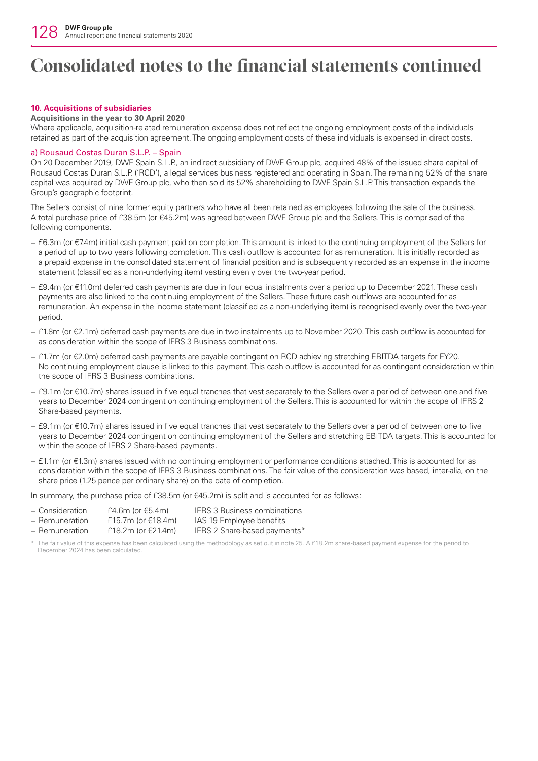# Consolidated notes to the financial statements continued

### 10. Acquisitions of subsidiaries

**Acquisitions in the year to 30 April 2020**

Where applicable, acquisition-related remuneration expense does not reflect the ongoing employment costs of the individuals retained as part of the acquisition agreement. The ongoing employment costs of these individuals is expensed in direct costs.

#### a) Rousaud Costas Duran S.L.P. – Spain

On 20 December 2019, DWF Spain S.L.P., an indirect subsidiary of DWF Group plc, acquired 48% of the issued share capital of Rousaud Costas Duran S.L.P. ('RCD'), a legal services business registered and operating in Spain. The remaining 52% of the share capital was acquired by DWF Group plc, who then sold its 52% shareholding to DWF Spain S.L.P. This transaction expands the Group's geographic footprint.

The Sellers consist of nine former equity partners who have all been retained as employees following the sale of the business. A total purchase price of £38.5m (or €45.2m) was agreed between DWF Group plc and the Sellers. This is comprised of the following components.

- £6.3m (or €7.4m) initial cash payment paid on completion. This amount is linked to the continuing employment of the Sellers for a period of up to two years following completion. This cash outflow is accounted for as remuneration. It is initially recorded as a prepaid expense in the consolidated statement of financial position and is subsequently recorded as an expense in the income statement (classified as a non-underlying item) vesting evenly over the two-year period.
- £9.4m (or €11.0m) deferred cash payments are due in four equal instalments over a period up to December 2021. These cash payments are also linked to the continuing employment of the Sellers. These future cash outflows are accounted for as remuneration. An expense in the income statement (classified as a non-underlying item) is recognised evenly over the two-year period.
- £1.8m (or €2.1m) deferred cash payments are due in two instalments up to November 2020. This cash outflow is accounted for as consideration within the scope of IFRS 3 Business combinations.
- £1.7m (or €2.0m) deferred cash payments are payable contingent on RCD achieving stretching EBITDA targets for FY20. No continuing employment clause is linked to this payment. This cash outflow is accounted for as contingent consideration within the scope of IFRS 3 Business combinations.
- £9.1m (or €10.7m) shares issued in five equal tranches that vest separately to the Sellers over a period of between one and five years to December 2024 contingent on continuing employment of the Sellers. This is accounted for within the scope of IFRS 2 Share-based payments.
- £9.1m (or €10.7m) shares issued in five equal tranches that vest separately to the Sellers over a period of between one to five years to December 2024 contingent on continuing employment of the Sellers and stretching EBITDA targets. This is accounted for within the scope of IFRS 2 Share-based payments.
- £1.1m (or €1.3m) shares issued with no continuing employment or performance conditions attached. This is accounted for as consideration within the scope of IFRS 3 Business combinations. The fair value of the consideration was based, inter-alia, on the share price (1.25 pence per ordinary share) on the date of completion.

In summary, the purchase price of £38.5m (or €45.2m) is split and is accounted for as follows:

| | | |
|---|---|---|
| – Consideration | £4.6m (or €5.4m) | IFRS 3 Business combinations |
| – Remuneration | £15.7m (or €18.4m) | IAS 19 Employee benefits |
| – Remuneration | £18.2m (or €21.4m) | IFRS 2 Share-based payments* |

\* The fair value of this expense has been calculated using the methodology as set out in note 25. A £18.2m share-based payment expense for the period to December 2024 has been calculated.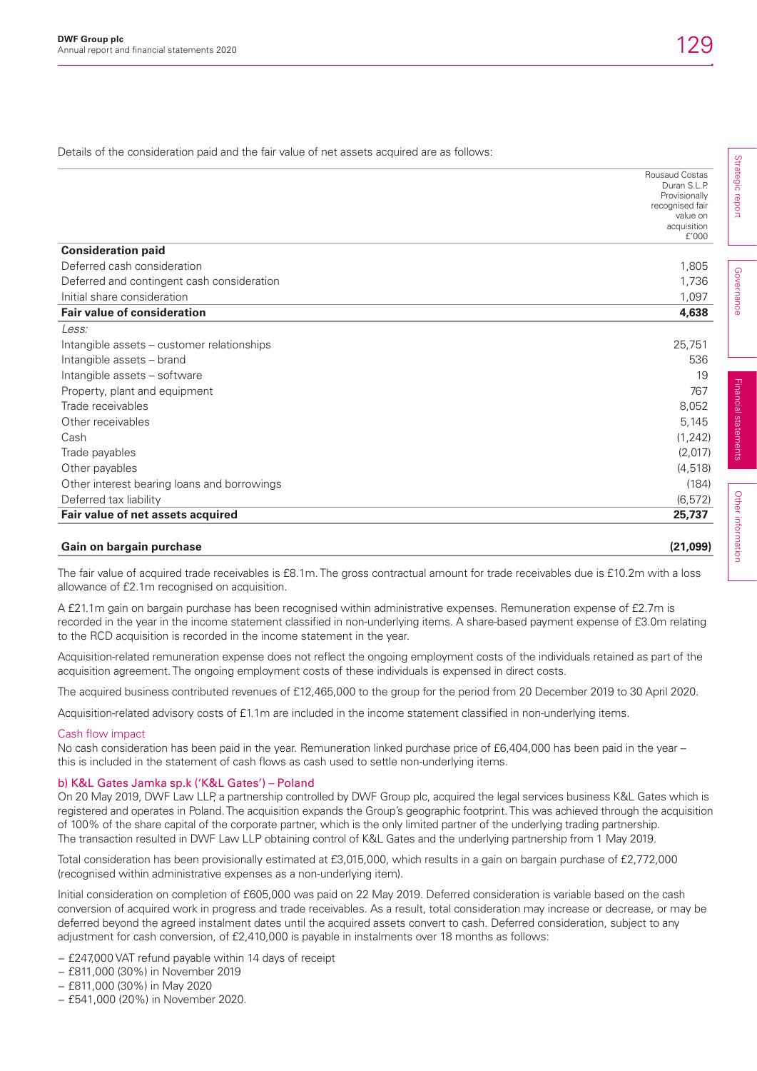Details of the consideration paid and the fair value of net assets acquired are as follows:

| | Rousaud Costas Duran S.L.P. Provisionally recognised fair value on acquisition £'000 |
|---|---|
| **Consideration paid** | |
| Deferred cash consideration | 1,805 |
| Deferred and contingent cash consideration | 1,736 |
| Initial share consideration | 1,097 |
| **Fair value of consideration** | **4,638** |
| *Less:* | |
| Intangible assets – customer relationships | 25,751 |
| Intangible assets – brand | 536 |
| Intangible assets – software | 19 |
| Property, plant and equipment | 767 |
| Trade receivables | 8,052 |
| Other receivables | 5,145 |
| Cash | (1,242) |
| Trade payables | (2,017) |
| Other payables | (4,518) |
| Other interest bearing loans and borrowings | (184) |
| Deferred tax liability | (6,572) |
| **Fair value of net assets acquired** | **25,737** |
| | |
| **Gain on bargain purchase** | **(21,099)** |

The fair value of acquired trade receivables is £8.1m. The gross contractual amount for trade receivables due is £10.2m with a loss allowance of £2.1m recognised on acquisition.

A £21.1m gain on bargain purchase has been recognised within administrative expenses. Remuneration expense of £2.7m is recorded in the year in the income statement classified in non-underlying items. A share-based payment expense of £3.0m relating to the RCD acquisition is recorded in the income statement in the year.

Acquisition-related remuneration expense does not reflect the ongoing employment costs of the individuals retained as part of the acquisition agreement. The ongoing employment costs of these individuals is expensed in direct costs.

The acquired business contributed revenues of £12,465,000 to the group for the period from 20 December 2019 to 30 April 2020.

Acquisition-related advisory costs of £1.1m are included in the income statement classified in non-underlying items.

#### Cash flow impact

No cash consideration has been paid in the year. Remuneration linked purchase price of £6,404,000 has been paid in the year – this is included in the statement of cash flows as cash used to settle non-underlying items.

#### b) K&L Gates Jamka sp.k ('K&L Gates') – Poland

On 20 May 2019, DWF Law LLP, a partnership controlled by DWF Group plc, acquired the legal services business K&L Gates which is registered and operates in Poland. The acquisition expands the Group's geographic footprint. This was achieved through the acquisition of 100% of the share capital of the corporate partner, which is the only limited partner of the underlying trading partnership. The transaction resulted in DWF Law LLP obtaining control of K&L Gates and the underlying partnership from 1 May 2019.

Total consideration has been provisionally estimated at £3,015,000, which results in a gain on bargain purchase of £2,772,000 (recognised within administrative expenses as a non-underlying item).

Initial consideration on completion of £605,000 was paid on 22 May 2019. Deferred consideration is variable based on the cash conversion of acquired work in progress and trade receivables. As a result, total consideration may increase or decrease, or may be deferred beyond the agreed instalment dates until the acquired assets convert to cash. Deferred consideration, subject to any adjustment for cash conversion, of £2,410,000 is payable in instalments over 18 months as follows:

- £247,000 VAT refund payable within 14 days of receipt
- £811,000 (30%) in November 2019
- £811,000 (30%) in May 2020
- £541,000 (20%) in November 2020.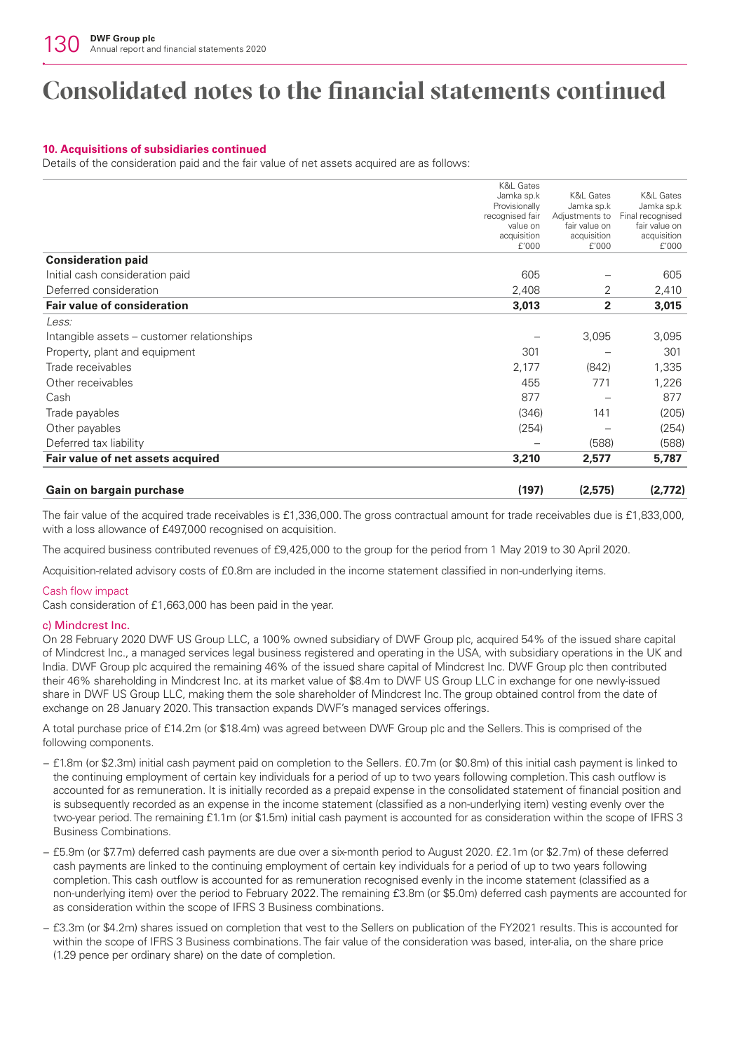# Consolidated notes to the financial statements continued

**10. Acquisitions of subsidiaries continued**

Details of the consideration paid and the fair value of net assets acquired are as follows:

| | K&L Gates Jamka sp.k Provisionally recognised fair value on acquisition £'000 | K&L Gates Jamka sp.k Adjustments to fair value on acquisition £'000 | K&L Gates Jamka sp.k Final recognised fair value on acquisition £'000 |
|---|---|---|---|
| **Consideration paid** | | | |
| Initial cash consideration paid | 605 | – | 605 |
| Deferred consideration | 2,408 | 2 | 2,410 |
| **Fair value of consideration** | **3,013** | **2** | **3,015** |
| *Less:* | | | |
| Intangible assets – customer relationships | – | 3,095 | 3,095 |
| Property, plant and equipment | 301 | – | 301 |
| Trade receivables | 2,177 | (842) | 1,335 |
| Other receivables | 455 | 771 | 1,226 |
| Cash | 877 | – | 877 |
| Trade payables | (346) | 141 | (205) |
| Other payables | (254) | – | (254) |
| Deferred tax liability | – | (588) | (588) |
| **Fair value of net assets acquired** | **3,210** | **2,577** | **5,787** |
| **Gain on bargain purchase** | **(197)** | **(2,575)** | **(2,772)** |

The fair value of the acquired trade receivables is £1,336,000. The gross contractual amount for trade receivables due is £1,833,000, with a loss allowance of £497,000 recognised on acquisition.

The acquired business contributed revenues of £9,425,000 to the group for the period from 1 May 2019 to 30 April 2020.

Acquisition-related advisory costs of £0.8m are included in the income statement classified in non-underlying items.

### Cash flow impact

Cash consideration of £1,663,000 has been paid in the year.

### c) Mindcrest Inc.

On 28 February 2020 DWF US Group LLC, a 100% owned subsidiary of DWF Group plc, acquired 54% of the issued share capital of Mindcrest Inc., a managed services legal business registered and operating in the USA, with subsidiary operations in the UK and India. DWF Group plc acquired the remaining 46% of the issued share capital of Mindcrest Inc. DWF Group plc then contributed their 46% shareholding in Mindcrest Inc. at its market value of $8.4m to DWF US Group LLC in exchange for one newly-issued share in DWF US Group LLC, making them the sole shareholder of Mindcrest Inc. The group obtained control from the date of exchange on 28 January 2020. This transaction expands DWF's managed services offerings.

A total purchase price of £14.2m (or $18.4m) was agreed between DWF Group plc and the Sellers. This is comprised of the following components.

- £1.8m (or $2.3m) initial cash payment paid on completion to the Sellers. £0.7m (or $0.8m) of this initial cash payment is linked to the continuing employment of certain key individuals for a period of up to two years following completion. This cash outflow is accounted for as remuneration. It is initially recorded as a prepaid expense in the consolidated statement of financial position and is subsequently recorded as an expense in the income statement (classified as a non-underlying item) vesting evenly over the two-year period. The remaining £1.1m (or $1.5m) initial cash payment is accounted for as consideration within the scope of IFRS 3 Business Combinations.
- £5.9m (or $7.7m) deferred cash payments are due over a six-month period to August 2020. £2.1m (or $2.7m) of these deferred cash payments are linked to the continuing employment of certain key individuals for a period of up to two years following completion. This cash outflow is accounted for as remuneration recognised evenly in the income statement (classified as a non-underlying item) over the period to February 2022. The remaining £3.8m (or $5.0m) deferred cash payments are accounted for as consideration within the scope of IFRS 3 Business combinations.
- £3.3m (or $4.2m) shares issued on completion that vest to the Sellers on publication of the FY2021 results. This is accounted for within the scope of IFRS 3 Business combinations. The fair value of the consideration was based, inter-alia, on the share price (1.29 pence per ordinary share) on the date of completion.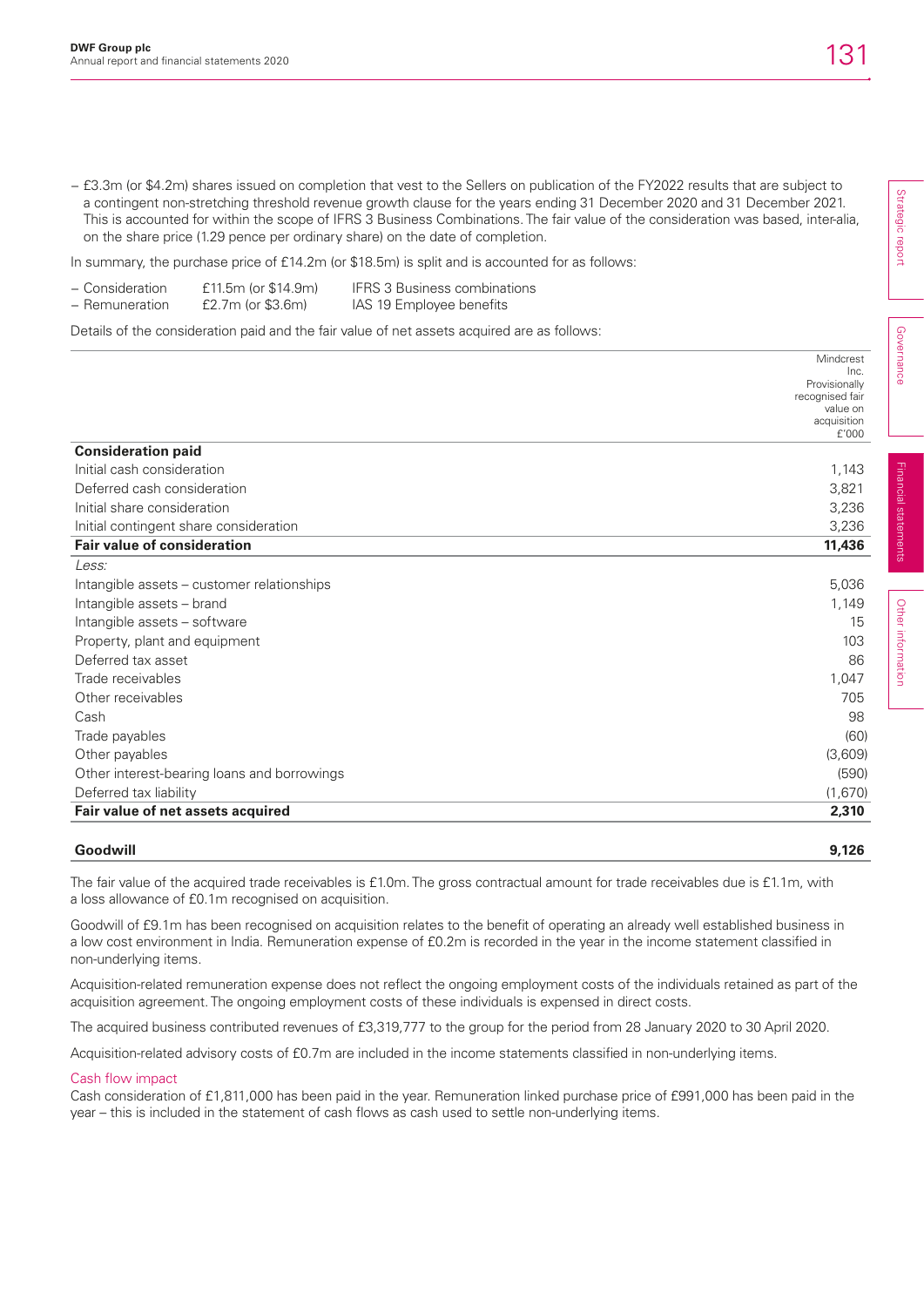- £3.3m (or $4.2m) shares issued on completion that vest to the Sellers on publication of the FY2022 results that are subject to a contingent non-stretching threshold revenue growth clause for the years ending 31 December 2020 and 31 December 2021. This is accounted for within the scope of IFRS 3 Business Combinations. The fair value of the consideration was based, inter-alia, on the share price (1.29 pence per ordinary share) on the date of completion.

In summary, the purchase price of £14.2m (or $18.5m) is split and is accounted for as follows:

- Consideration £11.5m (or $14.9m) IFRS 3 Business combinations
- Remuneration £2.7m (or $3.6m) IAS 19 Employee benefits

Details of the consideration paid and the fair value of net assets acquired are as follows:

| | Mindcrest Inc. Provisionally recognised fair value on acquisition £'000 |
|---|---|
| **Consideration paid** | |
| Initial cash consideration | 1,143 |
| Deferred cash consideration | 3,821 |
| Initial share consideration | 3,236 |
| Initial contingent share consideration | 3,236 |
| **Fair value of consideration** | **11,436** |
| *Less:* | |
| Intangible assets – customer relationships | 5,036 |
| Intangible assets – brand | 1,149 |
| Intangible assets – software | 15 |
| Property, plant and equipment | 103 |
| Deferred tax asset | 86 |
| Trade receivables | 1,047 |
| Other receivables | 705 |
| Cash | 98 |
| Trade payables | (60) |
| Other payables | (3,609) |
| Other interest-bearing loans and borrowings | (590) |
| Deferred tax liability | (1,670) |
| **Fair value of net assets acquired** | **2,310** |
| **Goodwill** | **9,126** |

The fair value of the acquired trade receivables is £1.0m. The gross contractual amount for trade receivables due is £1.1m, with a loss allowance of £0.1m recognised on acquisition.

Goodwill of £9.1m has been recognised on acquisition relates to the benefit of operating an already well established business in a low cost environment in India. Remuneration expense of £0.2m is recorded in the year in the income statement classified in non-underlying items.

Acquisition-related remuneration expense does not reflect the ongoing employment costs of the individuals retained as part of the acquisition agreement. The ongoing employment costs of these individuals is expensed in direct costs.

The acquired business contributed revenues of £3,319,777 to the group for the period from 28 January 2020 to 30 April 2020.

Acquisition-related advisory costs of £0.7m are included in the income statements classified in non-underlying items.

### Cash flow impact

Cash consideration of £1,811,000 has been paid in the year. Remuneration linked purchase price of £991,000 has been paid in the year – this is included in the statement of cash flows as cash used to settle non-underlying items.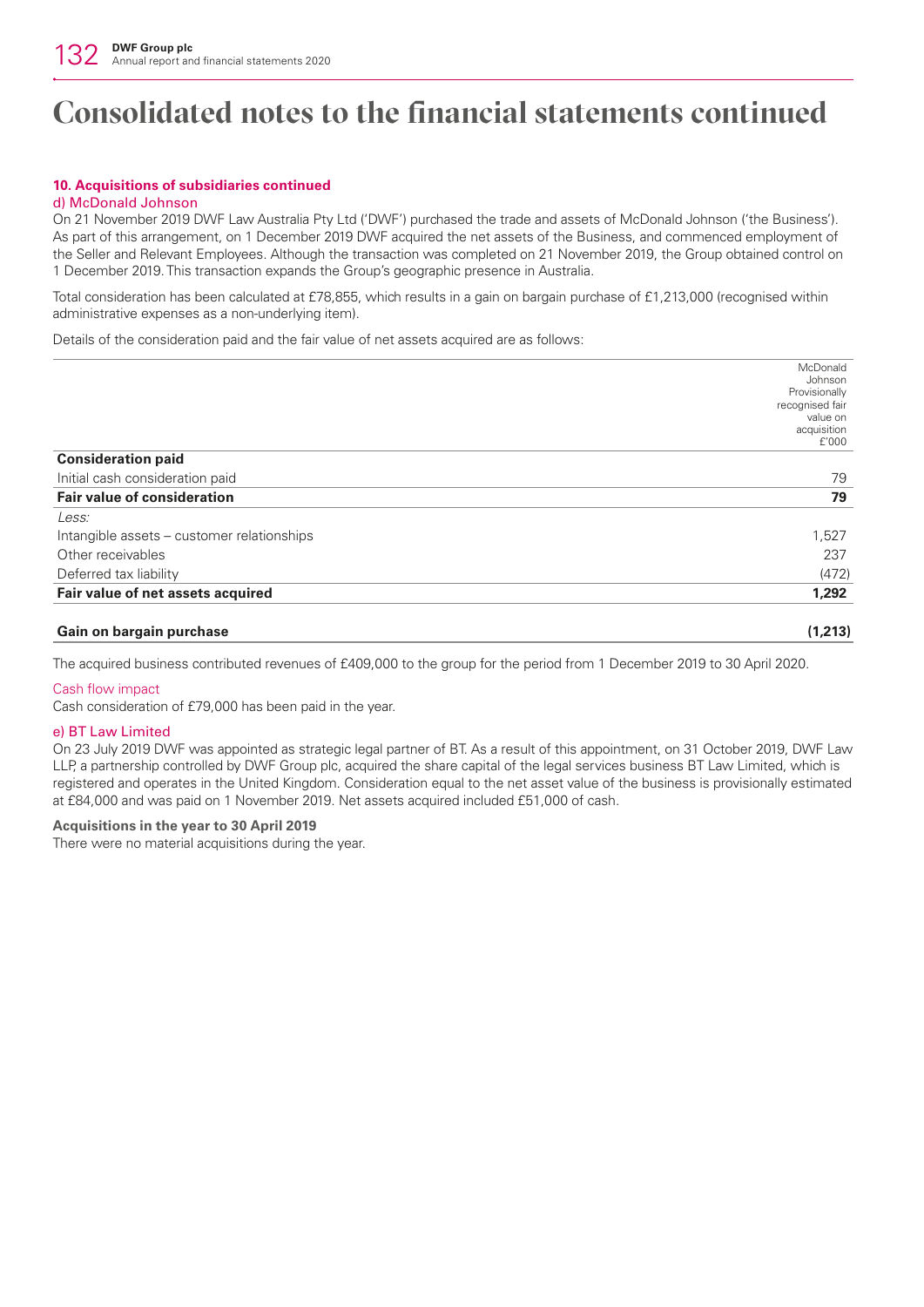# Consolidated notes to the financial statements continued

**10. Acquisitions of subsidiaries continued**

d) McDonald Johnson

On 21 November 2019 DWF Law Australia Pty Ltd ('DWF') purchased the trade and assets of McDonald Johnson ('the Business'). As part of this arrangement, on 1 December 2019 DWF acquired the net assets of the Business, and commenced employment of the Seller and Relevant Employees. Although the transaction was completed on 21 November 2019, the Group obtained control on 1 December 2019. This transaction expands the Group's geographic presence in Australia.

Total consideration has been calculated at £78,855, which results in a gain on bargain purchase of £1,213,000 (recognised within administrative expenses as a non-underlying item).

Details of the consideration paid and the fair value of net assets acquired are as follows:

| | McDonald Johnson Provisionally recognised fair value on acquisition £'000 |
|---|---|
| **Consideration paid** | |
| Initial cash consideration paid | 79 |
| **Fair value of consideration** | **79** |
| *Less:* | |
| Intangible assets – customer relationships | 1,527 |
| Other receivables | 237 |
| Deferred tax liability | (472) |
| **Fair value of net assets acquired** | **1,292** |
| **Gain on bargain purchase** | **(1,213)** |

The acquired business contributed revenues of £409,000 to the group for the period from 1 December 2019 to 30 April 2020.

Cash flow impact

Cash consideration of £79,000 has been paid in the year.

e) BT Law Limited

On 23 July 2019 DWF was appointed as strategic legal partner of BT. As a result of this appointment, on 31 October 2019, DWF Law LLP, a partnership controlled by DWF Group plc, acquired the share capital of the legal services business BT Law Limited, which is registered and operates in the United Kingdom. Consideration equal to the net asset value of the business is provisionally estimated at £84,000 and was paid on 1 November 2019. Net assets acquired included £51,000 of cash.

**Acquisitions in the year to 30 April 2019**

There were no material acquisitions during the year.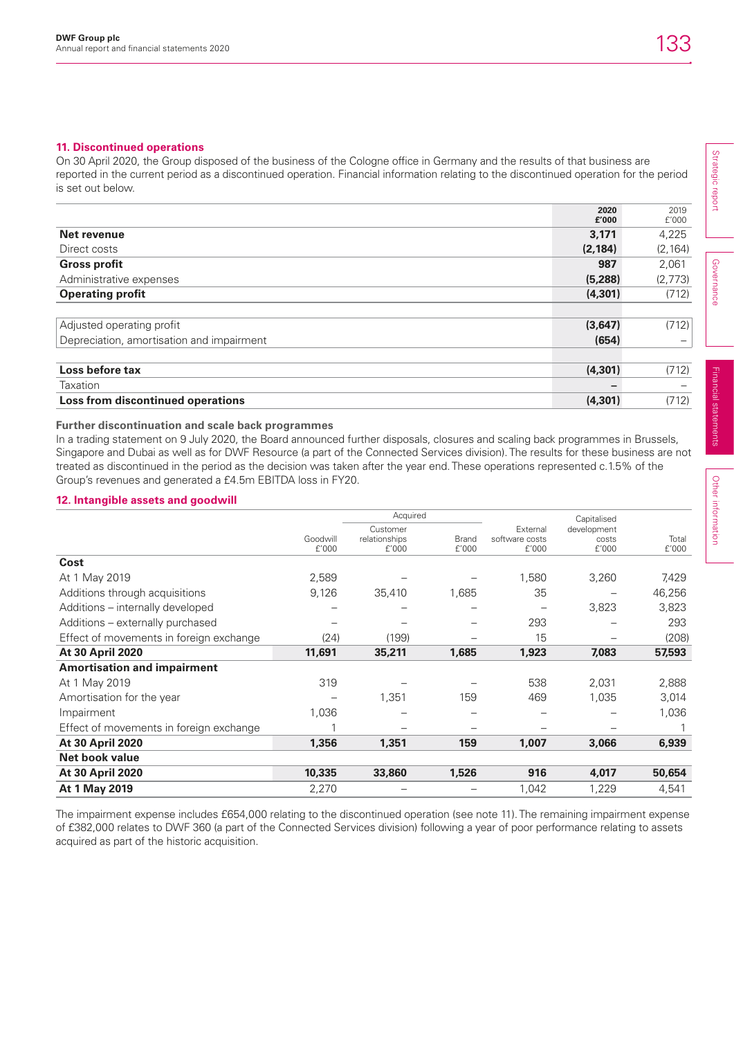## 11. Discontinued operations

On 30 April 2020, the Group disposed of the business of the Cologne office in Germany and the results of that business are reported in the current period as a discontinued operation. Financial information relating to the discontinued operation for the period is set out below.

| | 2020 £'000 | 2019 £'000 |
|---|---|---|
| **Net revenue** | **3,171** | 4,225 |
| Direct costs | **(2,184)** | (2,164) |
| **Gross profit** | **987** | 2,061 |
| Administrative expenses | **(5,288)** | (2,773) |
| **Operating profit** | **(4,301)** | (712) |
| | | |
| Adjusted operating profit | **(3,647)** | (712) |
| Depreciation, amortisation and impairment | **(654)** | – |
| | | |
| **Loss before tax** | **(4,301)** | (712) |
| Taxation | **–** | – |
| **Loss from discontinued operations** | **(4,301)** | (712) |

### Further discontinuation and scale back programmes

In a trading statement on 9 July 2020, the Board announced further disposals, closures and scaling back programmes in Brussels, Singapore and Dubai as well as for DWF Resource (a part of the Connected Services division). The results for these business are not treated as discontinued in the period as the decision was taken after the year end. These operations represented c.1.5% of the Group's revenues and generated a £4.5m EBITDA loss in FY20.

## 12. Intangible assets and goodwill

| | | Acquired | | | | |
|---|---|---|---|---|---|---|
| | Goodwill £'000 | Customer relationships £'000 | Brand £'000 | External software costs £'000 | Capitalised development costs £'000 | Total £'000 |
| **Cost** | | | | | | |
| At 1 May 2019 | 2,589 | – | – | 1,580 | 3,260 | 7,429 |
| Additions through acquisitions | 9,126 | 35,410 | 1,685 | 35 | – | 46,256 |
| Additions – internally developed | – | – | – | – | 3,823 | 3,823 |
| Additions – externally purchased | – | – | – | 293 | – | 293 |
| Effect of movements in foreign exchange | (24) | (199) | – | 15 | – | (208) |
| **At 30 April 2020** | **11,691** | **35,211** | **1,685** | **1,923** | **7,083** | **57,593** |
| **Amortisation and impairment** | | | | | | |
| At 1 May 2019 | 319 | – | – | 538 | 2,031 | 2,888 |
| Amortisation for the year | – | 1,351 | 159 | 469 | 1,035 | 3,014 |
| Impairment | 1,036 | – | – | – | – | 1,036 |
| Effect of movements in foreign exchange | 1 | – | – | – | – | 1 |
| **At 30 April 2020** | **1,356** | **1,351** | **159** | **1,007** | **3,066** | **6,939** |
| **Net book value** | | | | | | |
| **At 30 April 2020** | **10,335** | **33,860** | **1,526** | **916** | **4,017** | **50,654** |
| **At 1 May 2019** | 2,270 | – | – | 1,042 | 1,229 | 4,541 |

The impairment expense includes £654,000 relating to the discontinued operation (see note 11). The remaining impairment expense of £382,000 relates to DWF 360 (a part of the Connected Services division) following a year of poor performance relating to assets acquired as part of the historic acquisition.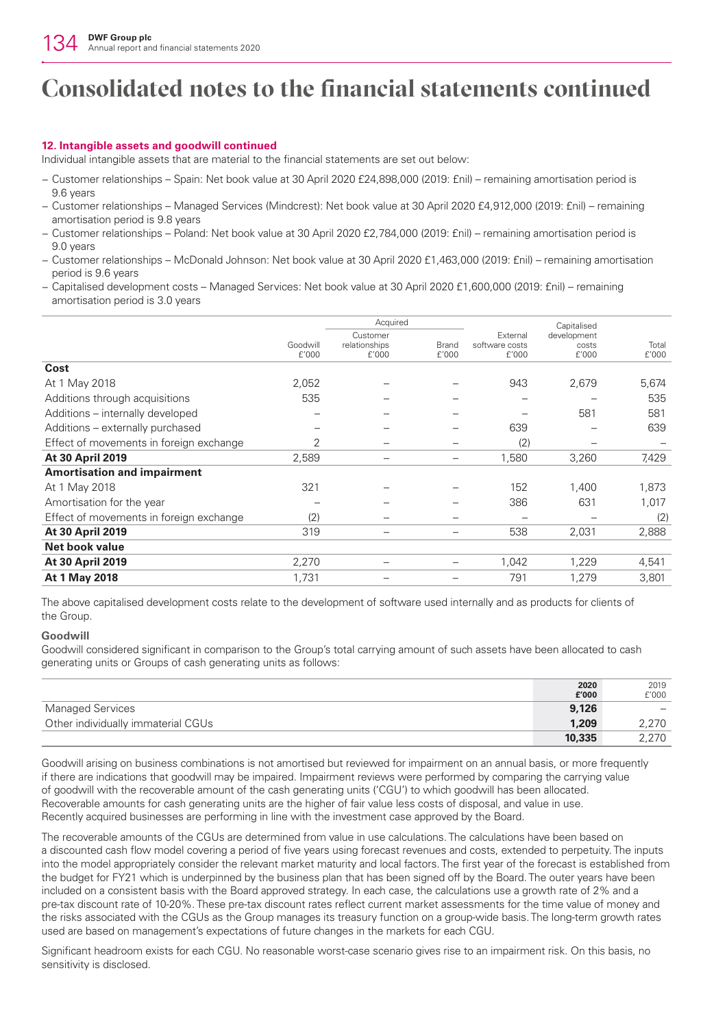# Consolidated notes to the financial statements continued

## 12. Intangible assets and goodwill continued

Individual intangible assets that are material to the financial statements are set out below:

- Customer relationships – Spain: Net book value at 30 April 2020 £24,898,000 (2019: £nil) – remaining amortisation period is 9.6 years
- Customer relationships – Managed Services (Mindcrest): Net book value at 30 April 2020 £4,912,000 (2019: £nil) – remaining amortisation period is 9.8 years
- Customer relationships – Poland: Net book value at 30 April 2020 £2,784,000 (2019: £nil) – remaining amortisation period is 9.0 years
- Customer relationships – McDonald Johnson: Net book value at 30 April 2020 £1,463,000 (2019: £nil) – remaining amortisation period is 9.6 years
- Capitalised development costs – Managed Services: Net book value at 30 April 2020 £1,600,000 (2019: £nil) – remaining amortisation period is 3.0 years

| | | Acquired | | | | |
|---|---|---|---|---|---|---|
| | Goodwill £'000 | Customer relationships £'000 | Brand £'000 | External software costs £'000 | Capitalised development costs £'000 | Total £'000 |
| **Cost** | | | | | | |
| At 1 May 2018 | 2,052 | – | – | 943 | 2,679 | 5,674 |
| Additions through acquisitions | 535 | – | – | – | – | 535 |
| Additions – internally developed | – | – | – | – | 581 | 581 |
| Additions – externally purchased | – | – | – | 639 | – | 639 |
| Effect of movements in foreign exchange | 2 | – | – | (2) | – | – |
| **At 30 April 2019** | 2,589 | – | – | 1,580 | 3,260 | 7,429 |
| **Amortisation and impairment** | | | | | | |
| At 1 May 2018 | 321 | – | – | 152 | 1,400 | 1,873 |
| Amortisation for the year | – | – | – | 386 | 631 | 1,017 |
| Effect of movements in foreign exchange | (2) | – | – | – | – | (2) |
| **At 30 April 2019** | 319 | – | – | 538 | 2,031 | 2,888 |
| **Net book value** | | | | | | |
| **At 30 April 2019** | 2,270 | – | – | 1,042 | 1,229 | 4,541 |
| **At 1 May 2018** | 1,731 | – | – | 791 | 1,279 | 3,801 |

The above capitalised development costs relate to the development of software used internally and as products for clients of the Group.

### Goodwill

Goodwill considered significant in comparison to the Group's total carrying amount of such assets have been allocated to cash generating units or Groups of cash generating units as follows:

| | 2020 £'000 | 2019 £'000 |
|---|---|---|
| Managed Services | **9,126** | – |
| Other individually immaterial CGUs | **1,209** | 2,270 |
| | **10,335** | 2,270 |

Goodwill arising on business combinations is not amortised but reviewed for impairment on an annual basis, or more frequently if there are indications that goodwill may be impaired. Impairment reviews were performed by comparing the carrying value of goodwill with the recoverable amount of the cash generating units ('CGU') to which goodwill has been allocated. Recoverable amounts for cash generating units are the higher of fair value less costs of disposal, and value in use. Recently acquired businesses are performing in line with the investment case approved by the Board.

The recoverable amounts of the CGUs are determined from value in use calculations. The calculations have been based on a discounted cash flow model covering a period of five years using forecast revenues and costs, extended to perpetuity. The inputs into the model appropriately consider the relevant market maturity and local factors. The first year of the forecast is established from the budget for FY21 which is underpinned by the business plan that has been signed off by the Board. The outer years have been included on a consistent basis with the Board approved strategy. In each case, the calculations use a growth rate of 2% and a pre-tax discount rate of 10-20%. These pre-tax discount rates reflect current market assessments for the time value of money and the risks associated with the CGUs as the Group manages its treasury function on a group-wide basis. The long-term growth rates used are based on management's expectations of future changes in the markets for each CGU.

Significant headroom exists for each CGU. No reasonable worst-case scenario gives rise to an impairment risk. On this basis, no sensitivity is disclosed.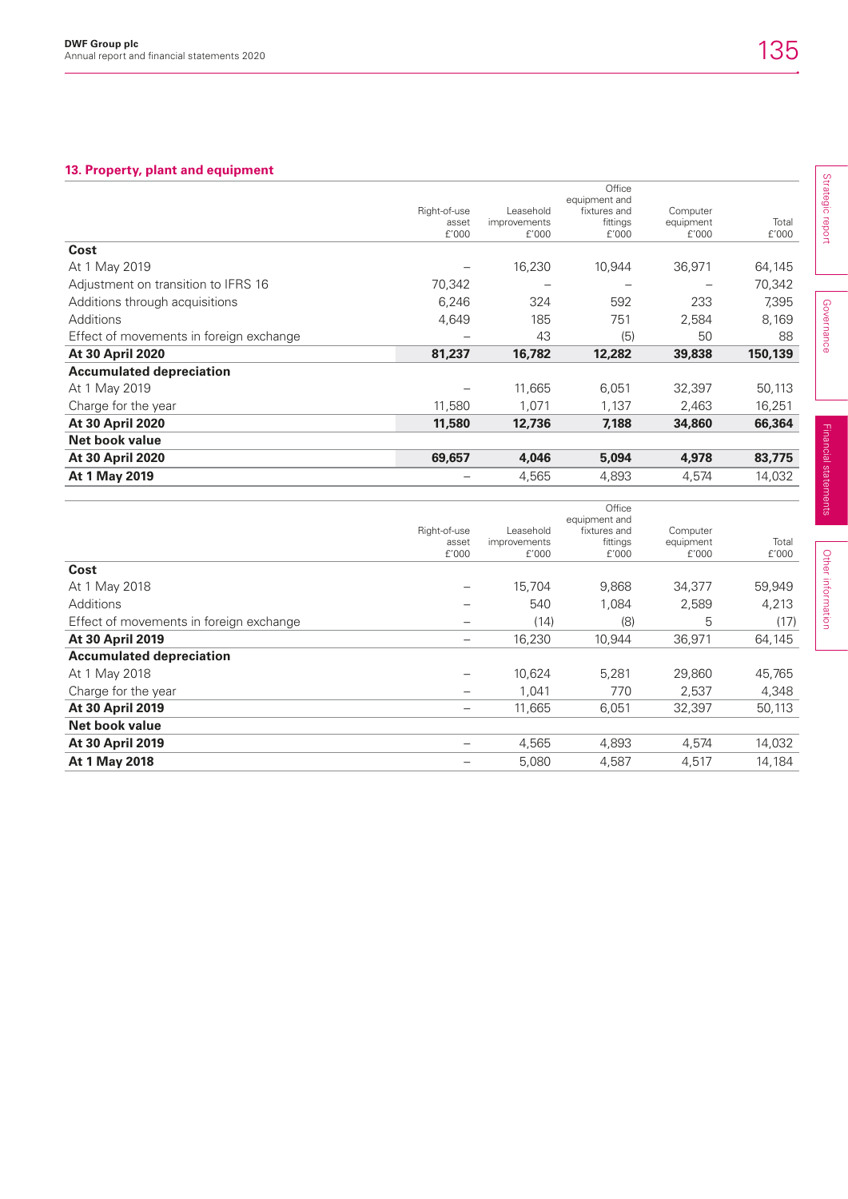## 13. Property, plant and equipment

| | Right-of-use asset £'000 | Leasehold improvements £'000 | Office equipment and fixtures and fittings £'000 | Computer equipment £'000 | Total £'000 |
|---|---|---|---|---|---|
| **Cost** | | | | | |
| At 1 May 2019 | – | 16,230 | 10,944 | 36,971 | 64,145 |
| Adjustment on transition to IFRS 16 | 70,342 | – | – | – | 70,342 |
| Additions through acquisitions | 6,246 | 324 | 592 | 233 | 7,395 |
| Additions | 4,649 | 185 | 751 | 2,584 | 8,169 |
| Effect of movements in foreign exchange | – | 43 | (5) | 50 | 88 |
| **At 30 April 2020** | **81,237** | **16,782** | **12,282** | **39,838** | **150,139** |
| **Accumulated depreciation** | | | | | |
| At 1 May 2019 | – | 11,665 | 6,051 | 32,397 | 50,113 |
| Charge for the year | 11,580 | 1,071 | 1,137 | 2,463 | 16,251 |
| **At 30 April 2020** | **11,580** | **12,736** | **7,188** | **34,860** | **66,364** |
| **Net book value** | | | | | |
| **At 30 April 2020** | **69,657** | **4,046** | **5,094** | **4,978** | **83,775** |
| **At 1 May 2019** | – | 4,565 | 4,893 | 4,574 | 14,032 |

| | Right-of-use asset £'000 | Leasehold improvements £'000 | Office equipment and fixtures and fittings £'000 | Computer equipment £'000 | Total £'000 |
|---|---|---|---|---|---|
| **Cost** | | | | | |
| At 1 May 2018 | – | 15,704 | 9,868 | 34,377 | 59,949 |
| Additions | – | 540 | 1,084 | 2,589 | 4,213 |
| Effect of movements in foreign exchange | – | (14) | (8) | 5 | (17) |
| **At 30 April 2019** | – | 16,230 | 10,944 | 36,971 | 64,145 |
| **Accumulated depreciation** | | | | | |
| At 1 May 2018 | – | 10,624 | 5,281 | 29,860 | 45,765 |
| Charge for the year | – | 1,041 | 770 | 2,537 | 4,348 |
| **At 30 April 2019** | – | 11,665 | 6,051 | 32,397 | 50,113 |
| **Net book value** | | | | | |
| **At 30 April 2019** | – | 4,565 | 4,893 | 4,574 | 14,032 |
| **At 1 May 2018** | – | 5,080 | 4,587 | 4,517 | 14,184 |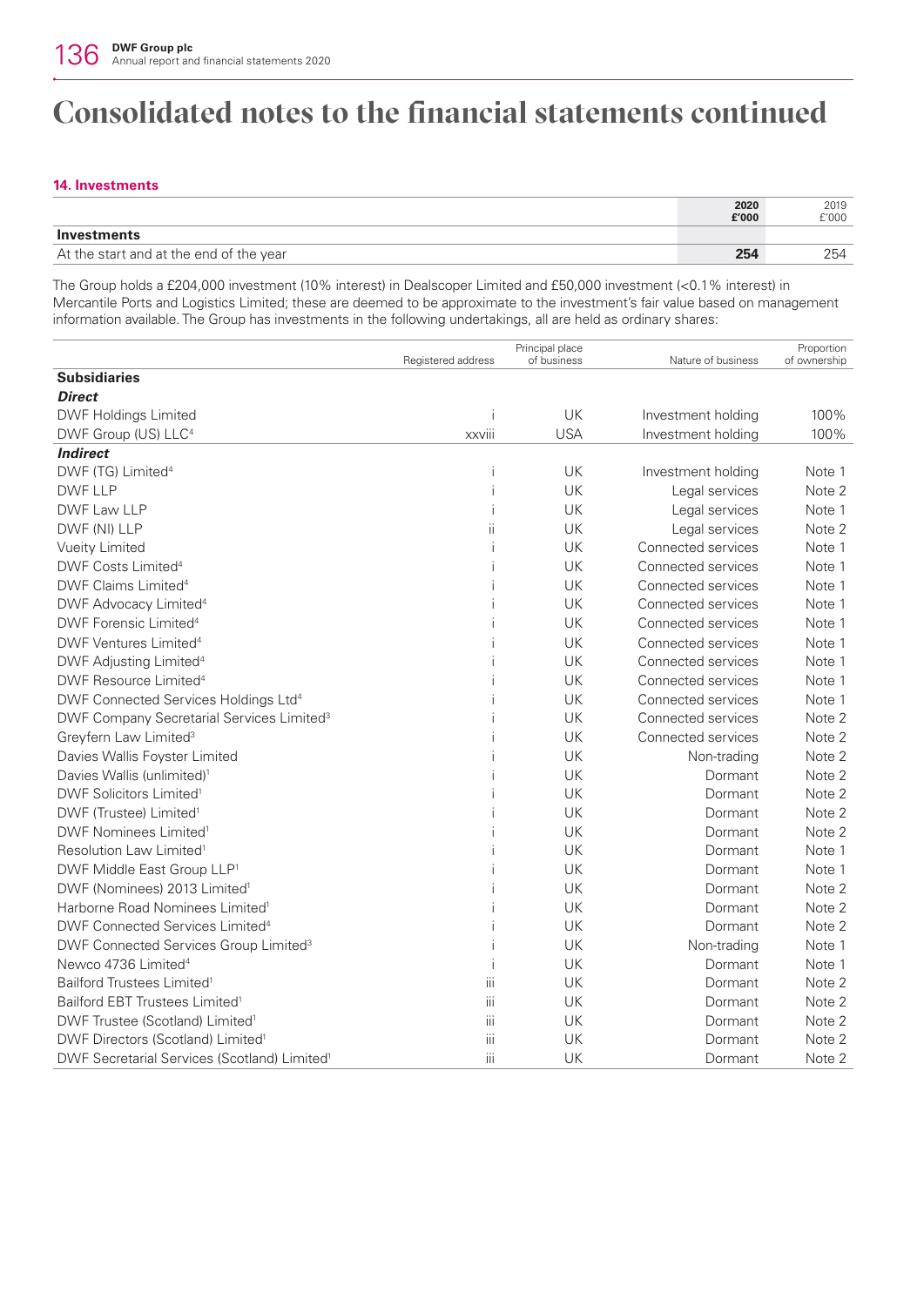# Consolidated notes to the financial statements continued

## 14. Investments

| | 2020 £'000 | 2019 £'000 |
|---|---|---|
| **Investments** | | |
| At the start and at the end of the year | **254** | 254 |

The Group holds a £204,000 investment (10% interest) in Dealscoper Limited and £50,000 investment (<0.1% interest) in Mercantile Ports and Logistics Limited; these are deemed to be approximate to the investment's fair value based on management information available. The Group has investments in the following undertakings, all are held as ordinary shares:

| | Registered address | Principal place of business | Nature of business | Proportion of ownership |
|---|---|---|---|---|
| **Subsidiaries** | | | | |
| ***Direct*** | | | | |
| DWF Holdings Limited | i | UK | Investment holding | 100% |
| DWF Group (US) LLC[4] | xxviii | USA | Investment holding | 100% |
| ***Indirect*** | | | | |
| DWF (TG) Limited[4] | i | UK | Investment holding | Note 1 |
| DWF LLP | i | UK | Legal services | Note 2 |
| DWF Law LLP | i | UK | Legal services | Note 1 |
| DWF (NI) LLP | ii | UK | Legal services | Note 2 |
| Vueity Limited | i | UK | Connected services | Note 1 |
| DWF Costs Limited[4] | i | UK | Connected services | Note 1 |
| DWF Claims Limited[4] | i | UK | Connected services | Note 1 |
| DWF Advocacy Limited[4] | i | UK | Connected services | Note 1 |
| DWF Forensic Limited[4] | i | UK | Connected services | Note 1 |
| DWF Ventures Limited[4] | i | UK | Connected services | Note 1 |
| DWF Adjusting Limited[4] | i | UK | Connected services | Note 1 |
| DWF Resource Limited[4] | i | UK | Connected services | Note 1 |
| DWF Connected Services Holdings Ltd[4] | i | UK | Connected services | Note 1 |
| DWF Company Secretarial Services Limited[3] | i | UK | Connected services | Note 2 |
| Greyfern Law Limited[3] | i | UK | Connected services | Note 2 |
| Davies Wallis Foyster Limited | i | UK | Non-trading | Note 2 |
| Davies Wallis (unlimited)[1] | i | UK | Dormant | Note 2 |
| DWF Solicitors Limited[1] | i | UK | Dormant | Note 2 |
| DWF (Trustee) Limited[1] | i | UK | Dormant | Note 2 |
| DWF Nominees Limited[1] | i | UK | Dormant | Note 2 |
| Resolution Law Limited[1] | i | UK | Dormant | Note 1 |
| DWF Middle East Group LLP[1] | i | UK | Dormant | Note 1 |
| DWF (Nominees) 2013 Limited[1] | i | UK | Dormant | Note 2 |
| Harborne Road Nominees Limited[1] | i | UK | Dormant | Note 2 |
| DWF Connected Services Limited[4] | i | UK | Dormant | Note 2 |
| DWF Connected Services Group Limited[3] | i | UK | Non-trading | Note 1 |
| Newco 4736 Limited[4] | i | UK | Dormant | Note 1 |
| Bailford Trustees Limited[1] | iii | UK | Dormant | Note 2 |
| Bailford EBT Trustees Limited[1] | iii | UK | Dormant | Note 2 |
| DWF Trustee (Scotland) Limited[1] | iii | UK | Dormant | Note 2 |
| DWF Directors (Scotland) Limited[1] | iii | UK | Dormant | Note 2 |
| DWF Secretarial Services (Scotland) Limited[1] | iii | UK | Dormant | Note 2 |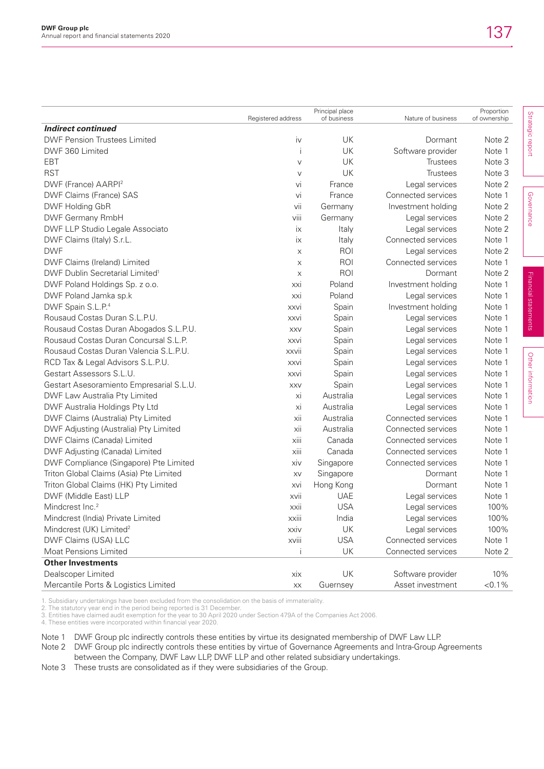| | Registered address | Principal place of business | Nature of business | Proportion of ownership |
|---|---|---|---|---|
| ***Indirect continued*** | | | | |
| DWF Pension Trustees Limited | iv | UK | Dormant | Note 2 |
| DWF 360 Limited | i | UK | Software provider | Note 1 |
| EBT | v | UK | Trustees | Note 3 |
| RST | v | UK | Trustees | Note 3 |
| DWF (France) AARPI[2] | vi | France | Legal services | Note 2 |
| DWF Claims (France) SAS | vi | France | Connected services | Note 1 |
| DWF Holding GbR | vii | Germany | Investment holding | Note 2 |
| DWF Germany RmbH | viii | Germany | Legal services | Note 2 |
| DWF LLP Studio Legale Associato | ix | Italy | Legal services | Note 2 |
| DWF Claims (Italy) S.r.L. | ix | Italy | Connected services | Note 1 |
| DWF | x | ROI | Legal services | Note 2 |
| DWF Claims (Ireland) Limited | x | ROI | Connected services | Note 1 |
| DWF Dublin Secretarial Limited[1] | x | ROI | Dormant | Note 2 |
| DWF Poland Holdings Sp. z o.o. | xxi | Poland | Investment holding | Note 1 |
| DWF Poland Jamka sp.k | xxi | Poland | Legal services | Note 1 |
| DWF Spain S.L.P.[4] | xxvi | Spain | Investment holding | Note 1 |
| Rousaud Costas Duran S.L.P.U. | xxvi | Spain | Legal services | Note 1 |
| Rousaud Costas Duran Abogados S.L.P.U. | xxv | Spain | Legal services | Note 1 |
| Rousaud Costas Duran Concursal S.L.P. | xxvi | Spain | Legal services | Note 1 |
| Rousaud Costas Duran Valencia S.L.P.U. | xxvii | Spain | Legal services | Note 1 |
| RCD Tax & Legal Advisors S.L.P.U. | xxvi | Spain | Legal services | Note 1 |
| Gestart Assessors S.L.U. | xxvi | Spain | Legal services | Note 1 |
| Gestart Asesoramiento Empresarial S.L.U. | xxv | Spain | Legal services | Note 1 |
| DWF Law Australia Pty Limited | xi | Australia | Legal services | Note 1 |
| DWF Australia Holdings Pty Ltd | xi | Australia | Legal services | Note 1 |
| DWF Claims (Australia) Pty Limited | xii | Australia | Connected services | Note 1 |
| DWF Adjusting (Australia) Pty Limited | xii | Australia | Connected services | Note 1 |
| DWF Claims (Canada) Limited | xiii | Canada | Connected services | Note 1 |
| DWF Adjusting (Canada) Limited | xiii | Canada | Connected services | Note 1 |
| DWF Compliance (Singapore) Pte Limited | xiv | Singapore | Connected services | Note 1 |
| Triton Global Claims (Asia) Pte Limited | xv | Singapore | Dormant | Note 1 |
| Triton Global Claims (HK) Pty Limited | xvi | Hong Kong | Dormant | Note 1 |
| DWF (Middle East) LLP | xvii | UAE | Legal services | Note 1 |
| Mindcrest Inc.[2] | xxii | USA | Legal services | 100% |
| Mindcrest (India) Private Limited | xxiii | India | Legal services | 100% |
| Mindcrest (UK) Limited[2] | xxiv | UK | Legal services | 100% |
| DWF Claims (USA) LLC | xviii | USA | Connected services | Note 1 |
| Moat Pensions Limited | i | UK | Connected services | Note 2 |
| **Other Investments** | | | | |
| Dealscoper Limited | xix | UK | Software provider | 10% |
| Mercantile Ports & Logistics Limited | xx | Guernsey | Asset investment | <0.1% |

1. Subsidiary undertakings have been excluded from the consolidation on the basis of immateriality.
2. The statutory year end in the period being reported is 31 December.
3. Entities have claimed audit exemption for the year to 30 April 2020 under Section 479A of the Companies Act 2006.
4. These entities were incorporated within financial year 2020.

Note 1 DWF Group plc indirectly controls these entities by virtue its designated membership of DWF Law LLP.

Note 2 DWF Group plc indirectly controls these entities by virtue of Governance Agreements and Intra-Group Agreements between the Company, DWF Law LLP, DWF LLP and other related subsidiary undertakings.

Note 3 These trusts are consolidated as if they were subsidiaries of the Group.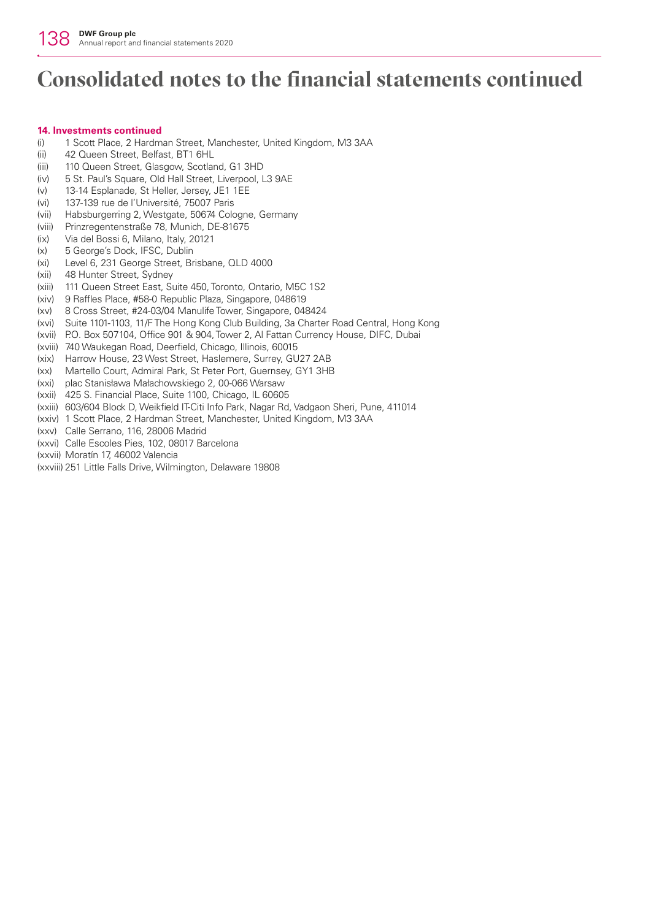# Consolidated notes to the financial statements continued

**14. Investments continued**

(i) 1 Scott Place, 2 Hardman Street, Manchester, United Kingdom, M3 3AA
(ii) 42 Queen Street, Belfast, BT1 6HL
(iii) 110 Queen Street, Glasgow, Scotland, G1 3HD
(iv) 5 St. Paul's Square, Old Hall Street, Liverpool, L3 9AE
(v) 13-14 Esplanade, St Heller, Jersey, JE1 1EE
(vi) 137-139 rue de l'Université, 75007 Paris
(vii) Habsburgerring 2, Westgate, 50674 Cologne, Germany
(viii) Prinzregentenstraße 78, Munich, DE-81675
(ix) Via del Bossi 6, Milano, Italy, 20121
(x) 5 George's Dock, IFSC, Dublin
(xi) Level 6, 231 George Street, Brisbane, QLD 4000
(xii) 48 Hunter Street, Sydney
(xiii) 111 Queen Street East, Suite 450, Toronto, Ontario, M5C 1S2
(xiv) 9 Raffles Place, #58-0 Republic Plaza, Singapore, 048619
(xv) 8 Cross Street, #24-03/04 Manulife Tower, Singapore, 048424
(xvi) Suite 1101-1103, 11/F The Hong Kong Club Building, 3a Charter Road Central, Hong Kong
(xvii) P.O. Box 507104, Office 901 & 904, Tower 2, Al Fattan Currency House, DIFC, Dubai
(xviii) 740 Waukegan Road, Deerfield, Chicago, Illinois, 60015
(xix) Harrow House, 23 West Street, Haslemere, Surrey, GU27 2AB
(xx) Martello Court, Admiral Park, St Peter Port, Guernsey, GY1 3HB
(xxi) plac Stanisława Małachowskiego 2, 00-066 Warsaw
(xxii) 425 S. Financial Place, Suite 1100, Chicago, IL 60605
(xxiii) 603/604 Block D, Weikfield IT-Citi Info Park, Nagar Rd, Vadgaon Sheri, Pune, 411014
(xxiv) 1 Scott Place, 2 Hardman Street, Manchester, United Kingdom, M3 3AA
(xxv) Calle Serrano, 116, 28006 Madrid
(xxvi) Calle Escoles Pies, 102, 08017 Barcelona
(xxvii) Moratín 17, 46002 Valencia
(xxviii) 251 Little Falls Drive, Wilmington, Delaware 19808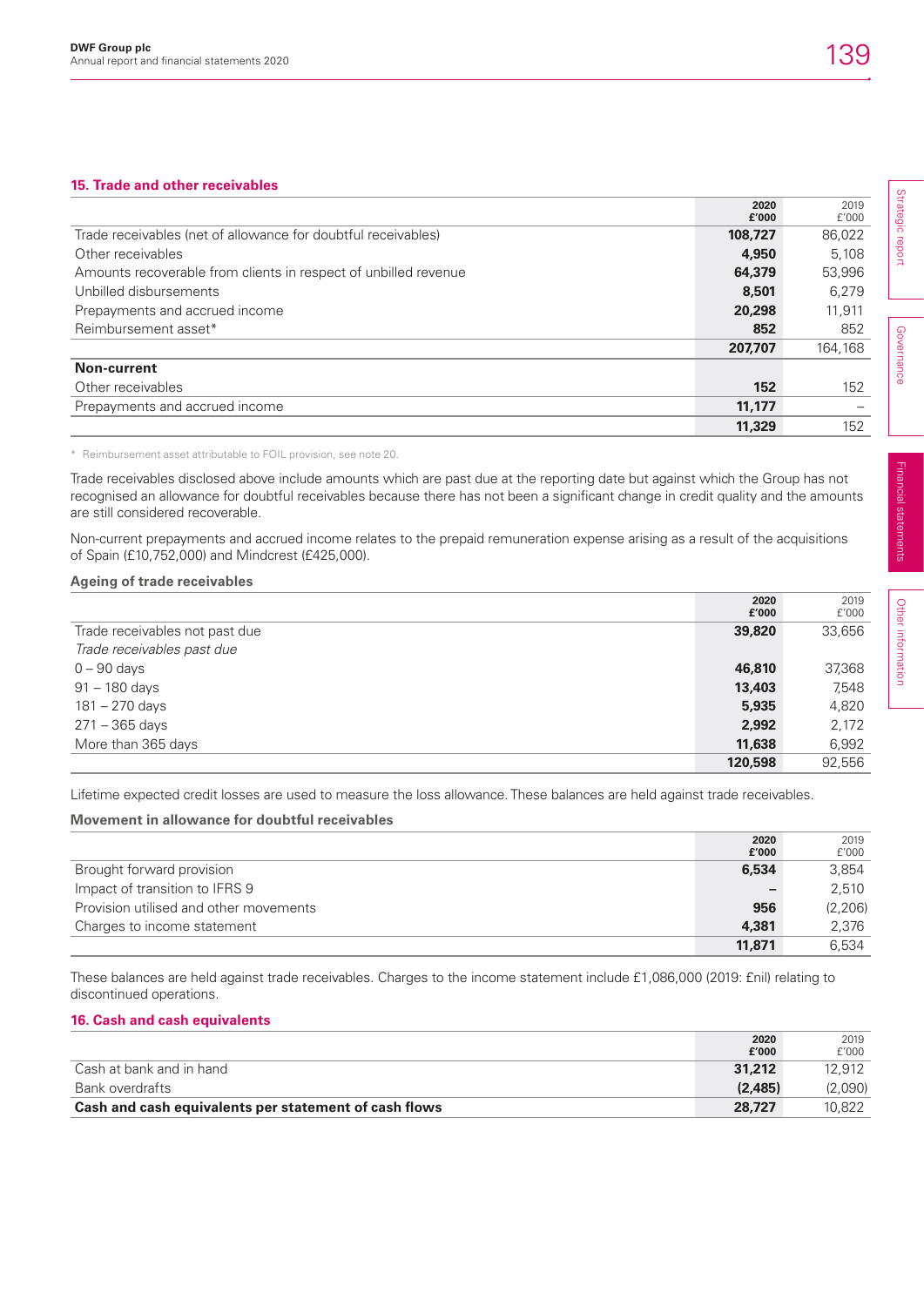## 15. Trade and other receivables

| | 2020 £'000 | 2019 £'000 |
|---|---|---|
| Trade receivables (net of allowance for doubtful receivables) | **108,727** | 86,022 |
| Other receivables | **4,950** | 5,108 |
| Amounts recoverable from clients in respect of unbilled revenue | **64,379** | 53,996 |
| Unbilled disbursements | **8,501** | 6,279 |
| Prepayments and accrued income | **20,298** | 11,911 |
| Reimbursement asset* | **852** | 852 |
| | **207,707** | 164,168 |
| **Non-current** | | |
| Other receivables | **152** | 152 |
| Prepayments and accrued income | **11,177** | – |
| | **11,329** | 152 |

\* Reimbursement asset attributable to FOIL provision, see note 20.

Trade receivables disclosed above include amounts which are past due at the reporting date but against which the Group has not recognised an allowance for doubtful receivables because there has not been a significant change in credit quality and the amounts are still considered recoverable.

Non-current prepayments and accrued income relates to the prepaid remuneration expense arising as a result of the acquisitions of Spain (£10,752,000) and Mindcrest (£425,000).

### Ageing of trade receivables

| | 2020 £'000 | 2019 £'000 |
|---|---|---|
| Trade receivables not past due | **39,820** | 33,656 |
| *Trade receivables past due* | | |
| 0 – 90 days | **46,810** | 37,368 |
| 91 – 180 days | **13,403** | 7,548 |
| 181 – 270 days | **5,935** | 4,820 |
| 271 – 365 days | **2,992** | 2,172 |
| More than 365 days | **11,638** | 6,992 |
| | **120,598** | 92,556 |

Lifetime expected credit losses are used to measure the loss allowance. These balances are held against trade receivables.

### Movement in allowance for doubtful receivables

| | 2020 £'000 | 2019 £'000 |
|---|---|---|
| Brought forward provision | **6,534** | 3,854 |
| Impact of transition to IFRS 9 | **–** | 2,510 |
| Provision utilised and other movements | **956** | (2,206) |
| Charges to income statement | **4,381** | 2,376 |
| | **11,871** | 6,534 |

These balances are held against trade receivables. Charges to the income statement include £1,086,000 (2019: £nil) relating to discontinued operations.

## 16. Cash and cash equivalents

| | 2020 £'000 | 2019 £'000 |
|---|---|---|
| Cash at bank and in hand | **31,212** | 12,912 |
| Bank overdrafts | **(2,485)** | (2,090) |
| **Cash and cash equivalents per statement of cash flows** | **28,727** | 10,822 |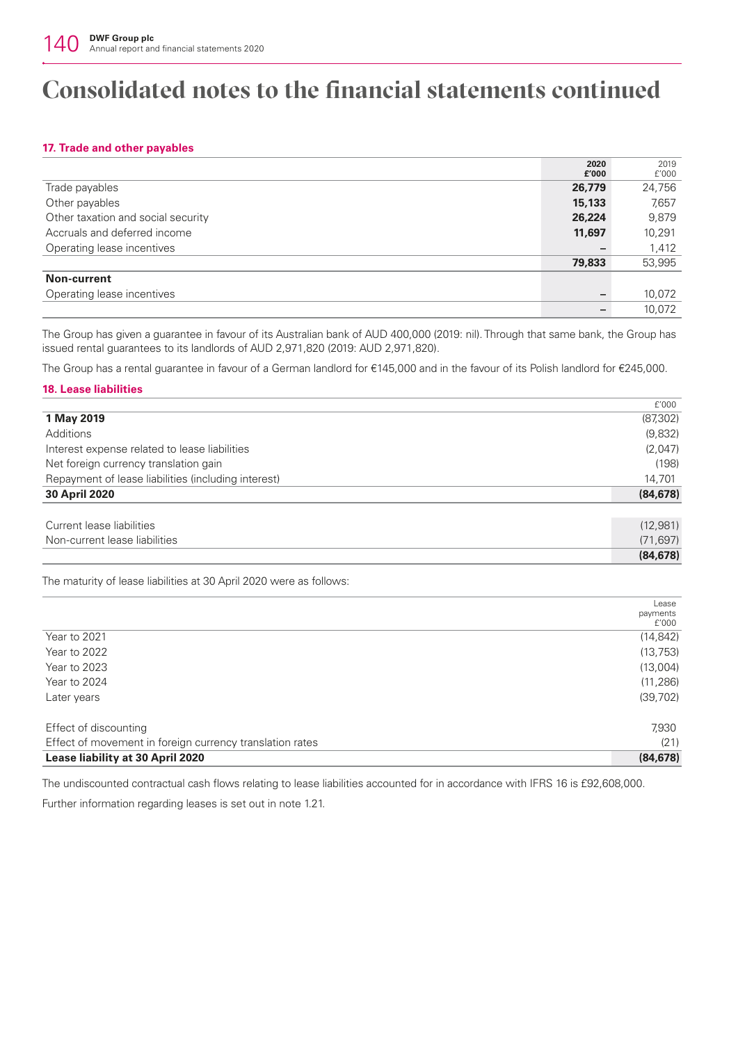# Consolidated notes to the financial statements continued

### 17. Trade and other payables

| | 2020 £'000 | 2019 £'000 |
|---|---|---|
| Trade payables | **26,779** | 24,756 |
| Other payables | **15,133** | 7,657 |
| Other taxation and social security | **26,224** | 9,879 |
| Accruals and deferred income | **11,697** | 10,291 |
| Operating lease incentives | **–** | 1,412 |
| | **79,833** | 53,995 |
| **Non-current** | | |
| Operating lease incentives | **–** | 10,072 |
| | **–** | 10,072 |

The Group has given a guarantee in favour of its Australian bank of AUD 400,000 (2019: nil). Through that same bank, the Group has issued rental guarantees to its landlords of AUD 2,971,820 (2019: AUD 2,971,820).

The Group has a rental guarantee in favour of a German landlord for €145,000 and in the favour of its Polish landlord for €245,000.

### 18. Lease liabilities

| | £'000 |
|---|---|
| **1 May 2019** | (87,302) |
| Additions | (9,832) |
| Interest expense related to lease liabilities | (2,047) |
| Net foreign currency translation gain | (198) |
| Repayment of lease liabilities (including interest) | 14,701 |
| **30 April 2020** | **(84,678)** |
| | |
| Current lease liabilities | (12,981) |
| Non-current lease liabilities | (71,697) |
| | **(84,678)** |

The maturity of lease liabilities at 30 April 2020 were as follows:

| | Lease payments £'000 |
|---|---|
| Year to 2021 | (14,842) |
| Year to 2022 | (13,753) |
| Year to 2023 | (13,004) |
| Year to 2024 | (11,286) |
| Later years | (39,702) |
| | |
| Effect of discounting | 7,930 |
| Effect of movement in foreign currency translation rates | (21) |
| **Lease liability at 30 April 2020** | **(84,678)** |

The undiscounted contractual cash flows relating to lease liabilities accounted for in accordance with IFRS 16 is £92,608,000.

Further information regarding leases is set out in note 1.21.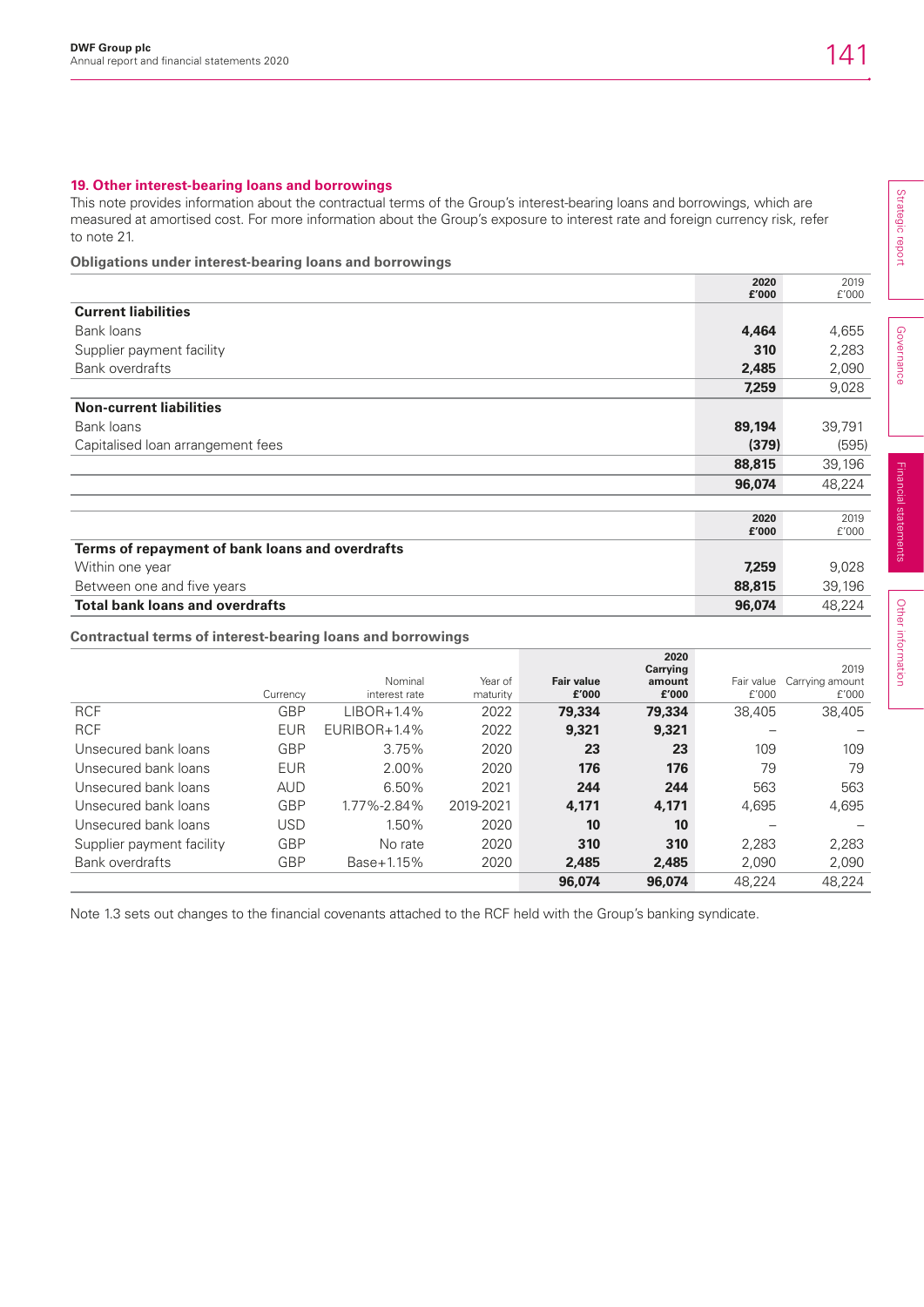## 19. Other interest-bearing loans and borrowings

This note provides information about the contractual terms of the Group's interest-bearing loans and borrowings, which are measured at amortised cost. For more information about the Group's exposure to interest rate and foreign currency risk, refer to note 21.

**Obligations under interest-bearing loans and borrowings**

| | 2020 £'000 | 2019 £'000 |
|---|---|---|
| **Current liabilities** | | |
| Bank loans | **4,464** | 4,655 |
| Supplier payment facility | **310** | 2,283 |
| Bank overdrafts | **2,485** | 2,090 |
| | **7,259** | 9,028 |
| **Non-current liabilities** | | |
| Bank loans | **89,194** | 39,791 |
| Capitalised loan arrangement fees | **(379)** | (595) |
| | **88,815** | 39,196 |
| | **96,074** | 48,224 |

| | 2020 £'000 | 2019 £'000 |
|---|---|---|
| **Terms of repayment of bank loans and overdrafts** | | |
| Within one year | **7,259** | 9,028 |
| Between one and five years | **88,815** | 39,196 |
| **Total bank loans and overdrafts** | **96,074** | **48,224** |

**Contractual terms of interest-bearing loans and borrowings**

| | Currency | Nominal interest rate | Year of maturity | 2020 Fair value £'000 | 2020 Carrying amount £'000 | 2019 Fair value £'000 | 2019 Carrying amount £'000 |
|---|---|---|---|---|---|---|---|
| RCF | GBP | LIBOR+1.4% | 2022 | **79,334** | **79,334** | 38,405 | 38,405 |
| RCF | EUR | EURIBOR+1.4% | 2022 | **9,321** | **9,321** | – | – |
| Unsecured bank loans | GBP | 3.75% | 2020 | **23** | **23** | 109 | 109 |
| Unsecured bank loans | EUR | 2.00% | 2020 | **176** | **176** | 79 | 79 |
| Unsecured bank loans | AUD | 6.50% | 2021 | **244** | **244** | 563 | 563 |
| Unsecured bank loans | GBP | 1.77%-2.84% | 2019-2021 | **4,171** | **4,171** | 4,695 | 4,695 |
| Unsecured bank loans | USD | 1.50% | 2020 | **10** | **10** | – | – |
| Supplier payment facility | GBP | No rate | 2020 | **310** | **310** | 2,283 | 2,283 |
| Bank overdrafts | GBP | Base+1.15% | 2020 | **2,485** | **2,485** | 2,090 | 2,090 |
| | | | | **96,074** | **96,074** | 48,224 | 48,224 |

Note 1.3 sets out changes to the financial covenants attached to the RCF held with the Group's banking syndicate.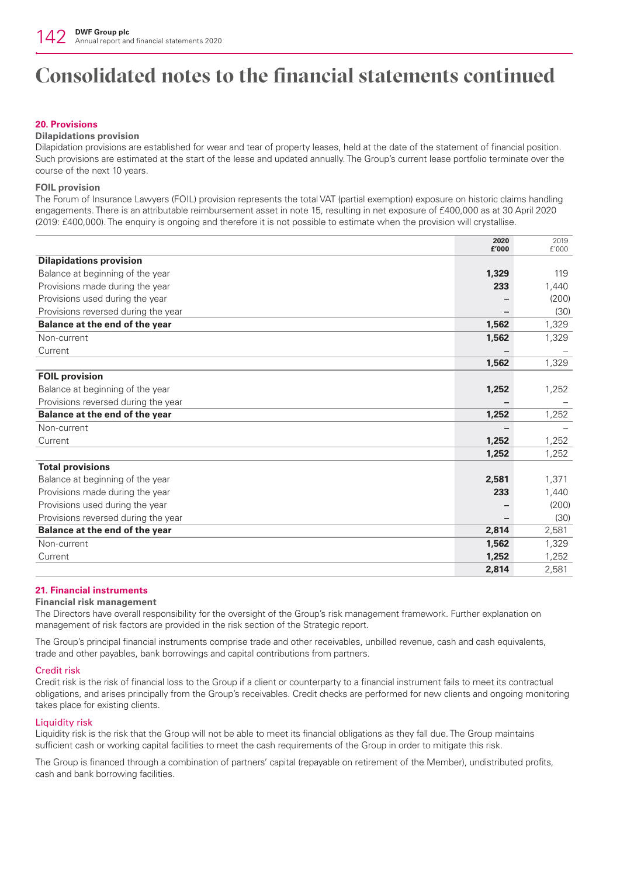# Consolidated notes to the financial statements continued

## 20. Provisions

### Dilapidations provision

Dilapidation provisions are established for wear and tear of property leases, held at the date of the statement of financial position. Such provisions are estimated at the start of the lease and updated annually. The Group's current lease portfolio terminate over the course of the next 10 years.

### FOIL provision

The Forum of Insurance Lawyers (FOIL) provision represents the total VAT (partial exemption) exposure on historic claims handling engagements. There is an attributable reimbursement asset in note 15, resulting in net exposure of £400,000 as at 30 April 2020 (2019: £400,000). The enquiry is ongoing and therefore it is not possible to estimate when the provision will crystallise.

| | 2020 £'000 | 2019 £'000 |
|---|---|---|
| **Dilapidations provision** | | |
| Balance at beginning of the year | **1,329** | 119 |
| Provisions made during the year | **233** | 1,440 |
| Provisions used during the year | **–** | (200) |
| Provisions reversed during the year | **–** | (30) |
| **Balance at the end of the year** | **1,562** | 1,329 |
| Non-current | **1,562** | 1,329 |
| Current | **–** | – |
| | **1,562** | 1,329 |
| **FOIL provision** | | |
| Balance at beginning of the year | **1,252** | 1,252 |
| Provisions reversed during the year | **–** | – |
| **Balance at the end of the year** | **1,252** | 1,252 |
| Non-current | **–** | – |
| Current | **1,252** | 1,252 |
| | **1,252** | 1,252 |
| **Total provisions** | | |
| Balance at beginning of the year | **2,581** | 1,371 |
| Provisions made during the year | **233** | 1,440 |
| Provisions used during the year | **–** | (200) |
| Provisions reversed during the year | **–** | (30) |
| **Balance at the end of the year** | **2,814** | 2,581 |
| Non-current | **1,562** | 1,329 |
| Current | **1,252** | 1,252 |
| | **2,814** | 2,581 |

## 21. Financial instruments

### Financial risk management

The Directors have overall responsibility for the oversight of the Group's risk management framework. Further explanation on management of risk factors are provided in the risk section of the Strategic report.

The Group's principal financial instruments comprise trade and other receivables, unbilled revenue, cash and cash equivalents, trade and other payables, bank borrowings and capital contributions from partners.

#### Credit risk

Credit risk is the risk of financial loss to the Group if a client or counterparty to a financial instrument fails to meet its contractual obligations, and arises principally from the Group's receivables. Credit checks are performed for new clients and ongoing monitoring takes place for existing clients.

#### Liquidity risk

Liquidity risk is the risk that the Group will not be able to meet its financial obligations as they fall due. The Group maintains sufficient cash or working capital facilities to meet the cash requirements of the Group in order to mitigate this risk.

The Group is financed through a combination of partners' capital (repayable on retirement of the Member), undistributed profits, cash and bank borrowing facilities.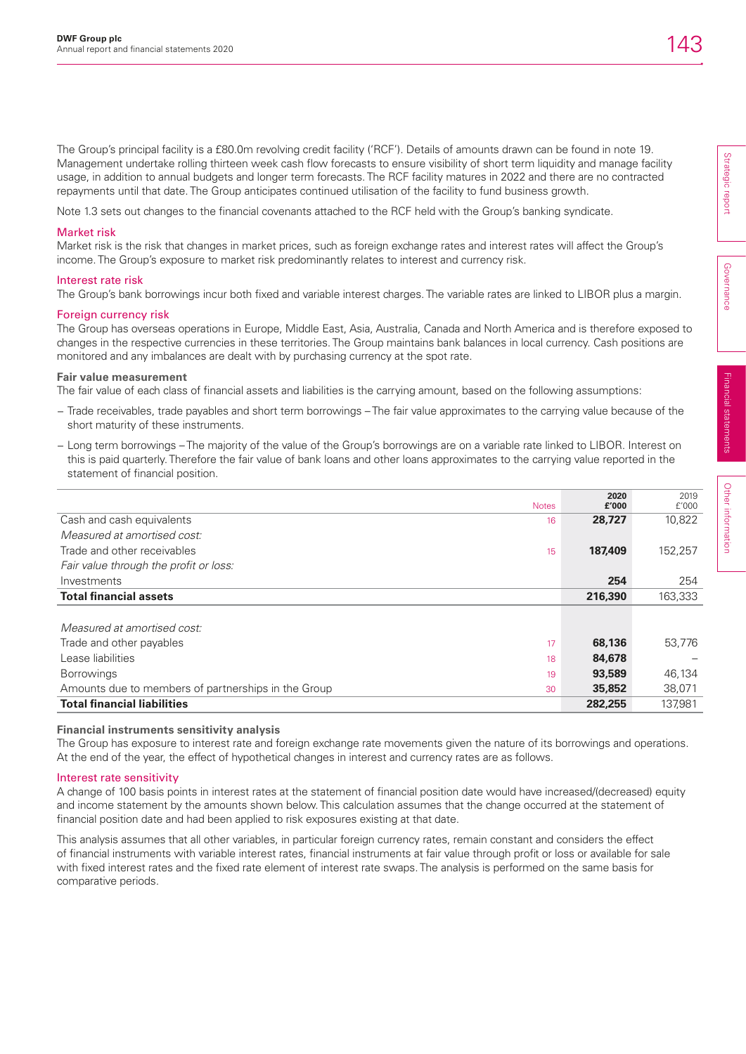The Group's principal facility is a £80.0m revolving credit facility ('RCF'). Details of amounts drawn can be found in note 19. Management undertake rolling thirteen week cash flow forecasts to ensure visibility of short term liquidity and manage facility usage, in addition to annual budgets and longer term forecasts. The RCF facility matures in 2022 and there are no contracted repayments until that date. The Group anticipates continued utilisation of the facility to fund business growth.

Note 1.3 sets out changes to the financial covenants attached to the RCF held with the Group's banking syndicate.

## Market risk

Market risk is the risk that changes in market prices, such as foreign exchange rates and interest rates will affect the Group's income. The Group's exposure to market risk predominantly relates to interest and currency risk.

## Interest rate risk

The Group's bank borrowings incur both fixed and variable interest charges. The variable rates are linked to LIBOR plus a margin.

## Foreign currency risk

The Group has overseas operations in Europe, Middle East, Asia, Australia, Canada and North America and is therefore exposed to changes in the respective currencies in these territories. The Group maintains bank balances in local currency. Cash positions are monitored and any imbalances are dealt with by purchasing currency at the spot rate.

### Fair value measurement

The fair value of each class of financial assets and liabilities is the carrying amount, based on the following assumptions:

- Trade receivables, trade payables and short term borrowings – The fair value approximates to the carrying value because of the short maturity of these instruments.
- Long term borrowings – The majority of the value of the Group's borrowings are on a variable rate linked to LIBOR. Interest on this is paid quarterly. Therefore the fair value of bank loans and other loans approximates to the carrying value reported in the statement of financial position.

| | Notes | 2020 £'000 | 2019 £'000 |
|---|---|---|---|
| Cash and cash equivalents | 16 | **28,727** | 10,822 |
| *Measured at amortised cost:* | | | |
| Trade and other receivables | 15 | **187,409** | 152,257 |
| *Fair value through the profit or loss:* | | | |
| Investments | | **254** | 254 |
| **Total financial assets** | | **216,390** | 163,333 |
| | | | |
| *Measured at amortised cost:* | | | |
| Trade and other payables | 17 | **68,136** | 53,776 |
| Lease liabilities | 18 | **84,678** | – |
| Borrowings | 19 | **93,589** | 46,134 |
| Amounts due to members of partnerships in the Group | 30 | **35,852** | 38,071 |
| **Total financial liabilities** | | **282,255** | 137,981 |

### Financial instruments sensitivity analysis

The Group has exposure to interest rate and foreign exchange rate movements given the nature of its borrowings and operations. At the end of the year, the effect of hypothetical changes in interest and currency rates are as follows.

## Interest rate sensitivity

A change of 100 basis points in interest rates at the statement of financial position date would have increased/(decreased) equity and income statement by the amounts shown below. This calculation assumes that the change occurred at the statement of financial position date and had been applied to risk exposures existing at that date.

This analysis assumes that all other variables, in particular foreign currency rates, remain constant and considers the effect of financial instruments with variable interest rates, financial instruments at fair value through profit or loss or available for sale with fixed interest rates and the fixed rate element of interest rate swaps. The analysis is performed on the same basis for comparative periods.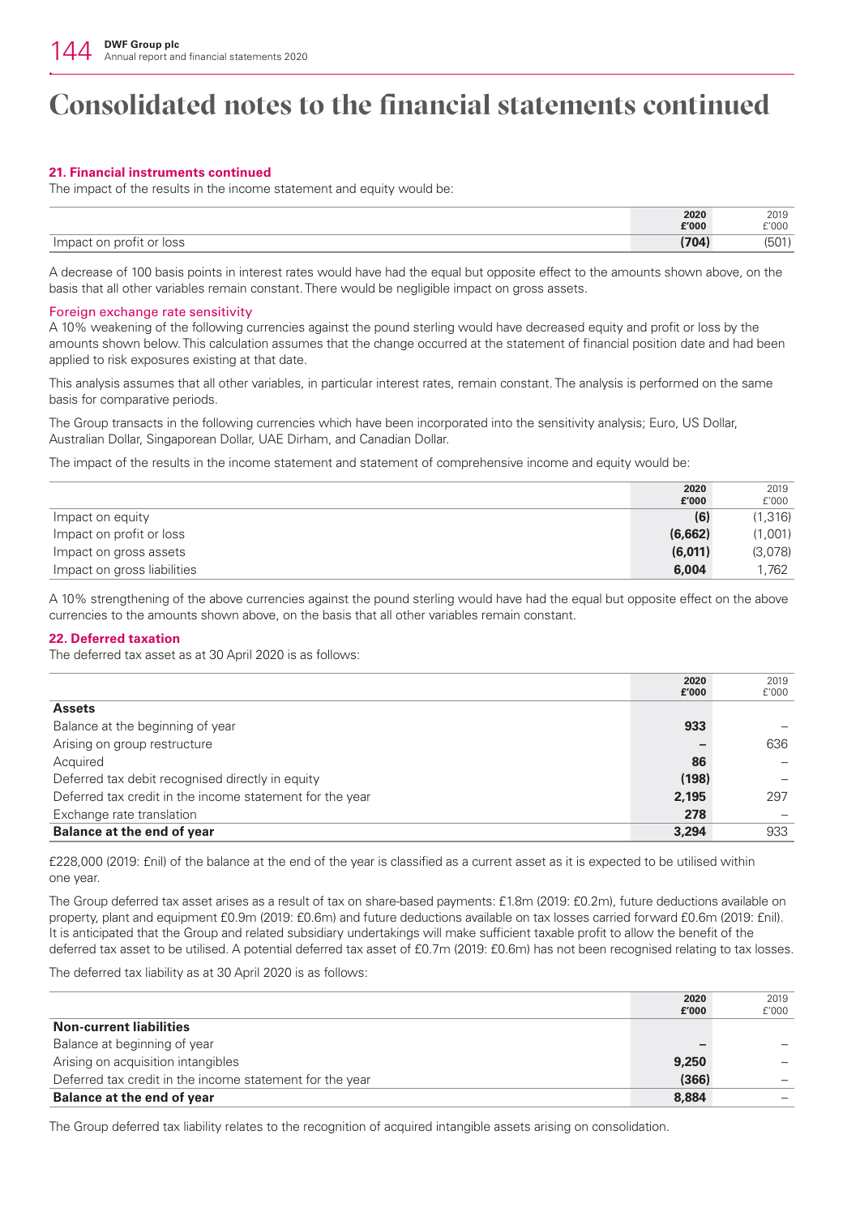# Consolidated notes to the financial statements continued

**21. Financial instruments continued**

The impact of the results in the income statement and equity would be:

| | 2020 £'000 | 2019 £'000 |
|---|---|---|
| Impact on profit or loss | (704) | (501) |

A decrease of 100 basis points in interest rates would have had the equal but opposite effect to the amounts shown above, on the basis that all other variables remain constant. There would be negligible impact on gross assets.

### Foreign exchange rate sensitivity

A 10% weakening of the following currencies against the pound sterling would have decreased equity and profit or loss by the amounts shown below. This calculation assumes that the change occurred at the statement of financial position date and had been applied to risk exposures existing at that date.

This analysis assumes that all other variables, in particular interest rates, remain constant. The analysis is performed on the same basis for comparative periods.

The Group transacts in the following currencies which have been incorporated into the sensitivity analysis; Euro, US Dollar, Australian Dollar, Singaporean Dollar, UAE Dirham, and Canadian Dollar.

The impact of the results in the income statement and statement of comprehensive income and equity would be:

| | 2020 £'000 | 2019 £'000 |
|---|---|---|
| Impact on equity | (6) | (1,316) |
| Impact on profit or loss | (6,662) | (1,001) |
| Impact on gross assets | (6,011) | (3,078) |
| Impact on gross liabilities | 6,004 | 1,762 |

A 10% strengthening of the above currencies against the pound sterling would have had the equal but opposite effect on the above currencies to the amounts shown above, on the basis that all other variables remain constant.

**22. Deferred taxation**

The deferred tax asset as at 30 April 2020 is as follows:

| | 2020 £'000 | 2019 £'000 |
|---|---|---|
| **Assets** | | |
| Balance at the beginning of year | 933 | – |
| Arising on group restructure | – | 636 |
| Acquired | 86 | – |
| Deferred tax debit recognised directly in equity | (198) | – |
| Deferred tax credit in the income statement for the year | 2,195 | 297 |
| Exchange rate translation | 278 | – |
| **Balance at the end of year** | **3,294** | **933** |

£228,000 (2019: £nil) of the balance at the end of the year is classified as a current asset as it is expected to be utilised within one year.

The Group deferred tax asset arises as a result of tax on share-based payments: £1.8m (2019: £0.2m), future deductions available on property, plant and equipment £0.9m (2019: £0.6m) and future deductions available on tax losses carried forward £0.6m (2019: £nil). It is anticipated that the Group and related subsidiary undertakings will make sufficient taxable profit to allow the benefit of the deferred tax asset to be utilised. A potential deferred tax asset of £0.7m (2019: £0.6m) has not been recognised relating to tax losses.

The deferred tax liability as at 30 April 2020 is as follows:

| | 2020 £'000 | 2019 £'000 |
|---|---|---|
| **Non-current liabilities** | | |
| Balance at beginning of year | – | – |
| Arising on acquisition intangibles | 9,250 | – |
| Deferred tax credit in the income statement for the year | (366) | – |
| **Balance at the end of year** | **8,884** | – |

The Group deferred tax liability relates to the recognition of acquired intangible assets arising on consolidation.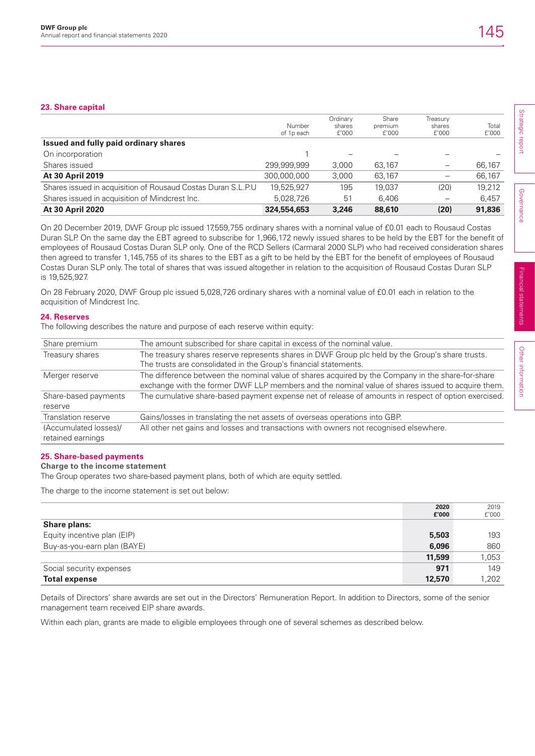## 23. Share capital

| | Number of 1p each | Ordinary shares £'000 | Share premium £'000 | Treasury shares £'000 | Total £'000 |
|---|---|---|---|---|---|
| **Issued and fully paid ordinary shares** | | | | | |
| On incorporation | 1 | – | – | – | – |
| Shares issued | 299,999,999 | 3,000 | 63,167 | – | 66,167 |
| **At 30 April 2019** | 300,000,000 | 3,000 | 63,167 | – | 66,167 |
| Shares issued in acquisition of Rousaud Costas Duran S.L.P.U | 19,525,927 | 195 | 19,037 | (20) | 19,212 |
| Shares issued in acquisition of Mindcrest Inc. | 5,028,726 | 51 | 6,406 | – | 6,457 |
| **At 30 April 2020** | **324,554,653** | **3,246** | **88,610** | **(20)** | **91,836** |

On 20 December 2019, DWF Group plc issued 17,559,755 ordinary shares with a nominal value of £0.01 each to Rousaud Costas Duran SLP. On the same day the EBT agreed to subscribe for 1,966,172 newly issued shares to be held by the EBT for the benefit of employees of Rousaud Costas Duran SLP only. One of the RCD Sellers (Carmaral 2000 SLP) who had received consideration shares then agreed to transfer 1,145,755 of its shares to the EBT as a gift to be held by the EBT for the benefit of employees of Rousaud Costas Duran SLP only. The total of shares that was issued altogether in relation to the acquisition of Rousaud Costas Duran SLP is 19,525,927.

On 28 February 2020, DWF Group plc issued 5,028,726 ordinary shares with a nominal value of £0.01 each in relation to the acquisition of Mindcrest Inc.

## 24. Reserves

The following describes the nature and purpose of each reserve within equity:

| | |
|---|---|
| Share premium | The amount subscribed for share capital in excess of the nominal value. |
| Treasury shares | The treasury shares reserve represents shares in DWF Group plc held by the Group's share trusts. The trusts are consolidated in the Group's financial statements. |
| Merger reserve | The difference between the nominal value of shares acquired by the Company in the share-for-share exchange with the former DWF LLP members and the nominal value of shares issued to acquire them. |
| Share-based payments reserve | The cumulative share-based payment expense net of release of amounts in respect of option exercised. |
| Translation reserve | Gains/losses in translating the net assets of overseas operations into GBP. |
| (Accumulated losses)/ retained earnings | All other net gains and losses and transactions with owners not recognised elsewhere. |

## 25. Share-based payments

**Charge to the income statement**

The Group operates two share-based payment plans, both of which are equity settled.

The charge to the income statement is set out below:

| | 2020 £'000 | 2019 £'000 |
|---|---|---|
| **Share plans:** | | |
| Equity incentive plan (EIP) | **5,503** | 193 |
| Buy-as-you-earn plan (BAYE) | **6,096** | 860 |
| | **11,599** | 1,053 |
| Social security expenses | **971** | 149 |
| **Total expense** | **12,570** | 1,202 |

Details of Directors' share awards are set out in the Directors' Remuneration Report. In addition to Directors, some of the senior management team received EIP share awards.

Within each plan, grants are made to eligible employees through one of several schemes as described below.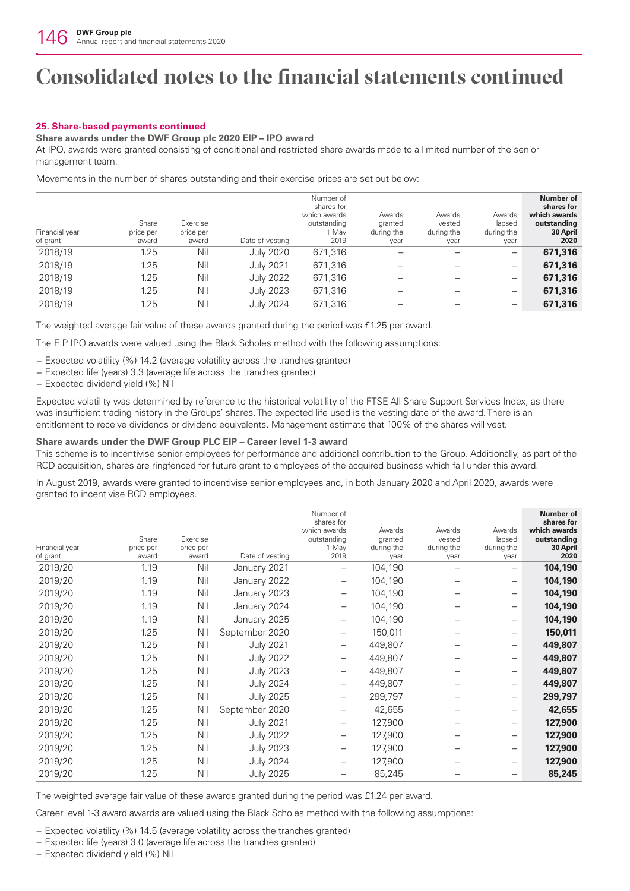# Consolidated notes to the financial statements continued

### 25. Share-based payments continued

**Share awards under the DWF Group plc 2020 EIP – IPO award**

At IPO, awards were granted consisting of conditional and restricted share awards made to a limited number of the senior management team.

Movements in the number of shares outstanding and their exercise prices are set out below:

| Financial year of grant | Share price per award | Exercise price per award | Date of vesting | Number of shares for which awards outstanding 1 May 2019 | Awards granted during the year | Awards vested during the year | Awards lapsed during the year | **Number of shares for which awards outstanding 30 April 2020** |
|---|---|---|---|---|---|---|---|---|
| 2018/19 | 1.25 | Nil | July 2020 | 671,316 | – | – | – | **671,316** |
| 2018/19 | 1.25 | Nil | July 2021 | 671,316 | – | – | – | **671,316** |
| 2018/19 | 1.25 | Nil | July 2022 | 671,316 | – | – | – | **671,316** |
| 2018/19 | 1.25 | Nil | July 2023 | 671,316 | – | – | – | **671,316** |
| 2018/19 | 1.25 | Nil | July 2024 | 671,316 | – | – | – | **671,316** |

The weighted average fair value of these awards granted during the period was £1.25 per award.

The EIP IPO awards were valued using the Black Scholes method with the following assumptions:

- Expected volatility (%) 14.2 (average volatility across the tranches granted)
- Expected life (years) 3.3 (average life across the tranches granted)
- Expected dividend yield (%) Nil

Expected volatility was determined by reference to the historical volatility of the FTSE All Share Support Services Index, as there was insufficient trading history in the Groups' shares. The expected life used is the vesting date of the award. There is an entitlement to receive dividends or dividend equivalents. Management estimate that 100% of the shares will vest.

**Share awards under the DWF Group PLC EIP – Career level 1-3 award**

This scheme is to incentivise senior employees for performance and additional contribution to the Group. Additionally, as part of the RCD acquisition, shares are ringfenced for future grant to employees of the acquired business which fall under this award.

In August 2019, awards were granted to incentivise senior employees and, in both January 2020 and April 2020, awards were granted to incentivise RCD employees.

| Financial year of grant | Share price per award | Exercise price per award | Date of vesting | Number of shares for which awards outstanding 1 May 2019 | Awards granted during the year | Awards vested during the year | Awards lapsed during the year | **Number of shares for which awards outstanding 30 April 2020** |
|---|---|---|---|---|---|---|---|---|
| 2019/20 | 1.19 | Nil | January 2021 | – | 104,190 | – | – | **104,190** |
| 2019/20 | 1.19 | Nil | January 2022 | – | 104,190 | – | – | **104,190** |
| 2019/20 | 1.19 | Nil | January 2023 | – | 104,190 | – | – | **104,190** |
| 2019/20 | 1.19 | Nil | January 2024 | – | 104,190 | – | – | **104,190** |
| 2019/20 | 1.19 | Nil | January 2025 | – | 104,190 | – | – | **104,190** |
| 2019/20 | 1.25 | Nil | September 2020 | – | 150,011 | – | – | **150,011** |
| 2019/20 | 1.25 | Nil | July 2021 | – | 449,807 | – | – | **449,807** |
| 2019/20 | 1.25 | Nil | July 2022 | – | 449,807 | – | – | **449,807** |
| 2019/20 | 1.25 | Nil | July 2023 | – | 449,807 | – | – | **449,807** |
| 2019/20 | 1.25 | Nil | July 2024 | – | 449,807 | – | – | **449,807** |
| 2019/20 | 1.25 | Nil | July 2025 | – | 299,797 | – | – | **299,797** |
| 2019/20 | 1.25 | Nil | September 2020 | – | 42,655 | – | – | **42,655** |
| 2019/20 | 1.25 | Nil | July 2021 | – | 127,900 | – | – | **127,900** |
| 2019/20 | 1.25 | Nil | July 2022 | – | 127,900 | – | – | **127,900** |
| 2019/20 | 1.25 | Nil | July 2023 | – | 127,900 | – | – | **127,900** |
| 2019/20 | 1.25 | Nil | July 2024 | – | 127,900 | – | – | **127,900** |
| 2019/20 | 1.25 | Nil | July 2025 | – | 85,245 | – | – | **85,245** |

The weighted average fair value of these awards granted during the period was £1.24 per award.

Career level 1-3 award awards are valued using the Black Scholes method with the following assumptions:

- Expected volatility (%) 14.5 (average volatility across the tranches granted)
- Expected life (years) 3.0 (average life across the tranches granted)
- Expected dividend yield (%) Nil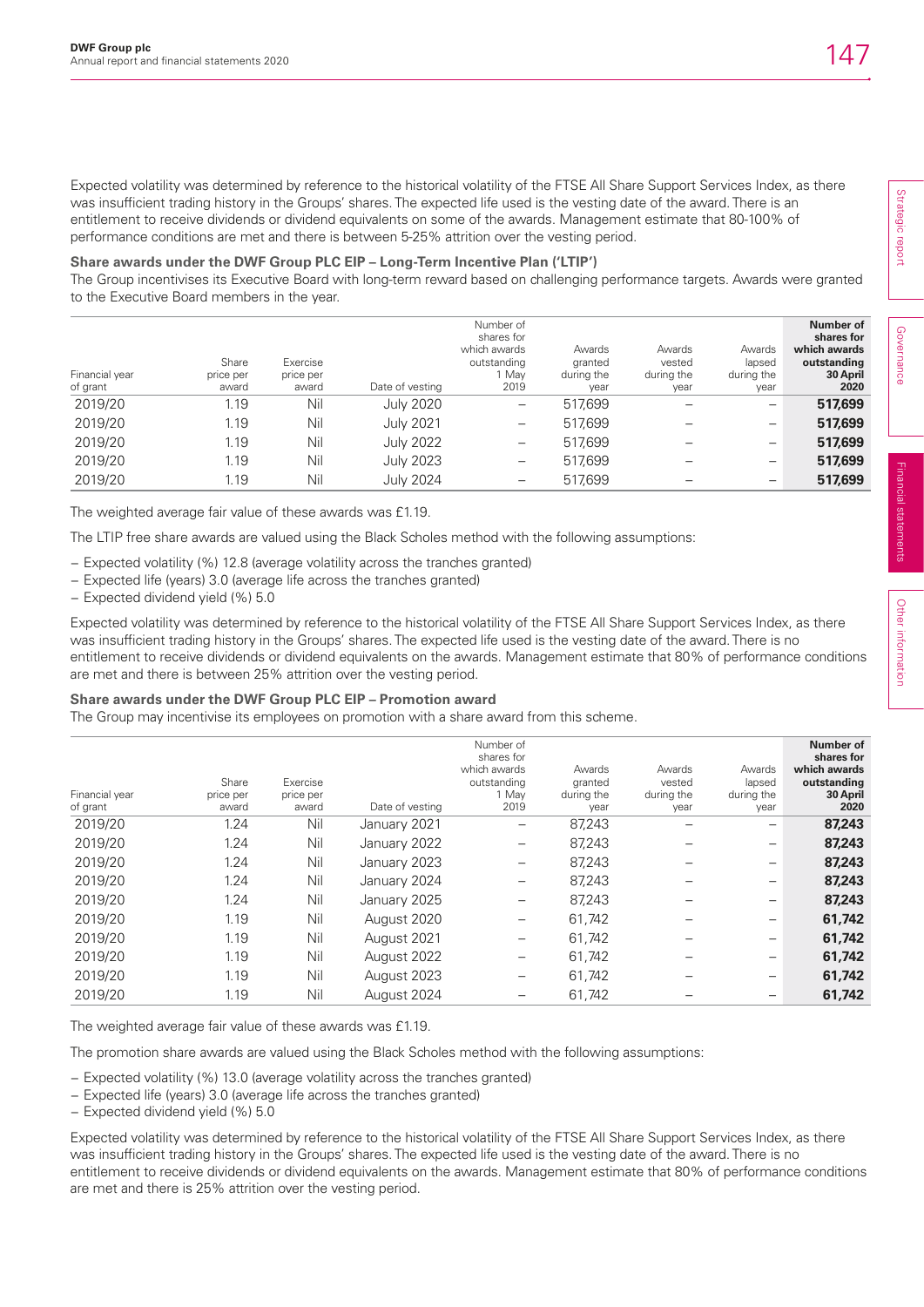Expected volatility was determined by reference to the historical volatility of the FTSE All Share Support Services Index, as there was insufficient trading history in the Groups' shares. The expected life used is the vesting date of the award. There is an entitlement to receive dividends or dividend equivalents on some of the awards. Management estimate that 80-100% of performance conditions are met and there is between 5-25% attrition over the vesting period.

**Share awards under the DWF Group PLC EIP – Long-Term Incentive Plan ('LTIP')**

The Group incentivises its Executive Board with long-term reward based on challenging performance targets. Awards were granted to the Executive Board members in the year.

| Financial year of grant | Share price per award | Exercise price per award | Date of vesting | Number of shares for which awards outstanding 1 May 2019 | Awards granted during the year | Awards vested during the year | Awards lapsed during the year | **Number of shares for which awards outstanding 30 April 2020** |
|---|---|---|---|---|---|---|---|---|
| 2019/20 | 1.19 | Nil | July 2020 | – | 517,699 | – | – | **517,699** |
| 2019/20 | 1.19 | Nil | July 2021 | – | 517,699 | – | – | **517,699** |
| 2019/20 | 1.19 | Nil | July 2022 | – | 517,699 | – | – | **517,699** |
| 2019/20 | 1.19 | Nil | July 2023 | – | 517,699 | – | – | **517,699** |
| 2019/20 | 1.19 | Nil | July 2024 | – | 517,699 | – | – | **517,699** |

The weighted average fair value of these awards was £1.19.

The LTIP free share awards are valued using the Black Scholes method with the following assumptions:

- Expected volatility (%) 12.8 (average volatility across the tranches granted)
- Expected life (years) 3.0 (average life across the tranches granted)
- Expected dividend yield (%) 5.0

Expected volatility was determined by reference to the historical volatility of the FTSE All Share Support Services Index, as there was insufficient trading history in the Groups' shares. The expected life used is the vesting date of the award. There is no entitlement to receive dividends or dividend equivalents on the awards. Management estimate that 80% of performance conditions are met and there is between 25% attrition over the vesting period.

**Share awards under the DWF Group PLC EIP – Promotion award**

The Group may incentivise its employees on promotion with a share award from this scheme.

| Financial year of grant | Share price per award | Exercise price per award | Date of vesting | Number of shares for which awards outstanding 1 May 2019 | Awards granted during the year | Awards vested during the year | Awards lapsed during the year | **Number of shares for which awards outstanding 30 April 2020** |
|---|---|---|---|---|---|---|---|---|
| 2019/20 | 1.24 | Nil | January 2021 | – | 87,243 | – | – | **87,243** |
| 2019/20 | 1.24 | Nil | January 2022 | – | 87,243 | – | – | **87,243** |
| 2019/20 | 1.24 | Nil | January 2023 | – | 87,243 | – | – | **87,243** |
| 2019/20 | 1.24 | Nil | January 2024 | – | 87,243 | – | – | **87,243** |
| 2019/20 | 1.24 | Nil | January 2025 | – | 87,243 | – | – | **87,243** |
| 2019/20 | 1.19 | Nil | August 2020 | – | 61,742 | – | – | **61,742** |
| 2019/20 | 1.19 | Nil | August 2021 | – | 61,742 | – | – | **61,742** |
| 2019/20 | 1.19 | Nil | August 2022 | – | 61,742 | – | – | **61,742** |
| 2019/20 | 1.19 | Nil | August 2023 | – | 61,742 | – | – | **61,742** |
| 2019/20 | 1.19 | Nil | August 2024 | – | 61,742 | – | – | **61,742** |

The weighted average fair value of these awards was £1.19.

The promotion share awards are valued using the Black Scholes method with the following assumptions:

- Expected volatility (%) 13.0 (average volatility across the tranches granted)
- Expected life (years) 3.0 (average life across the tranches granted)
- Expected dividend yield (%) 5.0

Expected volatility was determined by reference to the historical volatility of the FTSE All Share Support Services Index, as there was insufficient trading history in the Groups' shares. The expected life used is the vesting date of the award. There is no entitlement to receive dividends or dividend equivalents on the awards. Management estimate that 80% of performance conditions are met and there is 25% attrition over the vesting period.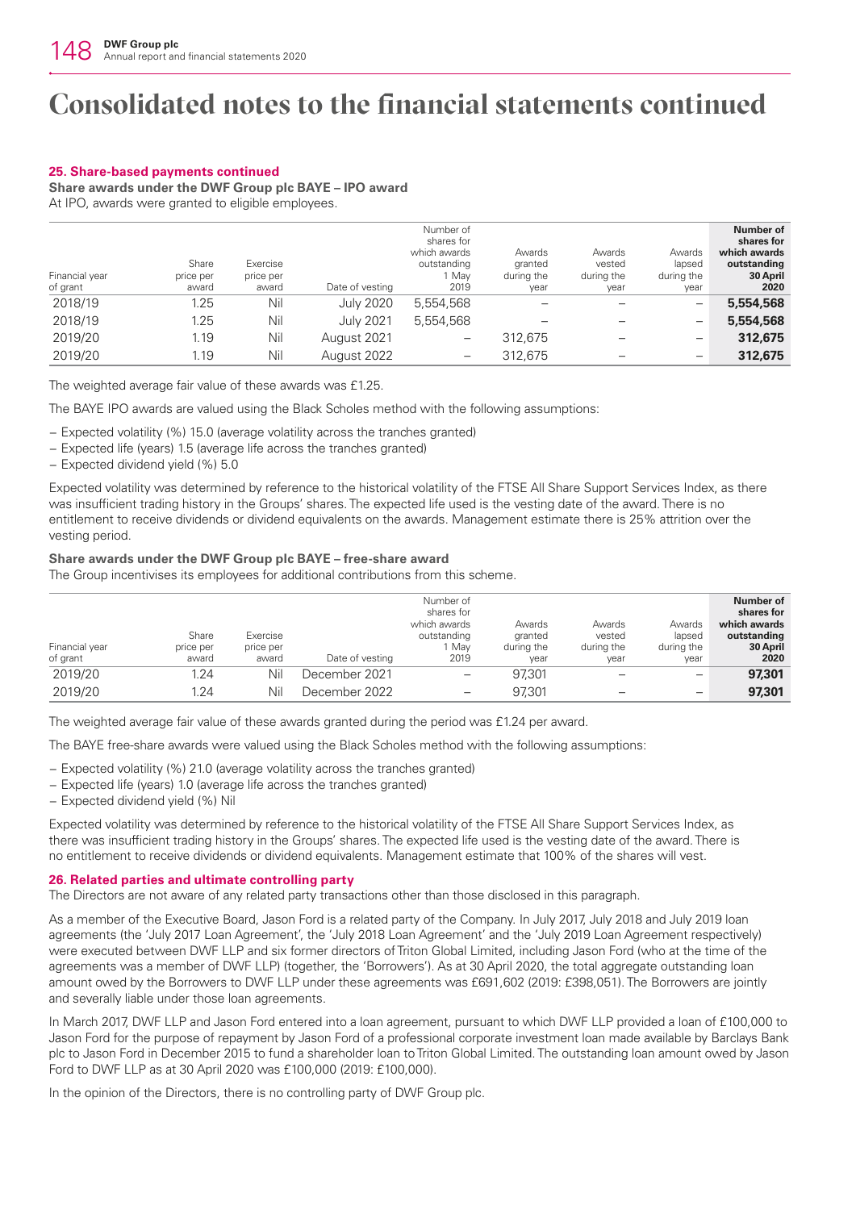# Consolidated notes to the financial statements continued

#### 25. Share-based payments continued

**Share awards under the DWF Group plc BAYE – IPO award**

At IPO, awards were granted to eligible employees.

| Financial year of grant | Share price per award | Exercise price per award | Date of vesting | Number of shares for which awards outstanding 1 May 2019 | Awards granted during the year | Awards vested during the year | Awards lapsed during the year | **Number of shares for which awards outstanding 30 April 2020** |
|---|---|---|---|---|---|---|---|---|
| 2018/19 | 1.25 | Nil | July 2020 | 5,554,568 | – | – | – | **5,554,568** |
| 2018/19 | 1.25 | Nil | July 2021 | 5,554,568 | – | – | – | **5,554,568** |
| 2019/20 | 1.19 | Nil | August 2021 | – | 312,675 | – | – | **312,675** |
| 2019/20 | 1.19 | Nil | August 2022 | – | 312,675 | – | – | **312,675** |

The weighted average fair value of these awards was £1.25.

The BAYE IPO awards are valued using the Black Scholes method with the following assumptions:

- Expected volatility (%) 15.0 (average volatility across the tranches granted)
- Expected life (years) 1.5 (average life across the tranches granted)
- Expected dividend yield (%) 5.0

Expected volatility was determined by reference to the historical volatility of the FTSE All Share Support Services Index, as there was insufficient trading history in the Groups' shares. The expected life used is the vesting date of the award. There is no entitlement to receive dividends or dividend equivalents on the awards. Management estimate there is 25% attrition over the vesting period.

**Share awards under the DWF Group plc BAYE – free-share award**

The Group incentivises its employees for additional contributions from this scheme.

| Financial year of grant | Share price per award | Exercise price per award | Date of vesting | Number of shares for which awards outstanding 1 May 2019 | Awards granted during the year | Awards vested during the year | Awards lapsed during the year | **Number of shares for which awards outstanding 30 April 2020** |
|---|---|---|---|---|---|---|---|---|
| 2019/20 | 1.24 | Nil | December 2021 | – | 97,301 | – | – | **97,301** |
| 2019/20 | 1.24 | Nil | December 2022 | – | 97,301 | – | – | **97,301** |

The weighted average fair value of these awards granted during the period was £1.24 per award.

The BAYE free-share awards were valued using the Black Scholes method with the following assumptions:

- Expected volatility (%) 21.0 (average volatility across the tranches granted)
- Expected life (years) 1.0 (average life across the tranches granted)
- Expected dividend yield (%) Nil

Expected volatility was determined by reference to the historical volatility of the FTSE All Share Support Services Index, as there was insufficient trading history in the Groups' shares. The expected life used is the vesting date of the award. There is no entitlement to receive dividends or dividend equivalents. Management estimate that 100% of the shares will vest.

#### 26. Related parties and ultimate controlling party

The Directors are not aware of any related party transactions other than those disclosed in this paragraph.

As a member of the Executive Board, Jason Ford is a related party of the Company. In July 2017, July 2018 and July 2019 loan agreements (the 'July 2017 Loan Agreement', the 'July 2018 Loan Agreement' and the 'July 2019 Loan Agreement respectively) were executed between DWF LLP and six former directors of Triton Global Limited, including Jason Ford (who at the time of the agreements was a member of DWF LLP) (together, the 'Borrowers'). As at 30 April 2020, the total aggregate outstanding loan amount owed by the Borrowers to DWF LLP under these agreements was £691,602 (2019: £398,051). The Borrowers are jointly and severally liable under those loan agreements.

In March 2017, DWF LLP and Jason Ford entered into a loan agreement, pursuant to which DWF LLP provided a loan of £100,000 to Jason Ford for the purpose of repayment by Jason Ford of a professional corporate investment loan made available by Barclays Bank plc to Jason Ford in December 2015 to fund a shareholder loan to Triton Global Limited. The outstanding loan amount owed by Jason Ford to DWF LLP as at 30 April 2020 was £100,000 (2019: £100,000).

In the opinion of the Directors, there is no controlling party of DWF Group plc.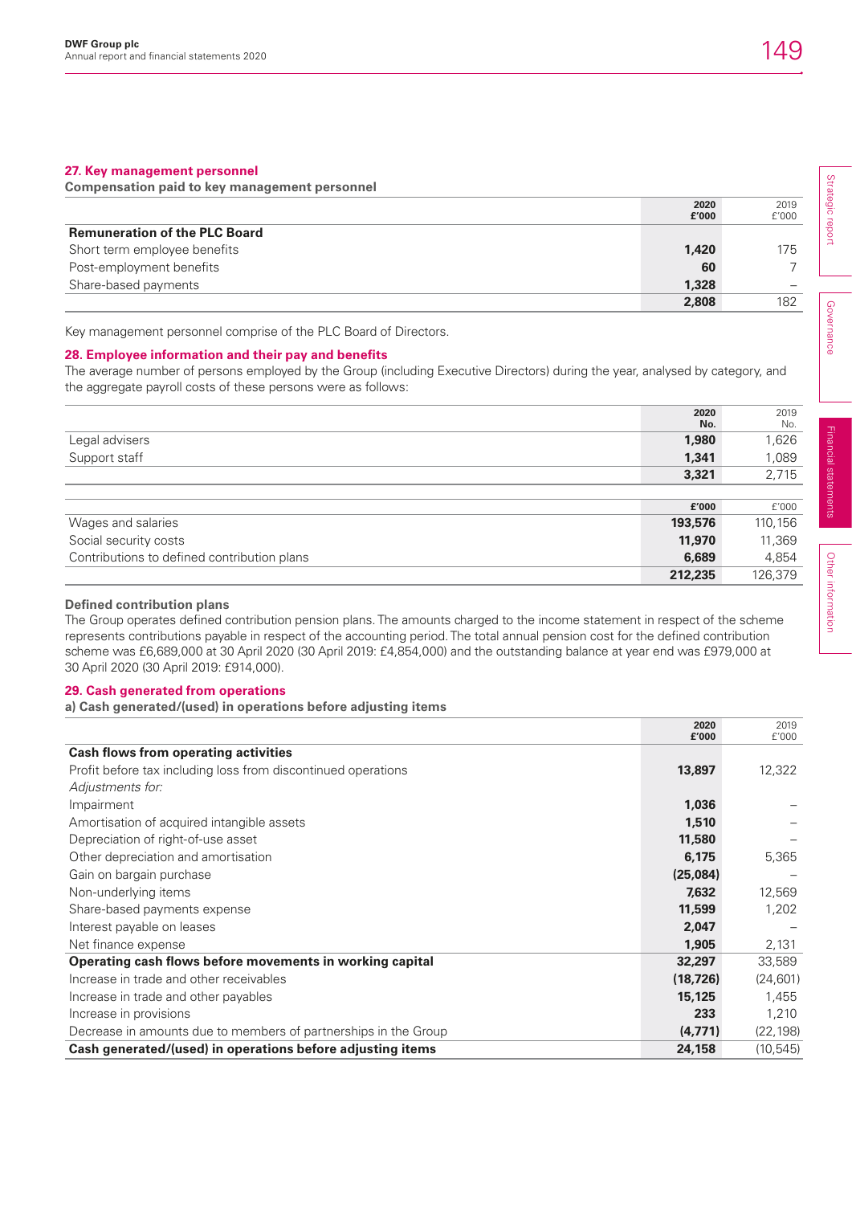## 27. Key management personnel

**Compensation paid to key management personnel**

| | 2020 £'000 | 2019 £'000 |
|---|---|---|
| **Remuneration of the PLC Board** | | |
| Short term employee benefits | **1,420** | 175 |
| Post-employment benefits | **60** | 7 |
| Share-based payments | **1,328** | – |
| | **2,808** | 182 |

Key management personnel comprise of the PLC Board of Directors.

## 28. Employee information and their pay and benefits

The average number of persons employed by the Group (including Executive Directors) during the year, analysed by category, and the aggregate payroll costs of these persons were as follows:

| | 2020 No. | 2019 No. |
|---|---|---|
| Legal advisers | **1,980** | 1,626 |
| Support staff | **1,341** | 1,089 |
| | **3,321** | 2,715 |

| | £'000 | £'000 |
|---|---|---|
| Wages and salaries | **193,576** | 110,156 |
| Social security costs | **11,970** | 11,369 |
| Contributions to defined contribution plans | **6,689** | 4,854 |
| | **212,235** | 126,379 |

**Defined contribution plans**

The Group operates defined contribution pension plans. The amounts charged to the income statement in respect of the scheme represents contributions payable in respect of the accounting period. The total annual pension cost for the defined contribution scheme was £6,689,000 at 30 April 2020 (30 April 2019: £4,854,000) and the outstanding balance at year end was £979,000 at 30 April 2020 (30 April 2019: £914,000).

## 29. Cash generated from operations

**a) Cash generated/(used) in operations before adjusting items**

| | 2020 £'000 | 2019 £'000 |
|---|---|---|
| **Cash flows from operating activities** | | |
| Profit before tax including loss from discontinued operations | **13,897** | 12,322 |
| *Adjustments for:* | | |
| Impairment | **1,036** | – |
| Amortisation of acquired intangible assets | **1,510** | – |
| Depreciation of right-of-use asset | **11,580** | – |
| Other depreciation and amortisation | **6,175** | 5,365 |
| Gain on bargain purchase | **(25,084)** | – |
| Non-underlying items | **7,632** | 12,569 |
| Share-based payments expense | **11,599** | 1,202 |
| Interest payable on leases | **2,047** | – |
| Net finance expense | **1,905** | 2,131 |
| **Operating cash flows before movements in working capital** | **32,297** | 33,589 |
| Increase in trade and other receivables | **(18,726)** | (24,601) |
| Increase in trade and other payables | **15,125** | 1,455 |
| Increase in provisions | **233** | 1,210 |
| Decrease in amounts due to members of partnerships in the Group | **(4,771)** | (22,198) |
| **Cash generated/(used) in operations before adjusting items** | **24,158** | (10,545) |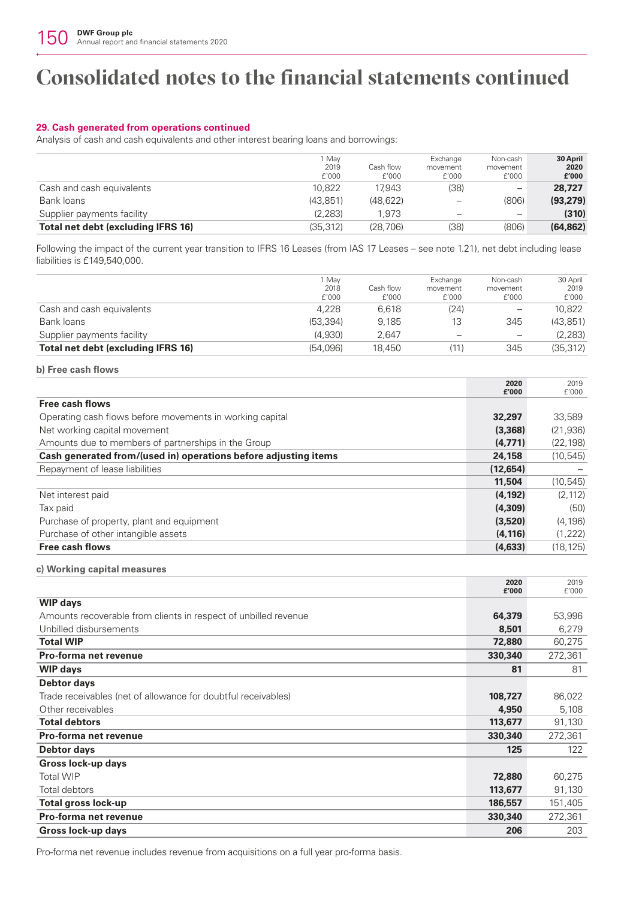# Consolidated notes to the financial statements continued

### 29. Cash generated from operations continued

Analysis of cash and cash equivalents and other interest bearing loans and borrowings:

| | 1 May 2019 £'000 | Cash flow £'000 | Exchange movement £'000 | Non-cash movement £'000 | **30 April 2020 £'000** |
|---|---|---|---|---|---|
| Cash and cash equivalents | 10,822 | 17,943 | (38) | – | **28,727** |
| Bank loans | (43,851) | (48,622) | – | (806) | **(93,279)** |
| Supplier payments facility | (2,283) | 1,973 | – | – | **(310)** |
| **Total net debt (excluding IFRS 16)** | (35,312) | (28,706) | (38) | (806) | **(64,862)** |

Following the impact of the current year transition to IFRS 16 Leases (from IAS 17 Leases – see note 1.21), net debt including lease liabilities is £149,540,000.

| | 1 May 2018 £'000 | Cash flow £'000 | Exchange movement £'000 | Non-cash movement £'000 | 30 April 2019 £'000 |
|---|---|---|---|---|---|
| Cash and cash equivalents | 4,228 | 6,618 | (24) | – | 10,822 |
| Bank loans | (53,394) | 9,185 | 13 | 345 | (43,851) |
| Supplier payments facility | (4,930) | 2,647 | – | – | (2,283) |
| **Total net debt (excluding IFRS 16)** | (54,096) | 18,450 | (11) | 345 | (35,312) |

#### b) Free cash flows

| | **2020 £'000** | 2019 £'000 |
|---|---|---|
| **Free cash flows** | | |
| Operating cash flows before movements in working capital | **32,297** | 33,589 |
| Net working capital movement | **(3,368)** | (21,936) |
| Amounts due to members of partnerships in the Group | **(4,771)** | (22,198) |
| **Cash generated from/(used in) operations before adjusting items** | **24,158** | (10,545) |
| Repayment of lease liabilities | **(12,654)** | – |
| | **11,504** | (10,545) |
| Net interest paid | **(4,192)** | (2,112) |
| Tax paid | **(4,309)** | (50) |
| Purchase of property, plant and equipment | **(3,520)** | (4,196) |
| Purchase of other intangible assets | **(4,116)** | (1,222) |
| **Free cash flows** | **(4,633)** | (18,125) |

#### c) Working capital measures

| | **2020 £'000** | 2019 £'000 |
|---|---|---|
| **WIP days** | | |
| Amounts recoverable from clients in respect of unbilled revenue | **64,379** | 53,996 |
| Unbilled disbursements | **8,501** | 6,279 |
| **Total WIP** | **72,880** | 60,275 |
| **Pro-forma net revenue** | **330,340** | 272,361 |
| **WIP days** | **81** | 81 |
| **Debtor days** | | |
| Trade receivables (net of allowance for doubtful receivables) | **108,727** | 86,022 |
| Other receivables | **4,950** | 5,108 |
| **Total debtors** | **113,677** | 91,130 |
| **Pro-forma net revenue** | **330,340** | 272,361 |
| **Debtor days** | **125** | 122 |
| **Gross lock-up days** | | |
| Total WIP | **72,880** | 60,275 |
| Total debtors | **113,677** | 91,130 |
| **Total gross lock-up** | **186,557** | 151,405 |
| **Pro-forma net revenue** | **330,340** | 272,361 |
| **Gross lock-up days** | **206** | 203 |

Pro-forma net revenue includes revenue from acquisitions on a full year pro-forma basis.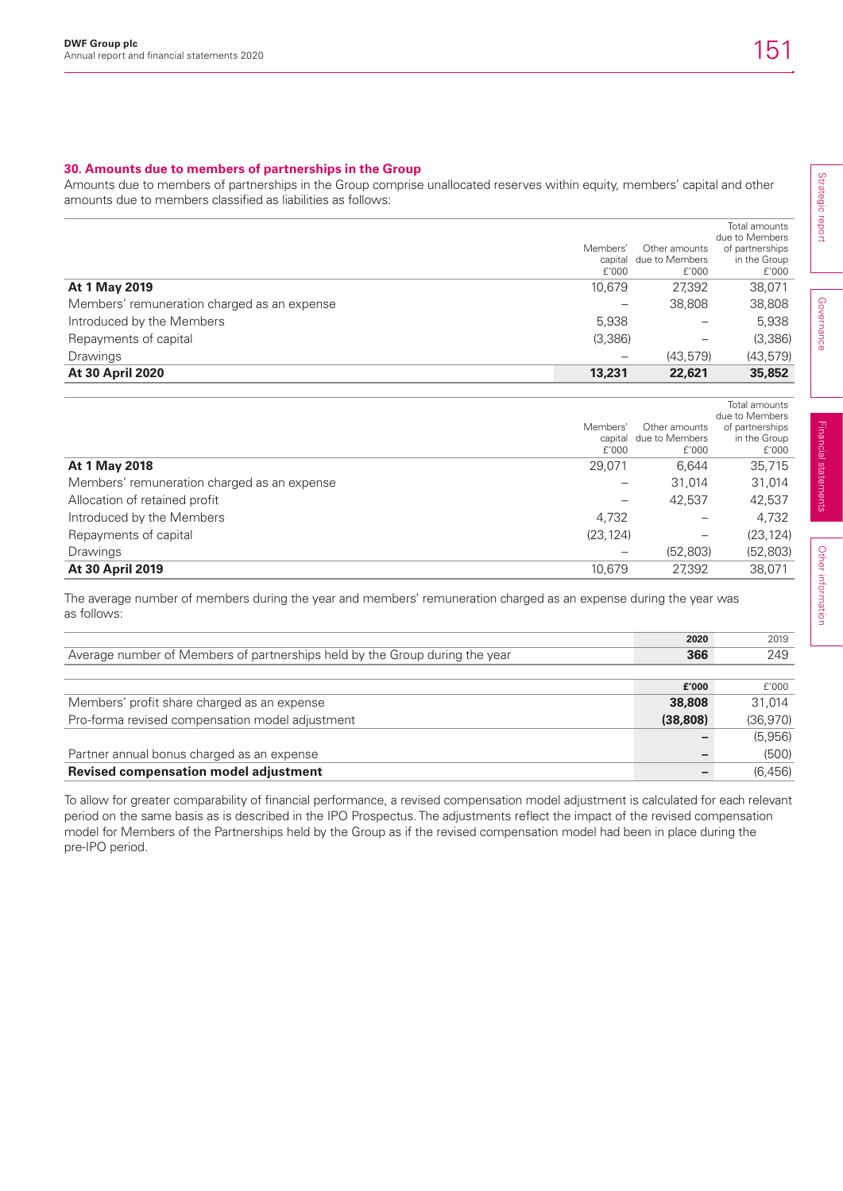## 30. Amounts due to members of partnerships in the Group

Amounts due to members of partnerships in the Group comprise unallocated reserves within equity, members' capital and other amounts due to members classified as liabilities as follows:

| | Members' capital £'000 | Other amounts due to Members £'000 | Total amounts due to Members of partnerships in the Group £'000 |
|---|---|---|---|
| **At 1 May 2019** | 10,679 | 27,392 | 38,071 |
| Members' remuneration charged as an expense | – | 38,808 | 38,808 |
| Introduced by the Members | 5,938 | – | 5,938 |
| Repayments of capital | (3,386) | – | (3,386) |
| Drawings | – | (43,579) | (43,579) |
| **At 30 April 2020** | **13,231** | **22,621** | **35,852** |

| | Members' capital £'000 | Other amounts due to Members £'000 | Total amounts due to Members of partnerships in the Group £'000 |
|---|---|---|---|
| **At 1 May 2018** | 29,071 | 6,644 | 35,715 |
| Members' remuneration charged as an expense | – | 31,014 | 31,014 |
| Allocation of retained profit | – | 42,537 | 42,537 |
| Introduced by the Members | 4,732 | – | 4,732 |
| Repayments of capital | (23,124) | – | (23,124) |
| Drawings | – | (52,803) | (52,803) |
| **At 30 April 2019** | 10,679 | 27,392 | 38,071 |

The average number of members during the year and members' remuneration charged as an expense during the year was as follows:

| | **2020** | 2019 |
|---|---|---|
| Average number of Members of partnerships held by the Group during the year | **366** | 249 |

| | **£'000** | £'000 |
|---|---|---|
| Members' profit share charged as an expense | **38,808** | 31,014 |
| Pro-forma revised compensation model adjustment | **(38,808)** | (36,970) |
| | **–** | (5,956) |
| Partner annual bonus charged as an expense | **–** | (500) |
| **Revised compensation model adjustment** | **–** | (6,456) |

To allow for greater comparability of financial performance, a revised compensation model adjustment is calculated for each relevant period on the same basis as is described in the IPO Prospectus. The adjustments reflect the impact of the revised compensation model for Members of the Partnerships held by the Group as if the revised compensation model had been in place during the pre-IPO period.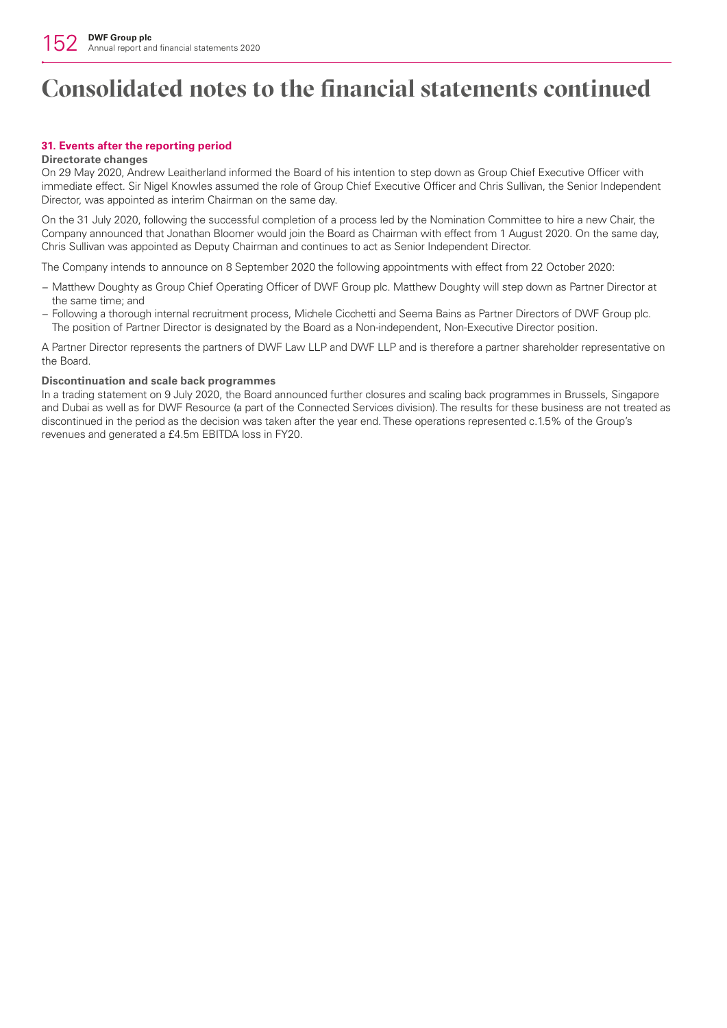# Consolidated notes to the financial statements continued

### 31. Events after the reporting period

**Directorate changes**

On 29 May 2020, Andrew Leaitherland informed the Board of his intention to step down as Group Chief Executive Officer with immediate effect. Sir Nigel Knowles assumed the role of Group Chief Executive Officer and Chris Sullivan, the Senior Independent Director, was appointed as interim Chairman on the same day.

On the 31 July 2020, following the successful completion of a process led by the Nomination Committee to hire a new Chair, the Company announced that Jonathan Bloomer would join the Board as Chairman with effect from 1 August 2020. On the same day, Chris Sullivan was appointed as Deputy Chairman and continues to act as Senior Independent Director.

The Company intends to announce on 8 September 2020 the following appointments with effect from 22 October 2020:

- Matthew Doughty as Group Chief Operating Officer of DWF Group plc. Matthew Doughty will step down as Partner Director at the same time; and
- Following a thorough internal recruitment process, Michele Cicchetti and Seema Bains as Partner Directors of DWF Group plc. The position of Partner Director is designated by the Board as a Non-independent, Non-Executive Director position.

A Partner Director represents the partners of DWF Law LLP and DWF LLP and is therefore a partner shareholder representative on the Board.

**Discontinuation and scale back programmes**

In a trading statement on 9 July 2020, the Board announced further closures and scaling back programmes in Brussels, Singapore and Dubai as well as for DWF Resource (a part of the Connected Services division). The results for these business are not treated as discontinued in the period as the decision was taken after the year end. These operations represented c.1.5% of the Group's revenues and generated a £4.5m EBITDA loss in FY20.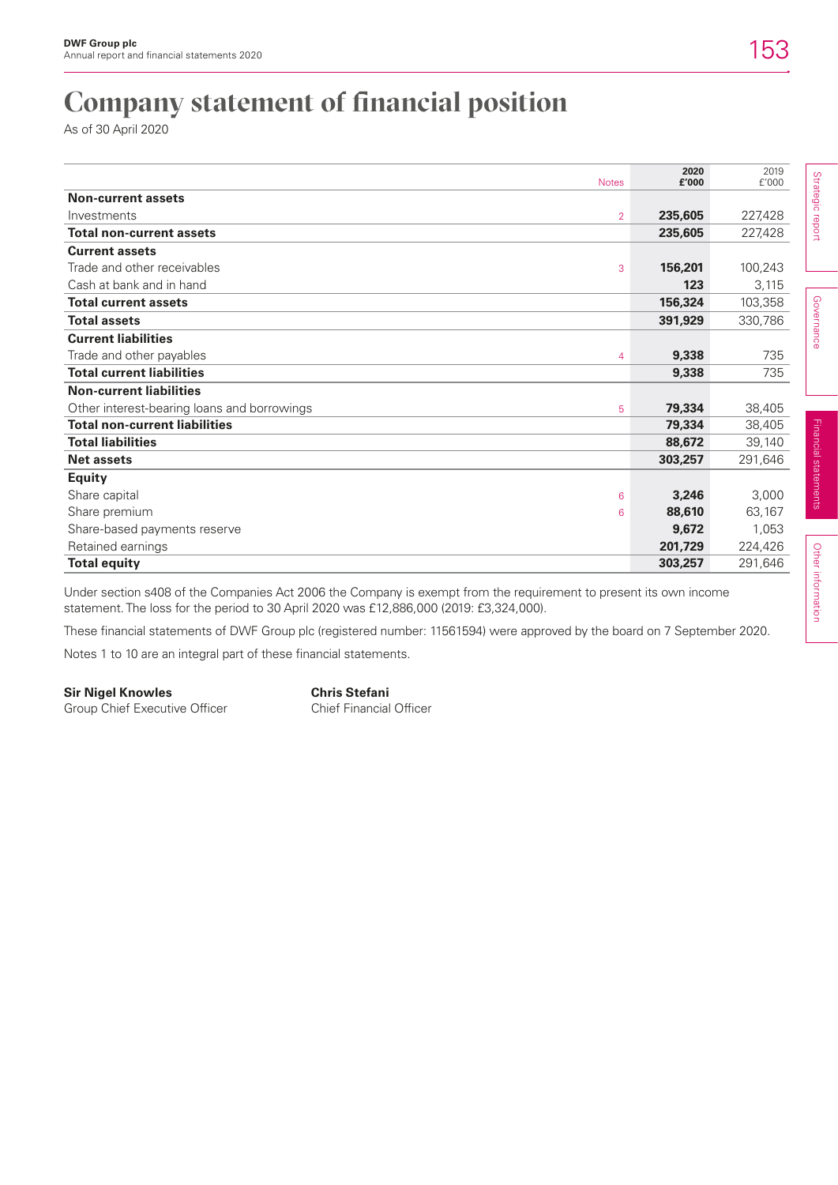# Company statement of financial position

As of 30 April 2020

| | Notes | 2020 £'000 | 2019 £'000 |
|---|---|---|---|
| **Non-current assets** | | | |
| Investments | 2 | **235,605** | 227,428 |
| **Total non-current assets** | | **235,605** | 227,428 |
| **Current assets** | | | |
| Trade and other receivables | 3 | **156,201** | 100,243 |
| Cash at bank and in hand | | **123** | 3,115 |
| **Total current assets** | | **156,324** | 103,358 |
| **Total assets** | | **391,929** | 330,786 |
| **Current liabilities** | | | |
| Trade and other payables | 4 | **9,338** | 735 |
| **Total current liabilities** | | **9,338** | 735 |
| **Non-current liabilities** | | | |
| Other interest-bearing loans and borrowings | 5 | **79,334** | 38,405 |
| **Total non-current liabilities** | | **79,334** | 38,405 |
| **Total liabilities** | | **88,672** | 39,140 |
| **Net assets** | | **303,257** | 291,646 |
| **Equity** | | | |
| Share capital | 6 | **3,246** | 3,000 |
| Share premium | 6 | **88,610** | 63,167 |
| Share-based payments reserve | | **9,672** | 1,053 |
| Retained earnings | | **201,729** | 224,426 |
| **Total equity** | | **303,257** | 291,646 |

Under section s408 of the Companies Act 2006 the Company is exempt from the requirement to present its own income statement. The loss for the period to 30 April 2020 was £12,886,000 (2019: £3,324,000).

These financial statements of DWF Group plc (registered number: 11561594) were approved by the board on 7 September 2020.

Notes 1 to 10 are an integral part of these financial statements.

**Sir Nigel Knowles**
Group Chief Executive Officer

**Chris Stefani**
Chief Financial Officer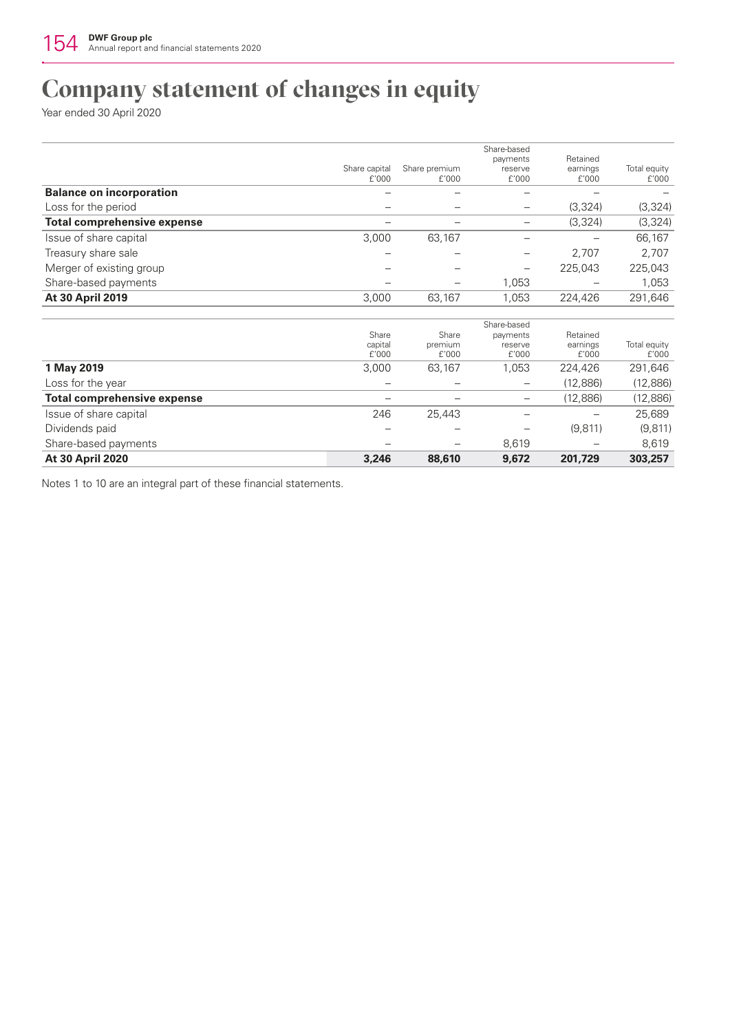# Company statement of changes in equity

Year ended 30 April 2020

| | Share capital £'000 | Share premium £'000 | Share-based payments reserve £'000 | Retained earnings £'000 | Total equity £'000 |
|---|---|---|---|---|---|
| **Balance on incorporation** | – | – | – | – | – |
| Loss for the period | – | – | – | (3,324) | (3,324) |
| **Total comprehensive expense** | – | – | – | (3,324) | (3,324) |
| Issue of share capital | 3,000 | 63,167 | – | – | 66,167 |
| Treasury share sale | – | – | – | 2,707 | 2,707 |
| Merger of existing group | – | – | – | 225,043 | 225,043 |
| Share-based payments | – | – | 1,053 | – | 1,053 |
| **At 30 April 2019** | 3,000 | 63,167 | 1,053 | 224,426 | 291,646 |

| | Share capital £'000 | Share premium £'000 | Share-based payments reserve £'000 | Retained earnings £'000 | Total equity £'000 |
|---|---|---|---|---|---|
| **1 May 2019** | 3,000 | 63,167 | 1,053 | 224,426 | 291,646 |
| Loss for the year | – | – | – | (12,886) | (12,886) |
| **Total comprehensive expense** | – | – | – | (12,886) | (12,886) |
| Issue of share capital | 246 | 25,443 | – | – | 25,689 |
| Dividends paid | – | – | – | (9,811) | (9,811) |
| Share-based payments | – | – | 8,619 | – | 8,619 |
| **At 30 April 2020** | **3,246** | **88,610** | **9,672** | **201,729** | **303,257** |

Notes 1 to 10 are an integral part of these financial statements.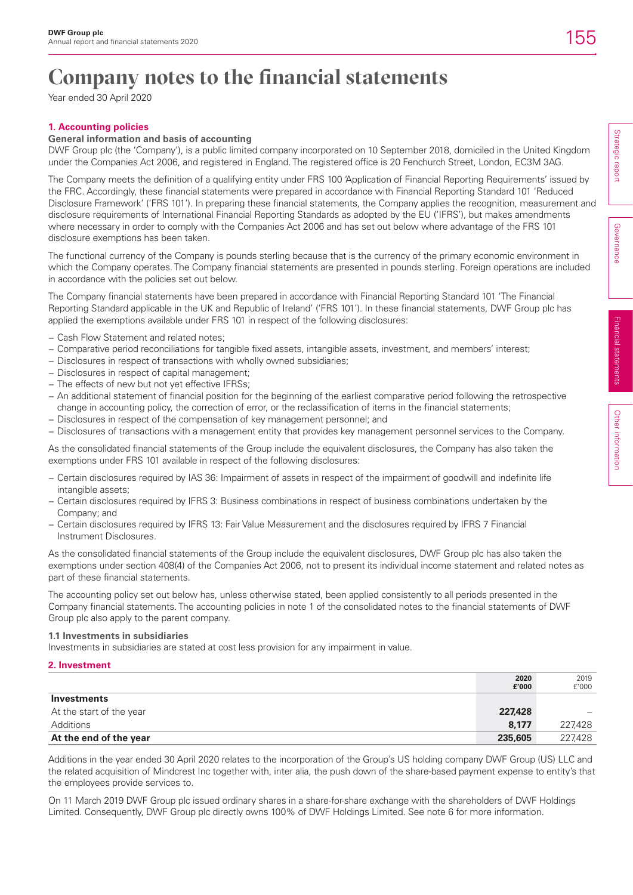# Company notes to the financial statements

Year ended 30 April 2020

## 1. Accounting policies

### General information and basis of accounting

DWF Group plc (the 'Company'), is a public limited company incorporated on 10 September 2018, domiciled in the United Kingdom under the Companies Act 2006, and registered in England. The registered office is 20 Fenchurch Street, London, EC3M 3AG.

The Company meets the definition of a qualifying entity under FRS 100 'Application of Financial Reporting Requirements' issued by the FRC. Accordingly, these financial statements were prepared in accordance with Financial Reporting Standard 101 'Reduced Disclosure Framework' ('FRS 101'). In preparing these financial statements, the Company applies the recognition, measurement and disclosure requirements of International Financial Reporting Standards as adopted by the EU ('IFRS'), but makes amendments where necessary in order to comply with the Companies Act 2006 and has set out below where advantage of the FRS 101 disclosure exemptions has been taken.

The functional currency of the Company is pounds sterling because that is the currency of the primary economic environment in which the Company operates. The Company financial statements are presented in pounds sterling. Foreign operations are included in accordance with the policies set out below.

The Company financial statements have been prepared in accordance with Financial Reporting Standard 101 'The Financial Reporting Standard applicable in the UK and Republic of Ireland' ('FRS 101'). In these financial statements, DWF Group plc has applied the exemptions available under FRS 101 in respect of the following disclosures:

- Cash Flow Statement and related notes;
- Comparative period reconciliations for tangible fixed assets, intangible assets, investment, and members' interest;
- Disclosures in respect of transactions with wholly owned subsidiaries;
- Disclosures in respect of capital management;
- The effects of new but not yet effective IFRSs;
- An additional statement of financial position for the beginning of the earliest comparative period following the retrospective change in accounting policy, the correction of error, or the reclassification of items in the financial statements;
- Disclosures in respect of the compensation of key management personnel; and
- Disclosures of transactions with a management entity that provides key management personnel services to the Company.

As the consolidated financial statements of the Group include the equivalent disclosures, the Company has also taken the exemptions under FRS 101 available in respect of the following disclosures:

- Certain disclosures required by IAS 36: Impairment of assets in respect of the impairment of goodwill and indefinite life intangible assets;
- Certain disclosures required by IFRS 3: Business combinations in respect of business combinations undertaken by the Company; and
- Certain disclosures required by IFRS 13: Fair Value Measurement and the disclosures required by IFRS 7 Financial Instrument Disclosures.

As the consolidated financial statements of the Group include the equivalent disclosures, DWF Group plc has also taken the exemptions under section 408(4) of the Companies Act 2006, not to present its individual income statement and related notes as part of these financial statements.

The accounting policy set out below has, unless otherwise stated, been applied consistently to all periods presented in the Company financial statements. The accounting policies in note 1 of the consolidated notes to the financial statements of DWF Group plc also apply to the parent company.

### 1.1 Investments in subsidiaries

Investments in subsidiaries are stated at cost less provision for any impairment in value.

## 2. Investment

| | **2020 £'000** | 2019 £'000 |
|---|---|---|
| **Investments** | | |
| At the start of the year | **227,428** | – |
| Additions | **8,177** | 227,428 |
| **At the end of the year** | **235,605** | 227,428 |

Additions in the year ended 30 April 2020 relates to the incorporation of the Group's US holding company DWF Group (US) LLC and the related acquisition of Mindcrest Inc together with, inter alia, the push down of the share-based payment expense to entity's that the employees provide services to.

On 11 March 2019 DWF Group plc issued ordinary shares in a share-for-share exchange with the shareholders of DWF Holdings Limited. Consequently, DWF Group plc directly owns 100% of DWF Holdings Limited. See note 6 for more information.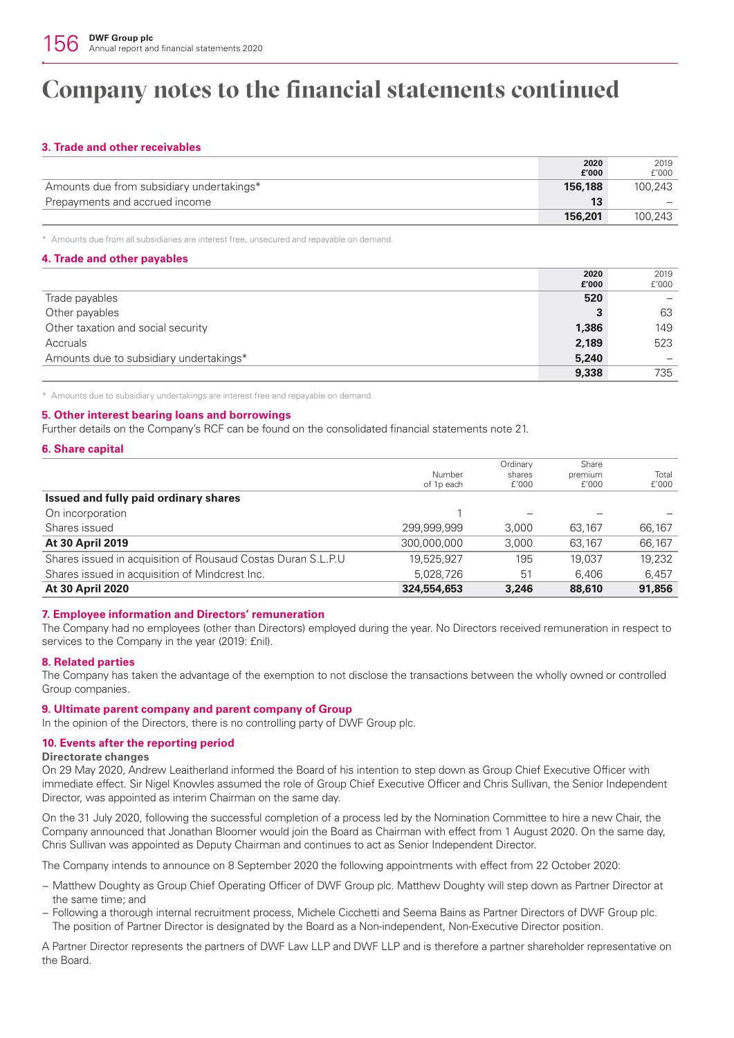# Company notes to the financial statements continued

## 3. Trade and other receivables

| | 2020 £'000 | 2019 £'000 |
|---|---|---|
| Amounts due from subsidiary undertakings* | **156,188** | 100,243 |
| Prepayments and accrued income | **13** | – |
| | **156,201** | 100,243 |

\* Amounts due from all subsidiaries are interest free, unsecured and repayable on demand.

## 4. Trade and other payables

| | 2020 £'000 | 2019 £'000 |
|---|---|---|
| Trade payables | **520** | – |
| Other payables | **3** | 63 |
| Other taxation and social security | **1,386** | 149 |
| Accruals | **2,189** | 523 |
| Amounts due to subsidiary undertakings* | **5,240** | – |
| | **9,338** | 735 |

\* Amounts due to subsidiary undertakings are interest free and repayable on demand.

## 5. Other interest bearing loans and borrowings

Further details on the Company's RCF can be found on the consolidated financial statements note 21.

## 6. Share capital

| | Number of 1p each | Ordinary shares £'000 | Share premium £'000 | Total £'000 |
|---|---|---|---|---|
| **Issued and fully paid ordinary shares** | | | | |
| On incorporation | 1 | – | – | – |
| Shares issued | 299,999,999 | 3,000 | 63,167 | 66,167 |
| **At 30 April 2019** | 300,000,000 | 3,000 | 63,167 | 66,167 |
| Shares issued in acquisition of Rousaud Costas Duran S.L.P.U | 19,525,927 | 195 | 19,037 | 19,232 |
| Shares issued in acquisition of Mindcrest Inc. | 5,028,726 | 51 | 6,406 | 6,457 |
| **At 30 April 2020** | **324,554,653** | **3,246** | **88,610** | **91,856** |

## 7. Employee information and Directors' remuneration

The Company had no employees (other than Directors) employed during the year. No Directors received remuneration in respect to services to the Company in the year (2019: £nil).

## 8. Related parties

The Company has taken the advantage of the exemption to not disclose the transactions between the wholly owned or controlled Group companies.

## 9. Ultimate parent company and parent company of Group

In the opinion of the Directors, there is no controlling party of DWF Group plc.

## 10. Events after the reporting period

**Directorate changes**

On 29 May 2020, Andrew Leaitherland informed the Board of his intention to step down as Group Chief Executive Officer with immediate effect. Sir Nigel Knowles assumed the role of Group Chief Executive Officer and Chris Sullivan, the Senior Independent Director, was appointed as interim Chairman on the same day.

On the 31 July 2020, following the successful completion of a process led by the Nomination Committee to hire a new Chair, the Company announced that Jonathan Bloomer would join the Board as Chairman with effect from 1 August 2020. On the same day, Chris Sullivan was appointed as Deputy Chairman and continues to act as Senior Independent Director.

The Company intends to announce on 8 September 2020 the following appointments with effect from 22 October 2020:

- Matthew Doughty as Group Chief Operating Officer of DWF Group plc. Matthew Doughty will step down as Partner Director at the same time; and
- Following a thorough internal recruitment process, Michele Cicchetti and Seema Bains as Partner Directors of DWF Group plc. The position of Partner Director is designated by the Board as a Non-independent, Non-Executive Director position.

A Partner Director represents the partners of DWF Law LLP and DWF LLP and is therefore a partner shareholder representative on the Board.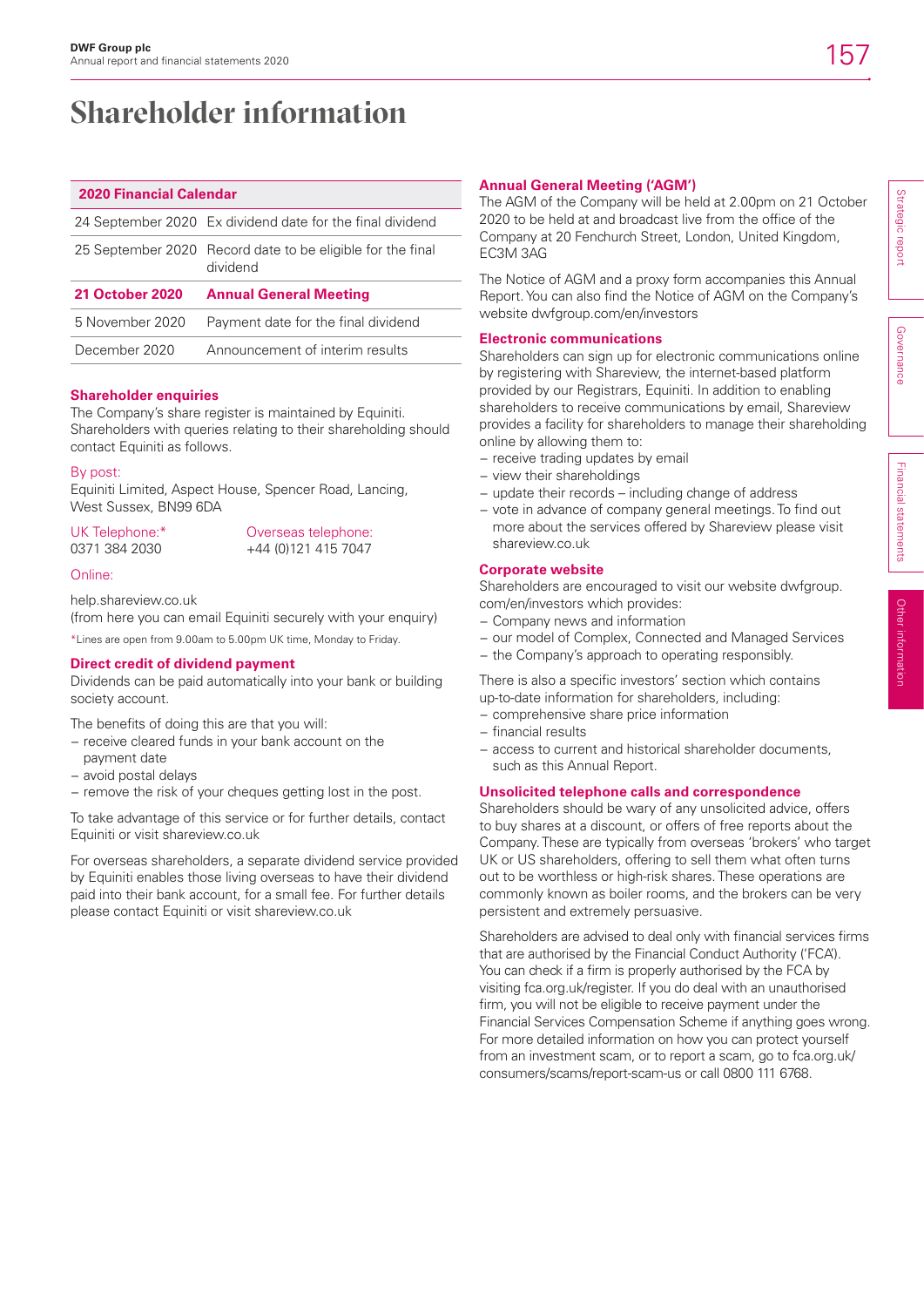# Shareholder information

| 2020 Financial Calendar | |
|---|---|
| 24 September 2020 | Ex dividend date for the final dividend |
| 25 September 2020 | Record date to be eligible for the final dividend |
| **21 October 2020** | **Annual General Meeting** |
| 5 November 2020 | Payment date for the final dividend |
| December 2020 | Announcement of interim results |

### Shareholder enquiries

The Company's share register is maintained by Equiniti. Shareholders with queries relating to their shareholding should contact Equiniti as follows.

By post:

Equiniti Limited, Aspect House, Spencer Road, Lancing, West Sussex, BN99 6DA

UK Telephone:*
0371 384 2030

Overseas telephone:
+44 (0)121 415 7047

Online:

help.shareview.co.uk
(from here you can email Equiniti securely with your enquiry)

*Lines are open from 9.00am to 5.00pm UK time, Monday to Friday.

### Direct credit of dividend payment

Dividends can be paid automatically into your bank or building society account.

The benefits of doing this are that you will:

- receive cleared funds in your bank account on the payment date
- avoid postal delays
- remove the risk of your cheques getting lost in the post.

To take advantage of this service or for further details, contact Equiniti or visit shareview.co.uk

For overseas shareholders, a separate dividend service provided by Equiniti enables those living overseas to have their dividend paid into their bank account, for a small fee. For further details please contact Equiniti or visit shareview.co.uk

### Annual General Meeting ('AGM')

The AGM of the Company will be held at 2.00pm on 21 October 2020 to be held at and broadcast live from the office of the Company at 20 Fenchurch Street, London, United Kingdom, EC3M 3AG

The Notice of AGM and a proxy form accompanies this Annual Report. You can also find the Notice of AGM on the Company's website dwfgroup.com/en/investors

### Electronic communications

Shareholders can sign up for electronic communications online by registering with Shareview, the internet-based platform provided by our Registrars, Equiniti. In addition to enabling shareholders to receive communications by email, Shareview provides a facility for shareholders to manage their shareholding online by allowing them to:

- receive trading updates by email
- view their shareholdings
- update their records – including change of address
- vote in advance of company general meetings. To find out more about the services offered by Shareview please visit shareview.co.uk

### Corporate website

Shareholders are encouraged to visit our website dwfgroup.com/en/investors which provides:

- Company news and information
- our model of Complex, Connected and Managed Services
- the Company's approach to operating responsibly.

There is also a specific investors' section which contains up-to-date information for shareholders, including:

- comprehensive share price information
- financial results
- access to current and historical shareholder documents, such as this Annual Report.

### Unsolicited telephone calls and correspondence

Shareholders should be wary of any unsolicited advice, offers to buy shares at a discount, or offers of free reports about the Company. These are typically from overseas 'brokers' who target UK or US shareholders, offering to sell them what often turns out to be worthless or high-risk shares. These operations are commonly known as boiler rooms, and the brokers can be very persistent and extremely persuasive.

Shareholders are advised to deal only with financial services firms that are authorised by the Financial Conduct Authority ('FCA'). You can check if a firm is properly authorised by the FCA by visiting fca.org.uk/register. If you do deal with an unauthorised firm, you will not be eligible to receive payment under the Financial Services Compensation Scheme if anything goes wrong. For more detailed information on how you can protect yourself from an investment scam, or to report a scam, go to fca.org.uk/consumers/scams/report-scam-us or call 0800 111 6768.